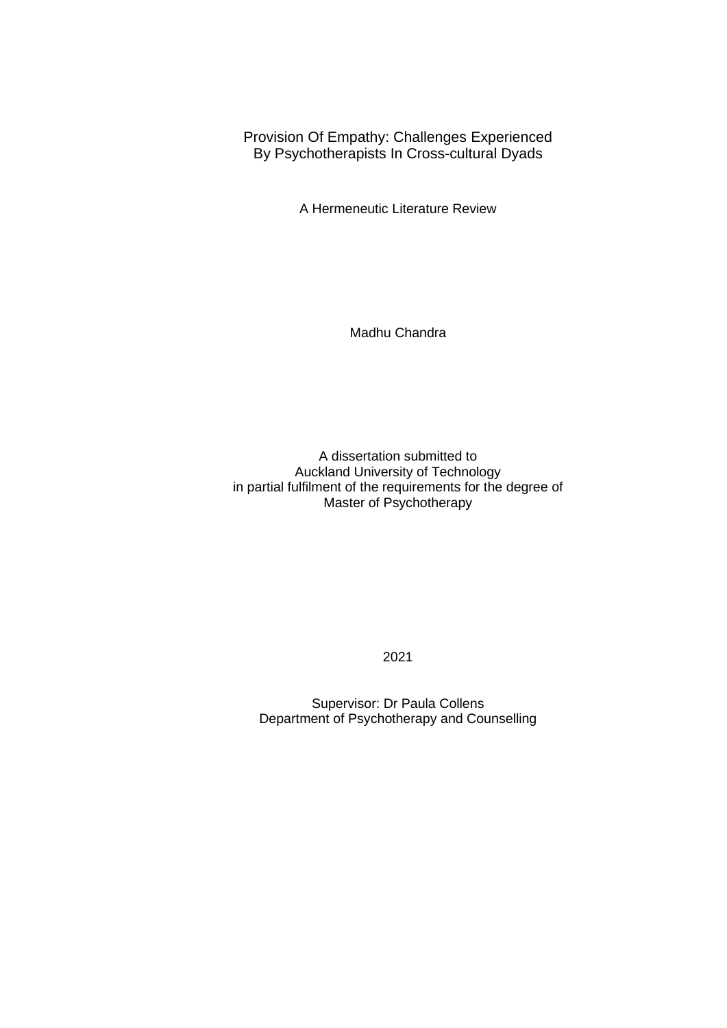# Provision Of Empathy: Challenges Experienced By Psychotherapists In Cross-cultural Dyads

A Hermeneutic Literature Review

Madhu Chandra

A dissertation submitted to
Auckland University of Technology
in partial fulfilment of the requirements for the degree of
Master of Psychotherapy

2021

Supervisor: Dr Paula Collens
Department of Psychotherapy and Counselling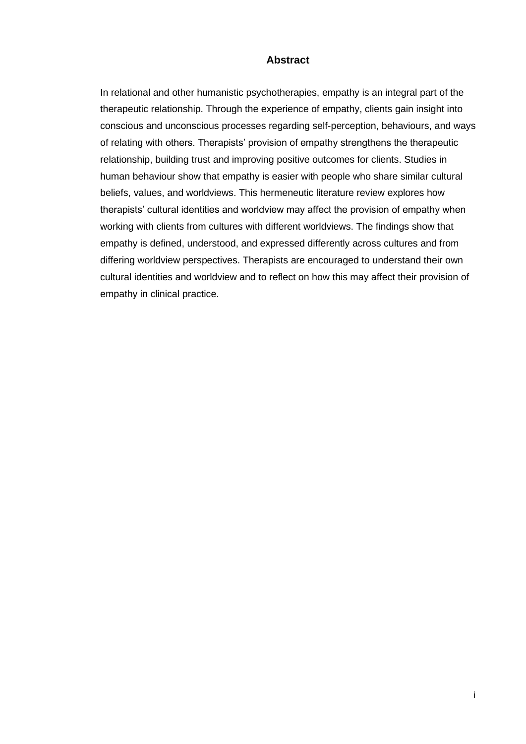## Abstract

In relational and other humanistic psychotherapies, empathy is an integral part of the therapeutic relationship. Through the experience of empathy, clients gain insight into conscious and unconscious processes regarding self-perception, behaviours, and ways of relating with others. Therapists' provision of empathy strengthens the therapeutic relationship, building trust and improving positive outcomes for clients. Studies in human behaviour show that empathy is easier with people who share similar cultural beliefs, values, and worldviews. This hermeneutic literature review explores how therapists' cultural identities and worldview may affect the provision of empathy when working with clients from cultures with different worldviews. The findings show that empathy is defined, understood, and expressed differently across cultures and from differing worldview perspectives. Therapists are encouraged to understand their own cultural identities and worldview and to reflect on how this may affect their provision of empathy in clinical practice.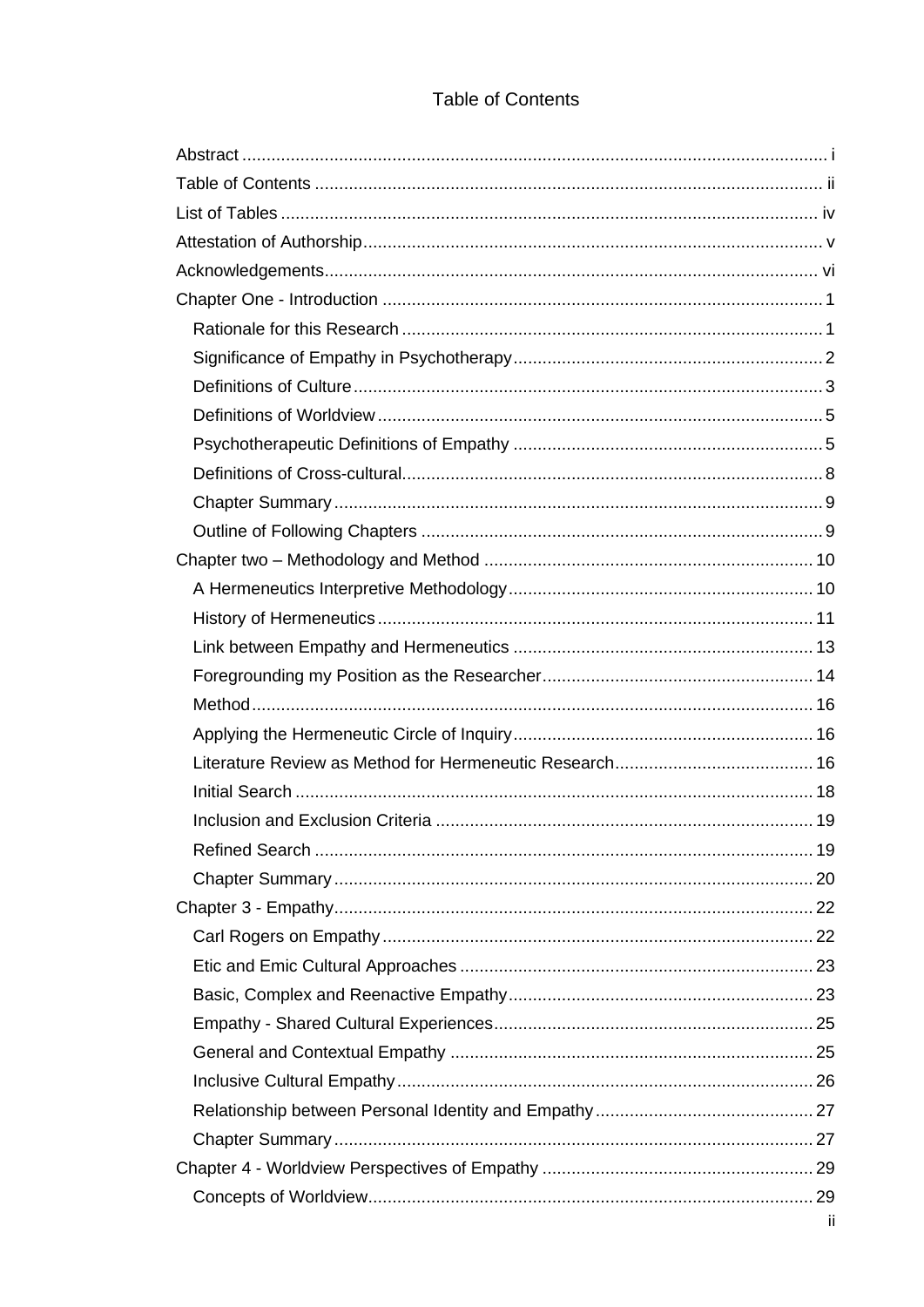# Table of Contents

Abstract ........................................................................................................................ i
Table of Contents ........................................................................................................ ii
List of Tables .............................................................................................................. iv
Attestation of Authorship............................................................................................. v
Acknowledgements..................................................................................................... vi
Chapter One - Introduction .......................................................................................... 1
  Rationale for this Research ...................................................................................... 1
  Significance of Empathy in Psychotherapy............................................................... 2
  Definitions of Culture ................................................................................................ 3
  Definitions of Worldview ........................................................................................... 5
  Psychotherapeutic Definitions of Empathy ............................................................... 5
  Definitions of Cross-cultural...................................................................................... 8
  Chapter Summary .................................................................................................... 9
  Outline of Following Chapters ................................................................................... 9
Chapter two – Methodology and Method .................................................................... 10
  A Hermeneutics Interpretive Methodology............................................................... 10
  History of Hermeneutics .......................................................................................... 11
  Link between Empathy and Hermeneutics .............................................................. 13
  Foregrounding my Position as the Researcher........................................................ 14
  Method.................................................................................................................... 16
  Applying the Hermeneutic Circle of Inquiry.............................................................. 16
  Literature Review as Method for Hermeneutic Research......................................... 16
  Initial Search ........................................................................................................... 18
  Inclusion and Exclusion Criteria .............................................................................. 19
  Refined Search ....................................................................................................... 19
  Chapter Summary ................................................................................................... 20
Chapter 3 - Empathy................................................................................................... 22
  Carl Rogers on Empathy ......................................................................................... 22
  Etic and Emic Cultural Approaches ......................................................................... 23
  Basic, Complex and Reenactive Empathy............................................................... 23
  Empathy - Shared Cultural Experiences.................................................................. 25
  General and Contextual Empathy ........................................................................... 25
  Inclusive Cultural Empathy...................................................................................... 26
  Relationship between Personal Identity and Empathy............................................. 27
  Chapter Summary ................................................................................................... 27
Chapter 4 - Worldview Perspectives of Empathy ........................................................ 29
  Concepts of Worldview............................................................................................ 29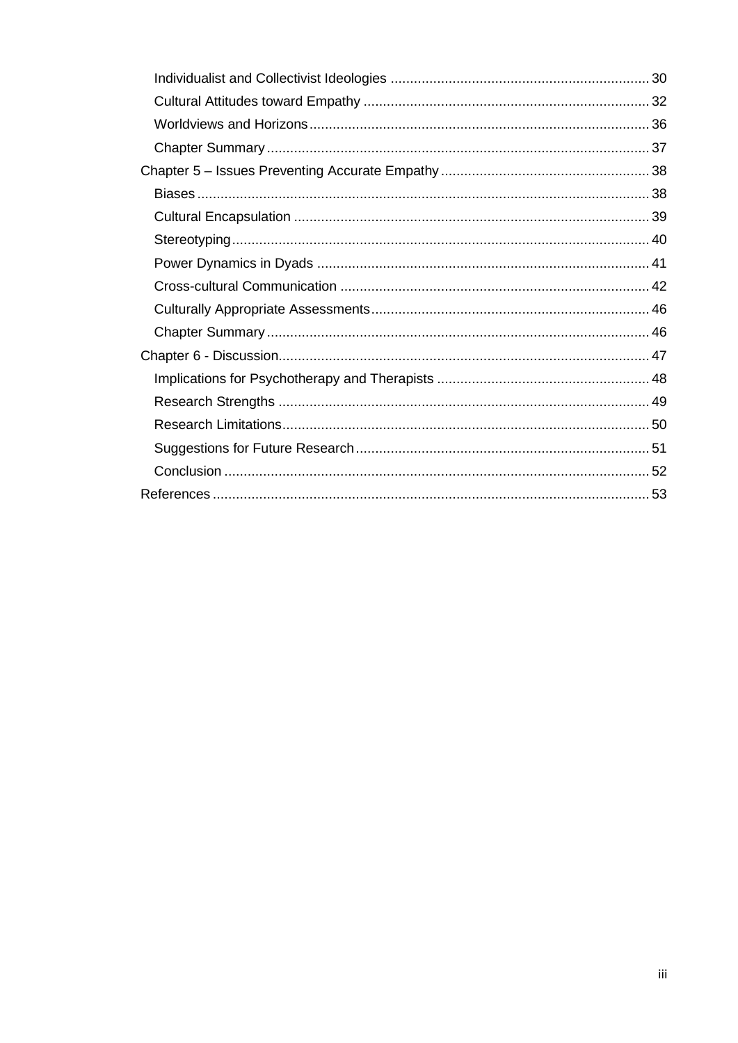- Individualist and Collectivist Ideologies .................................................................. 30
- Cultural Attitudes toward Empathy .......................................................................... 32
- Worldviews and Horizons ........................................................................................ 36
- Chapter Summary .................................................................................................... 37

Chapter 5 – Issues Preventing Accurate Empathy ...................................................... 38

- Biases ..................................................................................................................... 38
- Cultural Encapsulation ............................................................................................ 39
- Stereotyping ............................................................................................................ 40
- Power Dynamics in Dyads ...................................................................................... 41
- Cross-cultural Communication ................................................................................ 42
- Culturally Appropriate Assessments ........................................................................ 46
- Chapter Summary .................................................................................................... 46

Chapter 6 - Discussion ................................................................................................ 47

- Implications for Psychotherapy and Therapists ....................................................... 48
- Research Strengths ................................................................................................. 49
- Research Limitations ............................................................................................... 50
- Suggestions for Future Research ............................................................................ 51
- Conclusion .............................................................................................................. 52

References ................................................................................................................. 53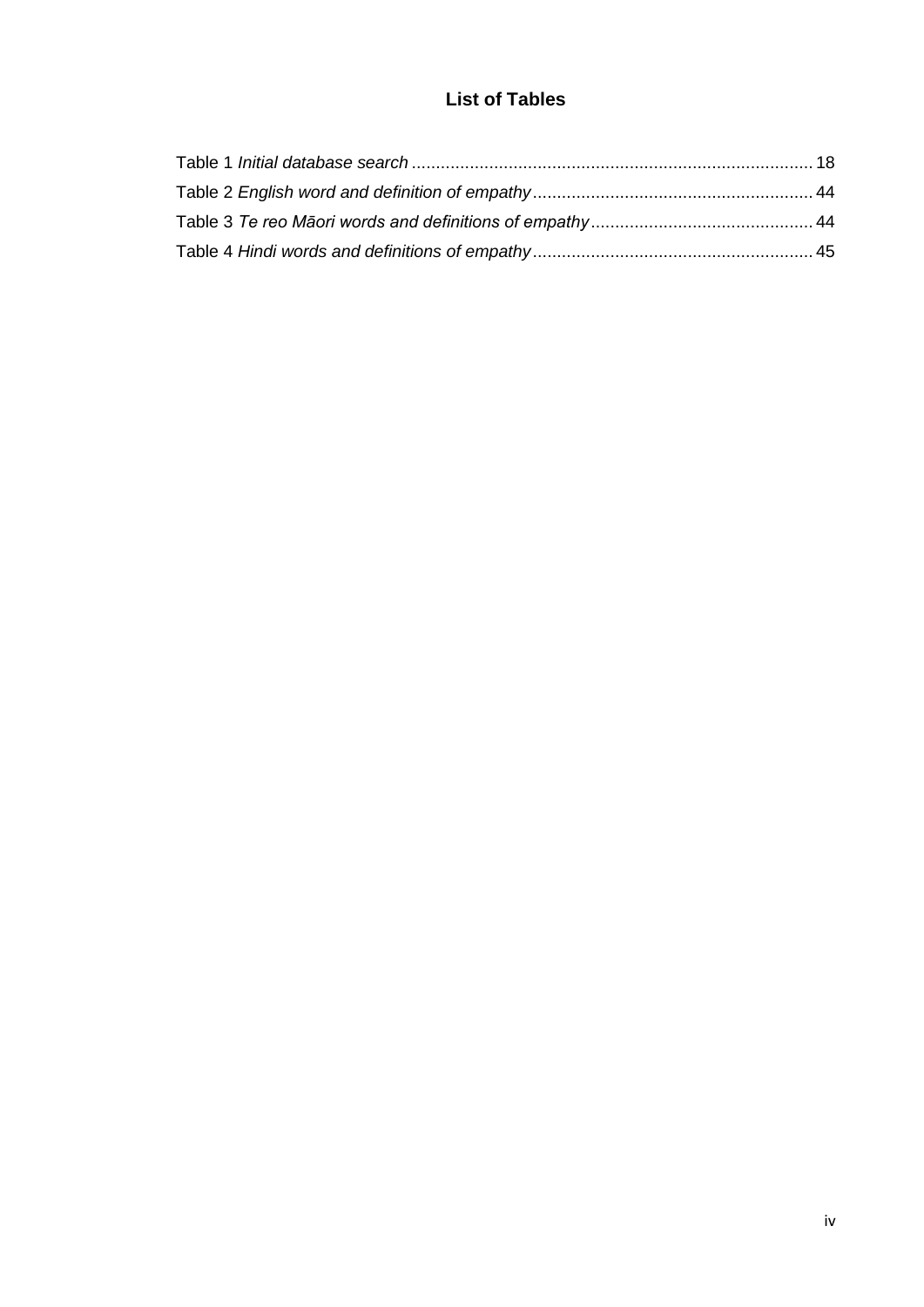# List of Tables

Table 1 *Initial database search* .................................................................................. 18

Table 2 *English word and definition of empathy* ......................................................... 44

Table 3 *Te reo Māori words and definitions of empathy* ............................................. 44

Table 4 *Hindi words and definitions of empathy* ......................................................... 45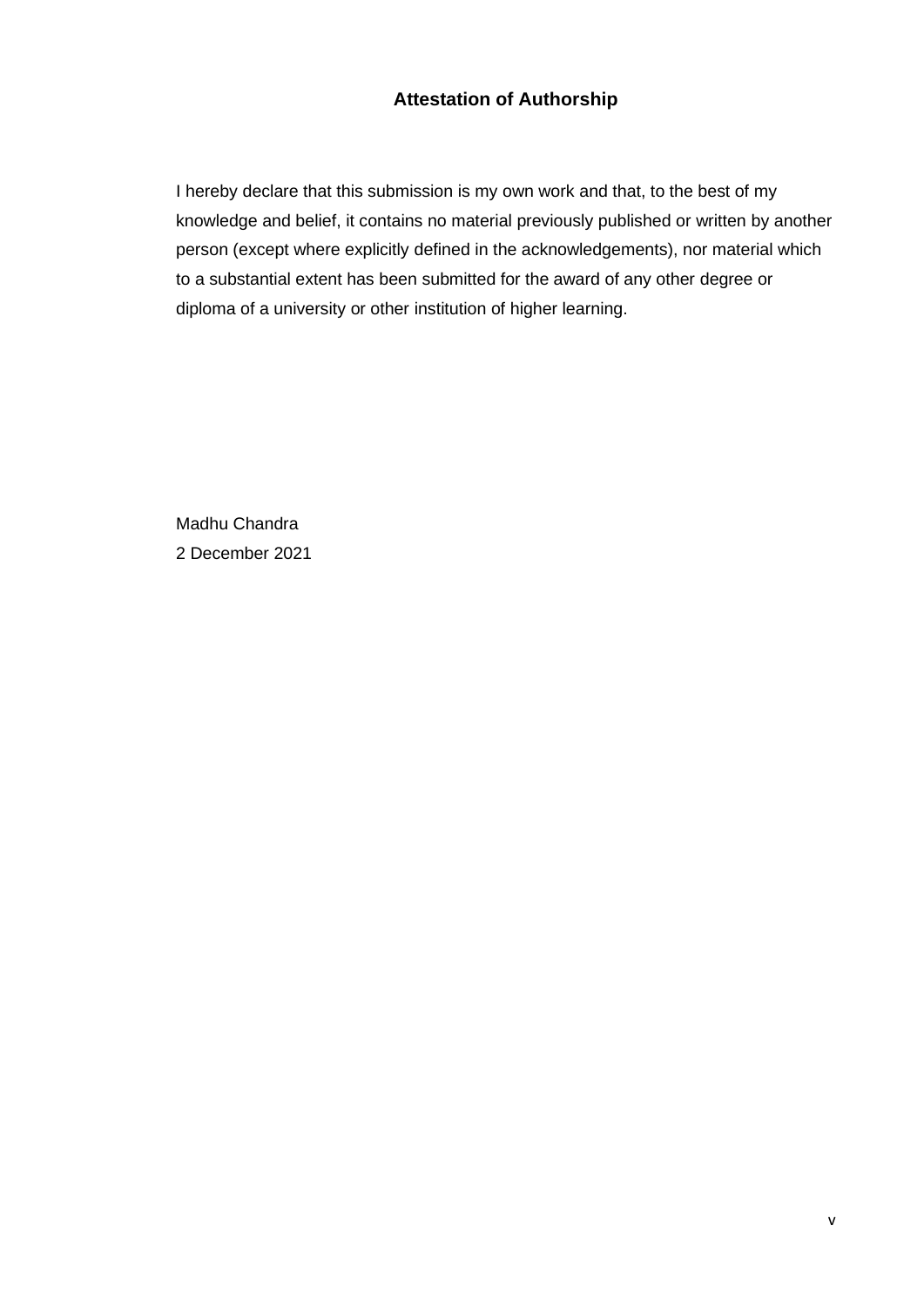## Attestation of Authorship

I hereby declare that this submission is my own work and that, to the best of my knowledge and belief, it contains no material previously published or written by another person (except where explicitly defined in the acknowledgements), nor material which to a substantial extent has been submitted for the award of any other degree or diploma of a university or other institution of higher learning.

Madhu Chandra

2 December 2021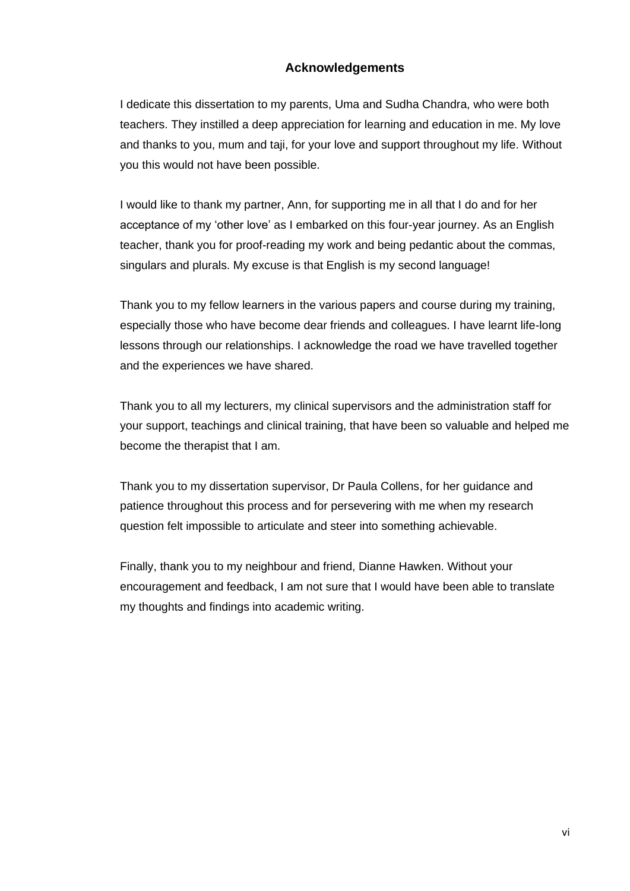# Acknowledgements

I dedicate this dissertation to my parents, Uma and Sudha Chandra, who were both teachers. They instilled a deep appreciation for learning and education in me. My love and thanks to you, mum and taji, for your love and support throughout my life. Without you this would not have been possible.

I would like to thank my partner, Ann, for supporting me in all that I do and for her acceptance of my 'other love' as I embarked on this four-year journey. As an English teacher, thank you for proof-reading my work and being pedantic about the commas, singulars and plurals. My excuse is that English is my second language!

Thank you to my fellow learners in the various papers and course during my training, especially those who have become dear friends and colleagues. I have learnt life-long lessons through our relationships. I acknowledge the road we have travelled together and the experiences we have shared.

Thank you to all my lecturers, my clinical supervisors and the administration staff for your support, teachings and clinical training, that have been so valuable and helped me become the therapist that I am.

Thank you to my dissertation supervisor, Dr Paula Collens, for her guidance and patience throughout this process and for persevering with me when my research question felt impossible to articulate and steer into something achievable.

Finally, thank you to my neighbour and friend, Dianne Hawken. Without your encouragement and feedback, I am not sure that I would have been able to translate my thoughts and findings into academic writing.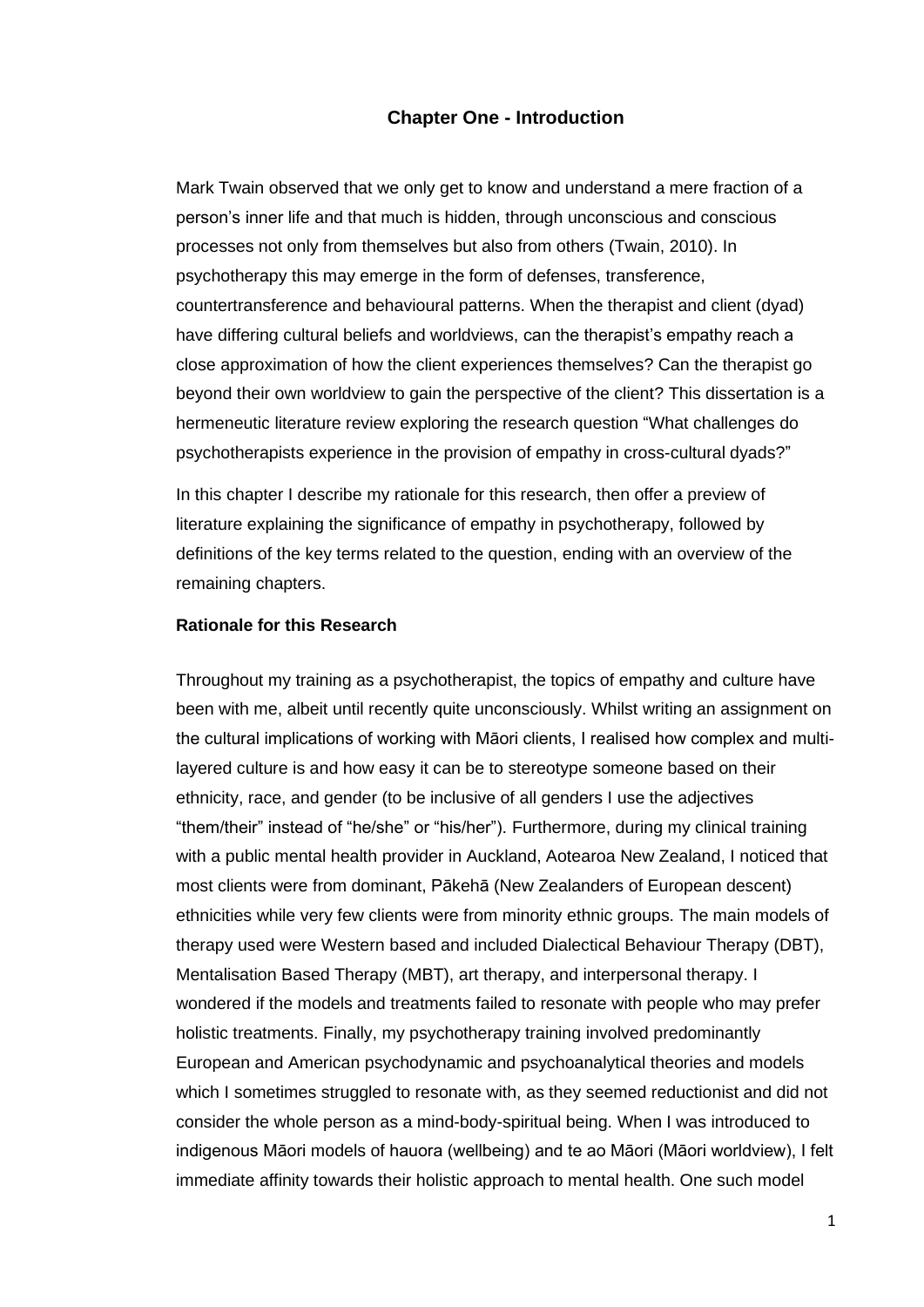# Chapter One - Introduction

Mark Twain observed that we only get to know and understand a mere fraction of a person's inner life and that much is hidden, through unconscious and conscious processes not only from themselves but also from others (Twain, 2010). In psychotherapy this may emerge in the form of defenses, transference, countertransference and behavioural patterns. When the therapist and client (dyad) have differing cultural beliefs and worldviews, can the therapist's empathy reach a close approximation of how the client experiences themselves? Can the therapist go beyond their own worldview to gain the perspective of the client? This dissertation is a hermeneutic literature review exploring the research question "What challenges do psychotherapists experience in the provision of empathy in cross-cultural dyads?"

In this chapter I describe my rationale for this research, then offer a preview of literature explaining the significance of empathy in psychotherapy, followed by definitions of the key terms related to the question, ending with an overview of the remaining chapters.

## Rationale for this Research

Throughout my training as a psychotherapist, the topics of empathy and culture have been with me, albeit until recently quite unconsciously. Whilst writing an assignment on the cultural implications of working with Māori clients, I realised how complex and multi-layered culture is and how easy it can be to stereotype someone based on their ethnicity, race, and gender (to be inclusive of all genders I use the adjectives "them/their" instead of "he/she" or "his/her"). Furthermore, during my clinical training with a public mental health provider in Auckland, Aotearoa New Zealand, I noticed that most clients were from dominant, Pākehā (New Zealanders of European descent) ethnicities while very few clients were from minority ethnic groups. The main models of therapy used were Western based and included Dialectical Behaviour Therapy (DBT), Mentalisation Based Therapy (MBT), art therapy, and interpersonal therapy. I wondered if the models and treatments failed to resonate with people who may prefer holistic treatments. Finally, my psychotherapy training involved predominantly European and American psychodynamic and psychoanalytical theories and models which I sometimes struggled to resonate with, as they seemed reductionist and did not consider the whole person as a mind-body-spiritual being. When I was introduced to indigenous Māori models of hauora (wellbeing) and te ao Māori (Māori worldview), I felt immediate affinity towards their holistic approach to mental health. One such model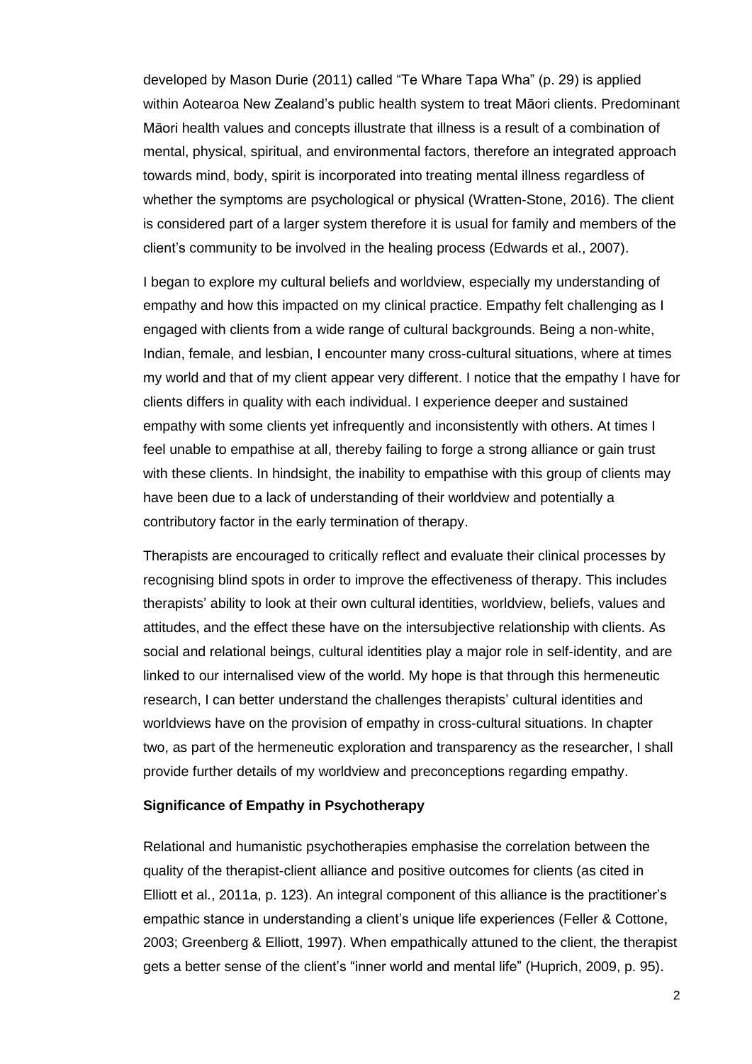developed by Mason Durie (2011) called "Te Whare Tapa Wha" (p. 29) is applied within Aotearoa New Zealand's public health system to treat Māori clients. Predominant Māori health values and concepts illustrate that illness is a result of a combination of mental, physical, spiritual, and environmental factors, therefore an integrated approach towards mind, body, spirit is incorporated into treating mental illness regardless of whether the symptoms are psychological or physical (Wratten-Stone, 2016). The client is considered part of a larger system therefore it is usual for family and members of the client's community to be involved in the healing process (Edwards et al., 2007).

I began to explore my cultural beliefs and worldview, especially my understanding of empathy and how this impacted on my clinical practice. Empathy felt challenging as I engaged with clients from a wide range of cultural backgrounds. Being a non-white, Indian, female, and lesbian, I encounter many cross-cultural situations, where at times my world and that of my client appear very different. I notice that the empathy I have for clients differs in quality with each individual. I experience deeper and sustained empathy with some clients yet infrequently and inconsistently with others. At times I feel unable to empathise at all, thereby failing to forge a strong alliance or gain trust with these clients. In hindsight, the inability to empathise with this group of clients may have been due to a lack of understanding of their worldview and potentially a contributory factor in the early termination of therapy.

Therapists are encouraged to critically reflect and evaluate their clinical processes by recognising blind spots in order to improve the effectiveness of therapy. This includes therapists' ability to look at their own cultural identities, worldview, beliefs, values and attitudes, and the effect these have on the intersubjective relationship with clients. As social and relational beings, cultural identities play a major role in self-identity, and are linked to our internalised view of the world. My hope is that through this hermeneutic research, I can better understand the challenges therapists' cultural identities and worldviews have on the provision of empathy in cross-cultural situations. In chapter two, as part of the hermeneutic exploration and transparency as the researcher, I shall provide further details of my worldview and preconceptions regarding empathy.

**Significance of Empathy in Psychotherapy**

Relational and humanistic psychotherapies emphasise the correlation between the quality of the therapist-client alliance and positive outcomes for clients (as cited in Elliott et al., 2011a, p. 123). An integral component of this alliance is the practitioner's empathic stance in understanding a client's unique life experiences (Feller & Cottone, 2003; Greenberg & Elliott, 1997). When empathically attuned to the client, the therapist gets a better sense of the client's "inner world and mental life" (Huprich, 2009, p. 95).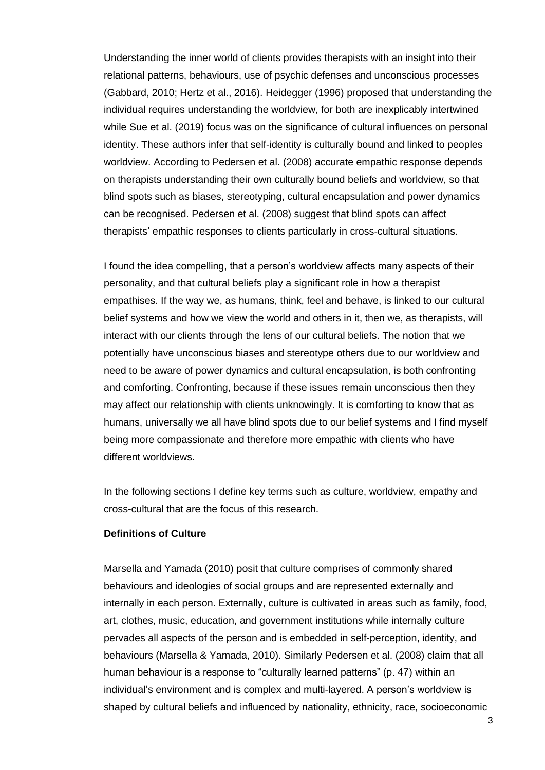Understanding the inner world of clients provides therapists with an insight into their relational patterns, behaviours, use of psychic defenses and unconscious processes (Gabbard, 2010; Hertz et al., 2016). Heidegger (1996) proposed that understanding the individual requires understanding the worldview, for both are inexplicably intertwined while Sue et al. (2019) focus was on the significance of cultural influences on personal identity. These authors infer that self-identity is culturally bound and linked to peoples worldview. According to Pedersen et al. (2008) accurate empathic response depends on therapists understanding their own culturally bound beliefs and worldview, so that blind spots such as biases, stereotyping, cultural encapsulation and power dynamics can be recognised. Pedersen et al. (2008) suggest that blind spots can affect therapists' empathic responses to clients particularly in cross-cultural situations.

I found the idea compelling, that a person's worldview affects many aspects of their personality, and that cultural beliefs play a significant role in how a therapist empathises. If the way we, as humans, think, feel and behave, is linked to our cultural belief systems and how we view the world and others in it, then we, as therapists, will interact with our clients through the lens of our cultural beliefs. The notion that we potentially have unconscious biases and stereotype others due to our worldview and need to be aware of power dynamics and cultural encapsulation, is both confronting and comforting. Confronting, because if these issues remain unconscious then they may affect our relationship with clients unknowingly. It is comforting to know that as humans, universally we all have blind spots due to our belief systems and I find myself being more compassionate and therefore more empathic with clients who have different worldviews.

In the following sections I define key terms such as culture, worldview, empathy and cross-cultural that are the focus of this research.

**Definitions of Culture**

Marsella and Yamada (2010) posit that culture comprises of commonly shared behaviours and ideologies of social groups and are represented externally and internally in each person. Externally, culture is cultivated in areas such as family, food, art, clothes, music, education, and government institutions while internally culture pervades all aspects of the person and is embedded in self-perception, identity, and behaviours (Marsella & Yamada, 2010). Similarly Pedersen et al. (2008) claim that all human behaviour is a response to "culturally learned patterns" (p. 47) within an individual's environment and is complex and multi-layered. A person's worldview is shaped by cultural beliefs and influenced by nationality, ethnicity, race, socioeconomic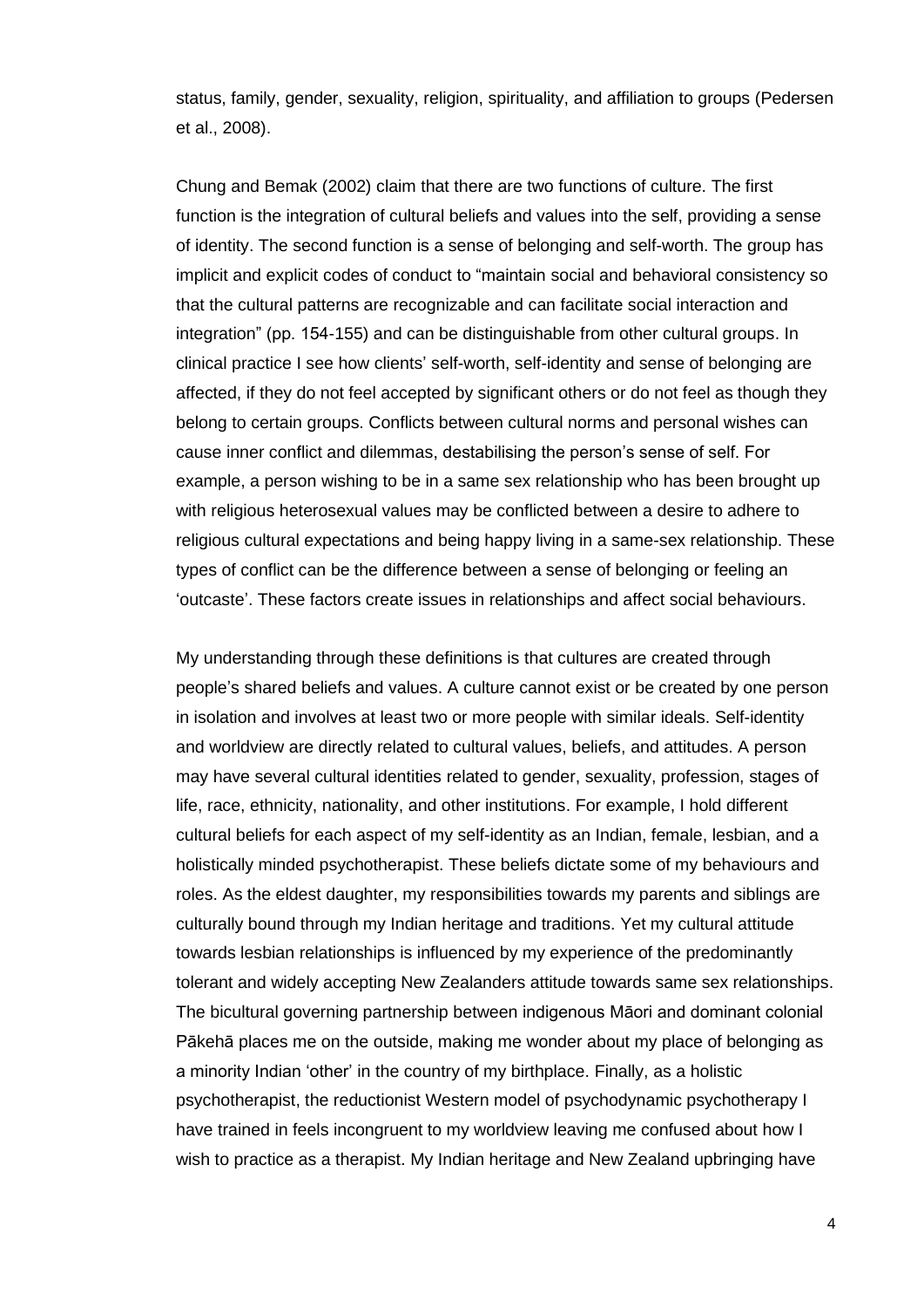status, family, gender, sexuality, religion, spirituality, and affiliation to groups (Pedersen et al., 2008).

Chung and Bemak (2002) claim that there are two functions of culture. The first function is the integration of cultural beliefs and values into the self, providing a sense of identity. The second function is a sense of belonging and self-worth. The group has implicit and explicit codes of conduct to "maintain social and behavioral consistency so that the cultural patterns are recognizable and can facilitate social interaction and integration" (pp. 154-155) and can be distinguishable from other cultural groups. In clinical practice I see how clients' self-worth, self-identity and sense of belonging are affected, if they do not feel accepted by significant others or do not feel as though they belong to certain groups. Conflicts between cultural norms and personal wishes can cause inner conflict and dilemmas, destabilising the person's sense of self. For example, a person wishing to be in a same sex relationship who has been brought up with religious heterosexual values may be conflicted between a desire to adhere to religious cultural expectations and being happy living in a same-sex relationship. These types of conflict can be the difference between a sense of belonging or feeling an 'outcaste'. These factors create issues in relationships and affect social behaviours.

My understanding through these definitions is that cultures are created through people's shared beliefs and values. A culture cannot exist or be created by one person in isolation and involves at least two or more people with similar ideals. Self-identity and worldview are directly related to cultural values, beliefs, and attitudes. A person may have several cultural identities related to gender, sexuality, profession, stages of life, race, ethnicity, nationality, and other institutions. For example, I hold different cultural beliefs for each aspect of my self-identity as an Indian, female, lesbian, and a holistically minded psychotherapist. These beliefs dictate some of my behaviours and roles. As the eldest daughter, my responsibilities towards my parents and siblings are culturally bound through my Indian heritage and traditions. Yet my cultural attitude towards lesbian relationships is influenced by my experience of the predominantly tolerant and widely accepting New Zealanders attitude towards same sex relationships. The bicultural governing partnership between indigenous Māori and dominant colonial Pākehā places me on the outside, making me wonder about my place of belonging as a minority Indian 'other' in the country of my birthplace. Finally, as a holistic psychotherapist, the reductionist Western model of psychodynamic psychotherapy I have trained in feels incongruent to my worldview leaving me confused about how I wish to practice as a therapist. My Indian heritage and New Zealand upbringing have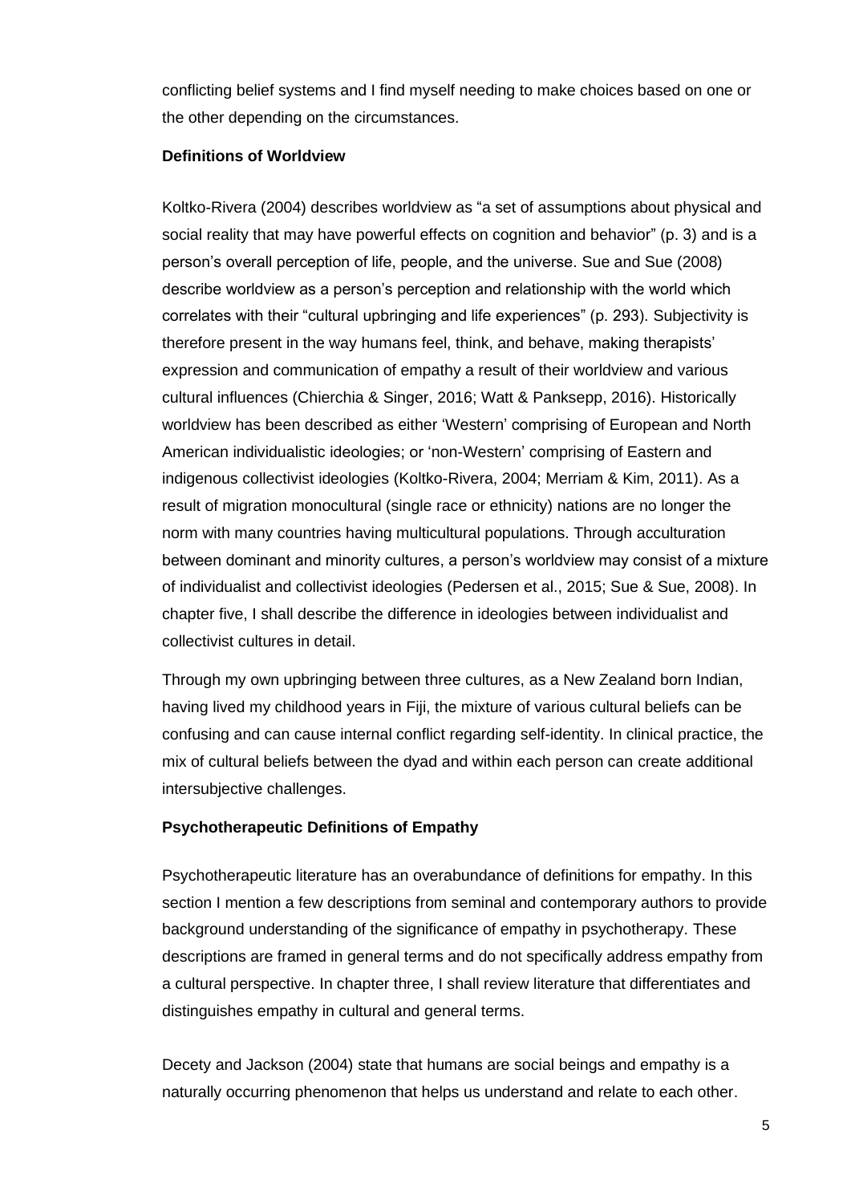conflicting belief systems and I find myself needing to make choices based on one or the other depending on the circumstances.

### Definitions of Worldview

Koltko-Rivera (2004) describes worldview as “a set of assumptions about physical and social reality that may have powerful effects on cognition and behavior” (p. 3) and is a person’s overall perception of life, people, and the universe. Sue and Sue (2008) describe worldview as a person’s perception and relationship with the world which correlates with their “cultural upbringing and life experiences” (p. 293). Subjectivity is therefore present in the way humans feel, think, and behave, making therapists’ expression and communication of empathy a result of their worldview and various cultural influences (Chierchia & Singer, 2016; Watt & Panksepp, 2016). Historically worldview has been described as either ‘Western’ comprising of European and North American individualistic ideologies; or ‘non-Western’ comprising of Eastern and indigenous collectivist ideologies (Koltko-Rivera, 2004; Merriam & Kim, 2011). As a result of migration monocultural (single race or ethnicity) nations are no longer the norm with many countries having multicultural populations. Through acculturation between dominant and minority cultures, a person’s worldview may consist of a mixture of individualist and collectivist ideologies (Pedersen et al., 2015; Sue & Sue, 2008). In chapter five, I shall describe the difference in ideologies between individualist and collectivist cultures in detail.

Through my own upbringing between three cultures, as a New Zealand born Indian, having lived my childhood years in Fiji, the mixture of various cultural beliefs can be confusing and can cause internal conflict regarding self-identity. In clinical practice, the mix of cultural beliefs between the dyad and within each person can create additional intersubjective challenges.

### Psychotherapeutic Definitions of Empathy

Psychotherapeutic literature has an overabundance of definitions for empathy. In this section I mention a few descriptions from seminal and contemporary authors to provide background understanding of the significance of empathy in psychotherapy. These descriptions are framed in general terms and do not specifically address empathy from a cultural perspective. In chapter three, I shall review literature that differentiates and distinguishes empathy in cultural and general terms.

Decety and Jackson (2004) state that humans are social beings and empathy is a naturally occurring phenomenon that helps us understand and relate to each other.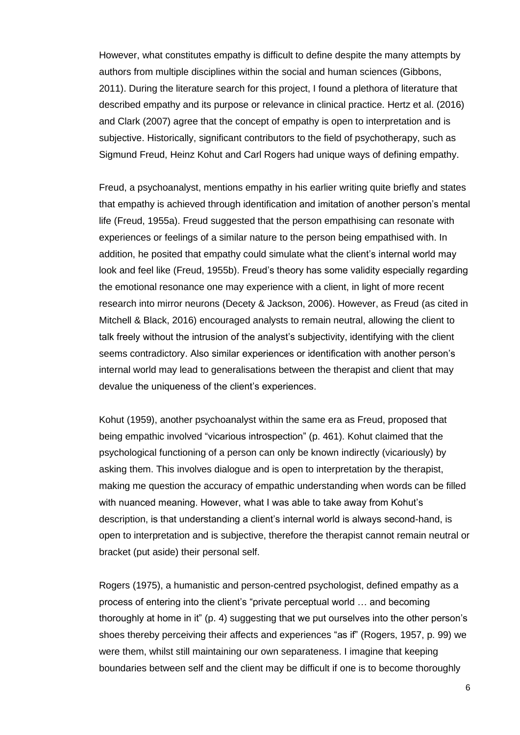However, what constitutes empathy is difficult to define despite the many attempts by authors from multiple disciplines within the social and human sciences (Gibbons, 2011). During the literature search for this project, I found a plethora of literature that described empathy and its purpose or relevance in clinical practice. Hertz et al. (2016) and Clark (2007) agree that the concept of empathy is open to interpretation and is subjective. Historically, significant contributors to the field of psychotherapy, such as Sigmund Freud, Heinz Kohut and Carl Rogers had unique ways of defining empathy.

Freud, a psychoanalyst, mentions empathy in his earlier writing quite briefly and states that empathy is achieved through identification and imitation of another person's mental life (Freud, 1955a). Freud suggested that the person empathising can resonate with experiences or feelings of a similar nature to the person being empathised with. In addition, he posited that empathy could simulate what the client's internal world may look and feel like (Freud, 1955b). Freud's theory has some validity especially regarding the emotional resonance one may experience with a client, in light of more recent research into mirror neurons (Decety & Jackson, 2006). However, as Freud (as cited in Mitchell & Black, 2016) encouraged analysts to remain neutral, allowing the client to talk freely without the intrusion of the analyst's subjectivity, identifying with the client seems contradictory. Also similar experiences or identification with another person's internal world may lead to generalisations between the therapist and client that may devalue the uniqueness of the client's experiences.

Kohut (1959), another psychoanalyst within the same era as Freud, proposed that being empathic involved "vicarious introspection" (p. 461). Kohut claimed that the psychological functioning of a person can only be known indirectly (vicariously) by asking them. This involves dialogue and is open to interpretation by the therapist, making me question the accuracy of empathic understanding when words can be filled with nuanced meaning. However, what I was able to take away from Kohut's description, is that understanding a client's internal world is always second-hand, is open to interpretation and is subjective, therefore the therapist cannot remain neutral or bracket (put aside) their personal self.

Rogers (1975), a humanistic and person-centred psychologist, defined empathy as a process of entering into the client's "private perceptual world … and becoming thoroughly at home in it" (p. 4) suggesting that we put ourselves into the other person's shoes thereby perceiving their affects and experiences "as if" (Rogers, 1957, p. 99) we were them, whilst still maintaining our own separateness. I imagine that keeping boundaries between self and the client may be difficult if one is to become thoroughly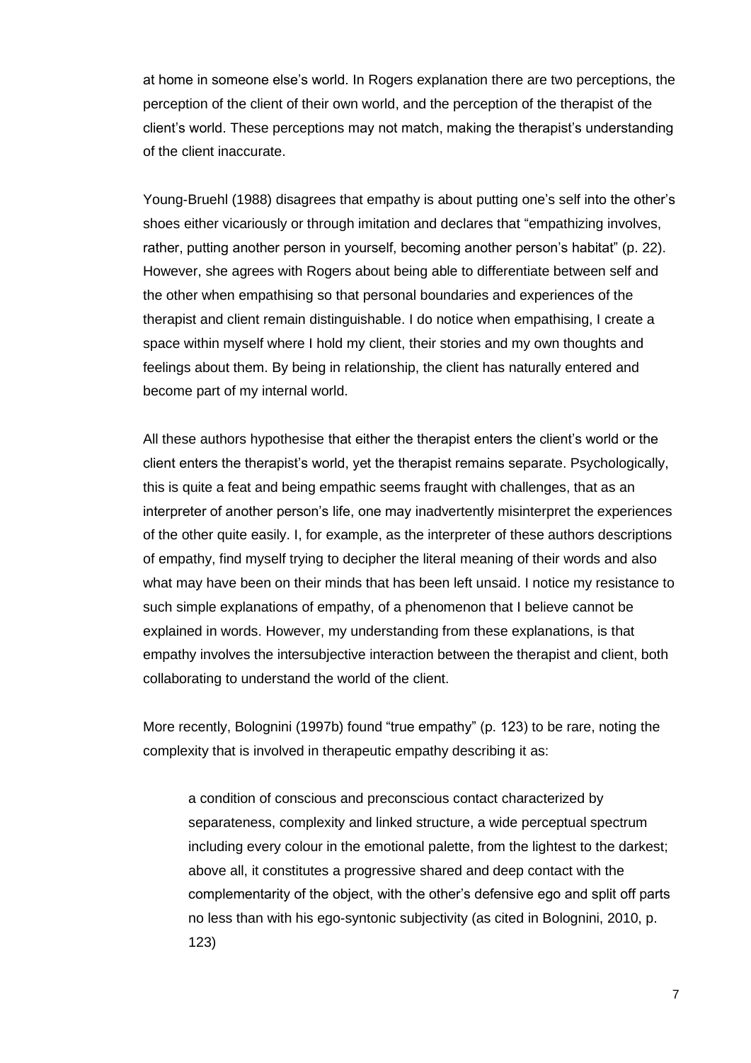at home in someone else's world. In Rogers explanation there are two perceptions, the perception of the client of their own world, and the perception of the therapist of the client's world. These perceptions may not match, making the therapist's understanding of the client inaccurate.

Young-Bruehl (1988) disagrees that empathy is about putting one's self into the other's shoes either vicariously or through imitation and declares that "empathizing involves, rather, putting another person in yourself, becoming another person's habitat" (p. 22). However, she agrees with Rogers about being able to differentiate between self and the other when empathising so that personal boundaries and experiences of the therapist and client remain distinguishable. I do notice when empathising, I create a space within myself where I hold my client, their stories and my own thoughts and feelings about them. By being in relationship, the client has naturally entered and become part of my internal world.

All these authors hypothesise that either the therapist enters the client's world or the client enters the therapist's world, yet the therapist remains separate. Psychologically, this is quite a feat and being empathic seems fraught with challenges, that as an interpreter of another person's life, one may inadvertently misinterpret the experiences of the other quite easily. I, for example, as the interpreter of these authors descriptions of empathy, find myself trying to decipher the literal meaning of their words and also what may have been on their minds that has been left unsaid. I notice my resistance to such simple explanations of empathy, of a phenomenon that I believe cannot be explained in words. However, my understanding from these explanations, is that empathy involves the intersubjective interaction between the therapist and client, both collaborating to understand the world of the client.

More recently, Bolognini (1997b) found "true empathy" (p. 123) to be rare, noting the complexity that is involved in therapeutic empathy describing it as:

> a condition of conscious and preconscious contact characterized by separateness, complexity and linked structure, a wide perceptual spectrum including every colour in the emotional palette, from the lightest to the darkest; above all, it constitutes a progressive shared and deep contact with the complementarity of the object, with the other's defensive ego and split off parts no less than with his ego-syntonic subjectivity (as cited in Bolognini, 2010, p. 123)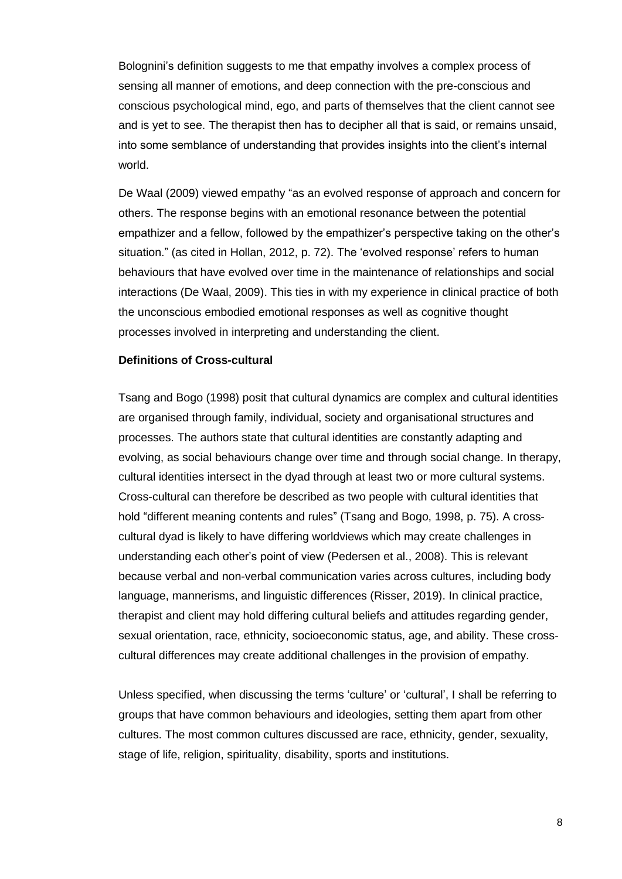Bolognini's definition suggests to me that empathy involves a complex process of sensing all manner of emotions, and deep connection with the pre-conscious and conscious psychological mind, ego, and parts of themselves that the client cannot see and is yet to see. The therapist then has to decipher all that is said, or remains unsaid, into some semblance of understanding that provides insights into the client's internal world.

De Waal (2009) viewed empathy "as an evolved response of approach and concern for others. The response begins with an emotional resonance between the potential empathizer and a fellow, followed by the empathizer's perspective taking on the other's situation." (as cited in Hollan, 2012, p. 72). The 'evolved response' refers to human behaviours that have evolved over time in the maintenance of relationships and social interactions (De Waal, 2009). This ties in with my experience in clinical practice of both the unconscious embodied emotional responses as well as cognitive thought processes involved in interpreting and understanding the client.

**Definitions of Cross-cultural**

Tsang and Bogo (1998) posit that cultural dynamics are complex and cultural identities are organised through family, individual, society and organisational structures and processes. The authors state that cultural identities are constantly adapting and evolving, as social behaviours change over time and through social change. In therapy, cultural identities intersect in the dyad through at least two or more cultural systems. Cross-cultural can therefore be described as two people with cultural identities that hold "different meaning contents and rules" (Tsang and Bogo, 1998, p. 75). A cross-cultural dyad is likely to have differing worldviews which may create challenges in understanding each other's point of view (Pedersen et al., 2008). This is relevant because verbal and non-verbal communication varies across cultures, including body language, mannerisms, and linguistic differences (Risser, 2019). In clinical practice, therapist and client may hold differing cultural beliefs and attitudes regarding gender, sexual orientation, race, ethnicity, socioeconomic status, age, and ability. These cross-cultural differences may create additional challenges in the provision of empathy.

Unless specified, when discussing the terms 'culture' or 'cultural', I shall be referring to groups that have common behaviours and ideologies, setting them apart from other cultures. The most common cultures discussed are race, ethnicity, gender, sexuality, stage of life, religion, spirituality, disability, sports and institutions.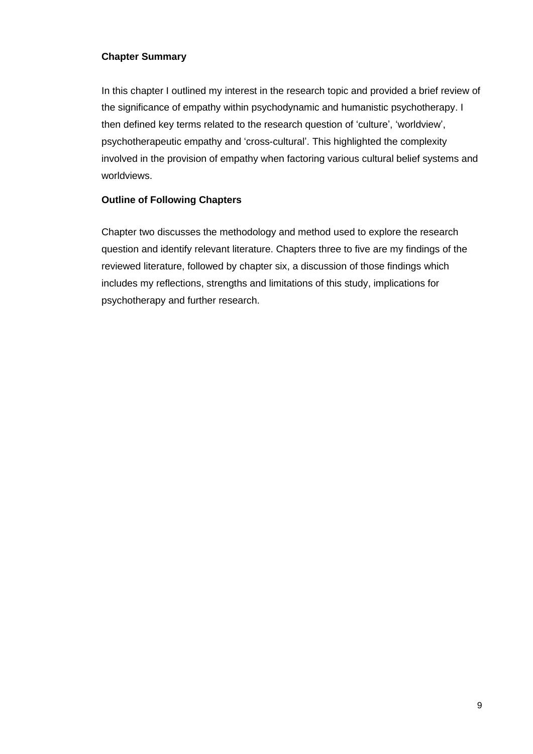**Chapter Summary**

In this chapter I outlined my interest in the research topic and provided a brief review of the significance of empathy within psychodynamic and humanistic psychotherapy. I then defined key terms related to the research question of 'culture', 'worldview', psychotherapeutic empathy and 'cross-cultural'. This highlighted the complexity involved in the provision of empathy when factoring various cultural belief systems and worldviews.

**Outline of Following Chapters**

Chapter two discusses the methodology and method used to explore the research question and identify relevant literature. Chapters three to five are my findings of the reviewed literature, followed by chapter six, a discussion of those findings which includes my reflections, strengths and limitations of this study, implications for psychotherapy and further research.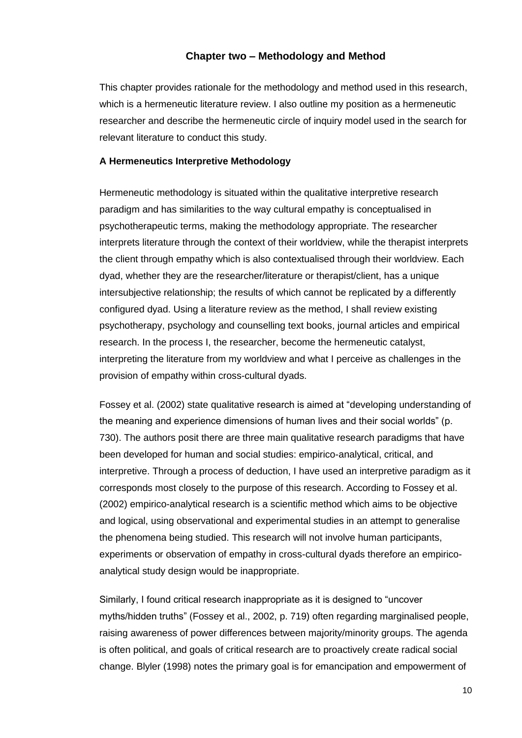## Chapter two – Methodology and Method

This chapter provides rationale for the methodology and method used in this research, which is a hermeneutic literature review. I also outline my position as a hermeneutic researcher and describe the hermeneutic circle of inquiry model used in the search for relevant literature to conduct this study.

### A Hermeneutics Interpretive Methodology

Hermeneutic methodology is situated within the qualitative interpretive research paradigm and has similarities to the way cultural empathy is conceptualised in psychotherapeutic terms, making the methodology appropriate. The researcher interprets literature through the context of their worldview, while the therapist interprets the client through empathy which is also contextualised through their worldview. Each dyad, whether they are the researcher/literature or therapist/client, has a unique intersubjective relationship; the results of which cannot be replicated by a differently configured dyad. Using a literature review as the method, I shall review existing psychotherapy, psychology and counselling text books, journal articles and empirical research. In the process I, the researcher, become the hermeneutic catalyst, interpreting the literature from my worldview and what I perceive as challenges in the provision of empathy within cross-cultural dyads.

Fossey et al. (2002) state qualitative research is aimed at "developing understanding of the meaning and experience dimensions of human lives and their social worlds" (p. 730). The authors posit there are three main qualitative research paradigms that have been developed for human and social studies: empirico-analytical, critical, and interpretive. Through a process of deduction, I have used an interpretive paradigm as it corresponds most closely to the purpose of this research. According to Fossey et al. (2002) empirico-analytical research is a scientific method which aims to be objective and logical, using observational and experimental studies in an attempt to generalise the phenomena being studied. This research will not involve human participants, experiments or observation of empathy in cross-cultural dyads therefore an empirico-analytical study design would be inappropriate.

Similarly, I found critical research inappropriate as it is designed to "uncover myths/hidden truths" (Fossey et al., 2002, p. 719) often regarding marginalised people, raising awareness of power differences between majority/minority groups. The agenda is often political, and goals of critical research are to proactively create radical social change. Blyler (1998) notes the primary goal is for emancipation and empowerment of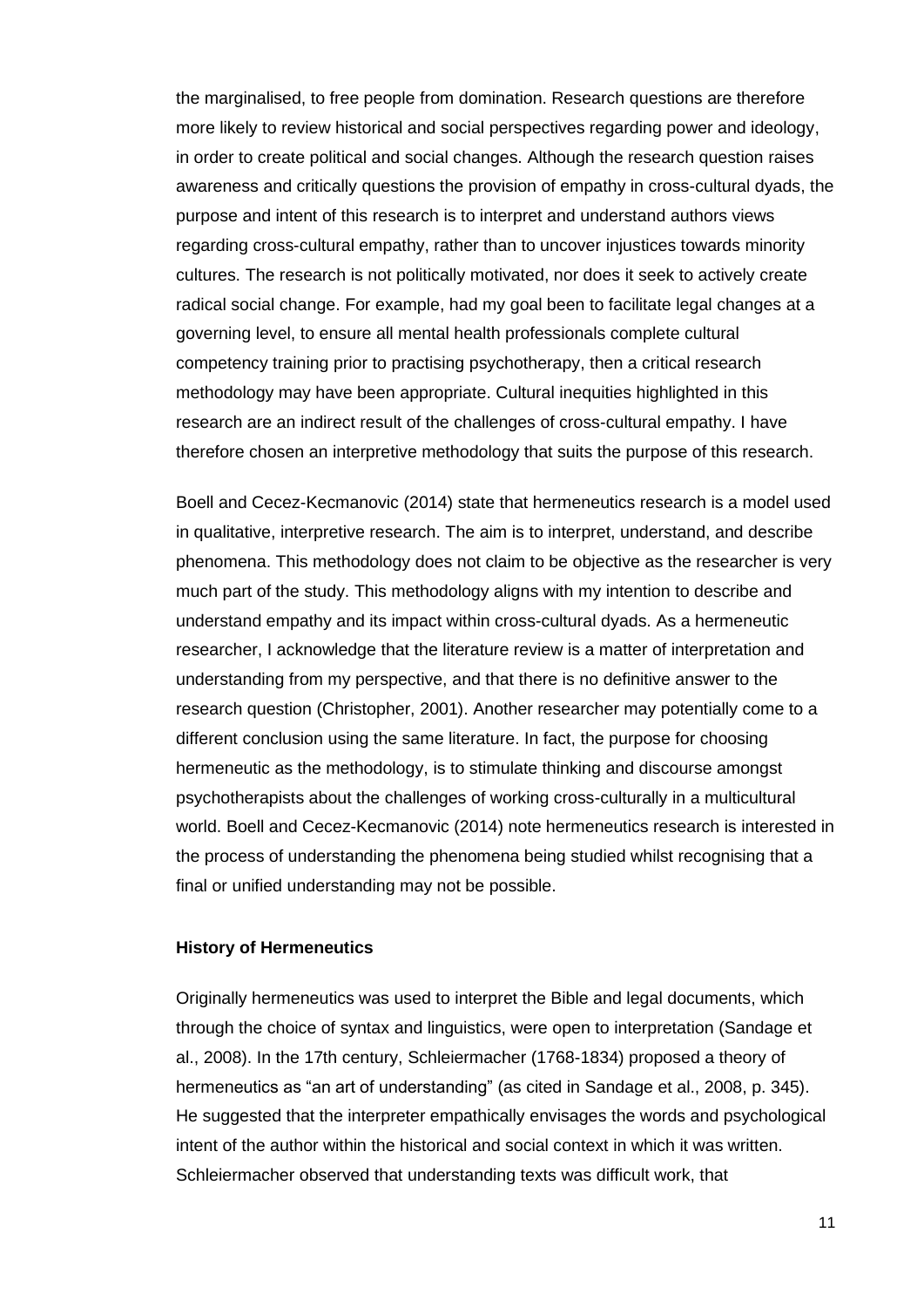the marginalised, to free people from domination. Research questions are therefore more likely to review historical and social perspectives regarding power and ideology, in order to create political and social changes. Although the research question raises awareness and critically questions the provision of empathy in cross-cultural dyads, the purpose and intent of this research is to interpret and understand authors views regarding cross-cultural empathy, rather than to uncover injustices towards minority cultures. The research is not politically motivated, nor does it seek to actively create radical social change. For example, had my goal been to facilitate legal changes at a governing level, to ensure all mental health professionals complete cultural competency training prior to practising psychotherapy, then a critical research methodology may have been appropriate. Cultural inequities highlighted in this research are an indirect result of the challenges of cross-cultural empathy. I have therefore chosen an interpretive methodology that suits the purpose of this research.

Boell and Cecez-Kecmanovic (2014) state that hermeneutics research is a model used in qualitative, interpretive research. The aim is to interpret, understand, and describe phenomena. This methodology does not claim to be objective as the researcher is very much part of the study. This methodology aligns with my intention to describe and understand empathy and its impact within cross-cultural dyads. As a hermeneutic researcher, I acknowledge that the literature review is a matter of interpretation and understanding from my perspective, and that there is no definitive answer to the research question (Christopher, 2001). Another researcher may potentially come to a different conclusion using the same literature. In fact, the purpose for choosing hermeneutic as the methodology, is to stimulate thinking and discourse amongst psychotherapists about the challenges of working cross-culturally in a multicultural world. Boell and Cecez-Kecmanovic (2014) note hermeneutics research is interested in the process of understanding the phenomena being studied whilst recognising that a final or unified understanding may not be possible.

**History of Hermeneutics**

Originally hermeneutics was used to interpret the Bible and legal documents, which through the choice of syntax and linguistics, were open to interpretation (Sandage et al., 2008). In the 17th century, Schleiermacher (1768-1834) proposed a theory of hermeneutics as "an art of understanding" (as cited in Sandage et al., 2008, p. 345). He suggested that the interpreter empathically envisages the words and psychological intent of the author within the historical and social context in which it was written. Schleiermacher observed that understanding texts was difficult work, that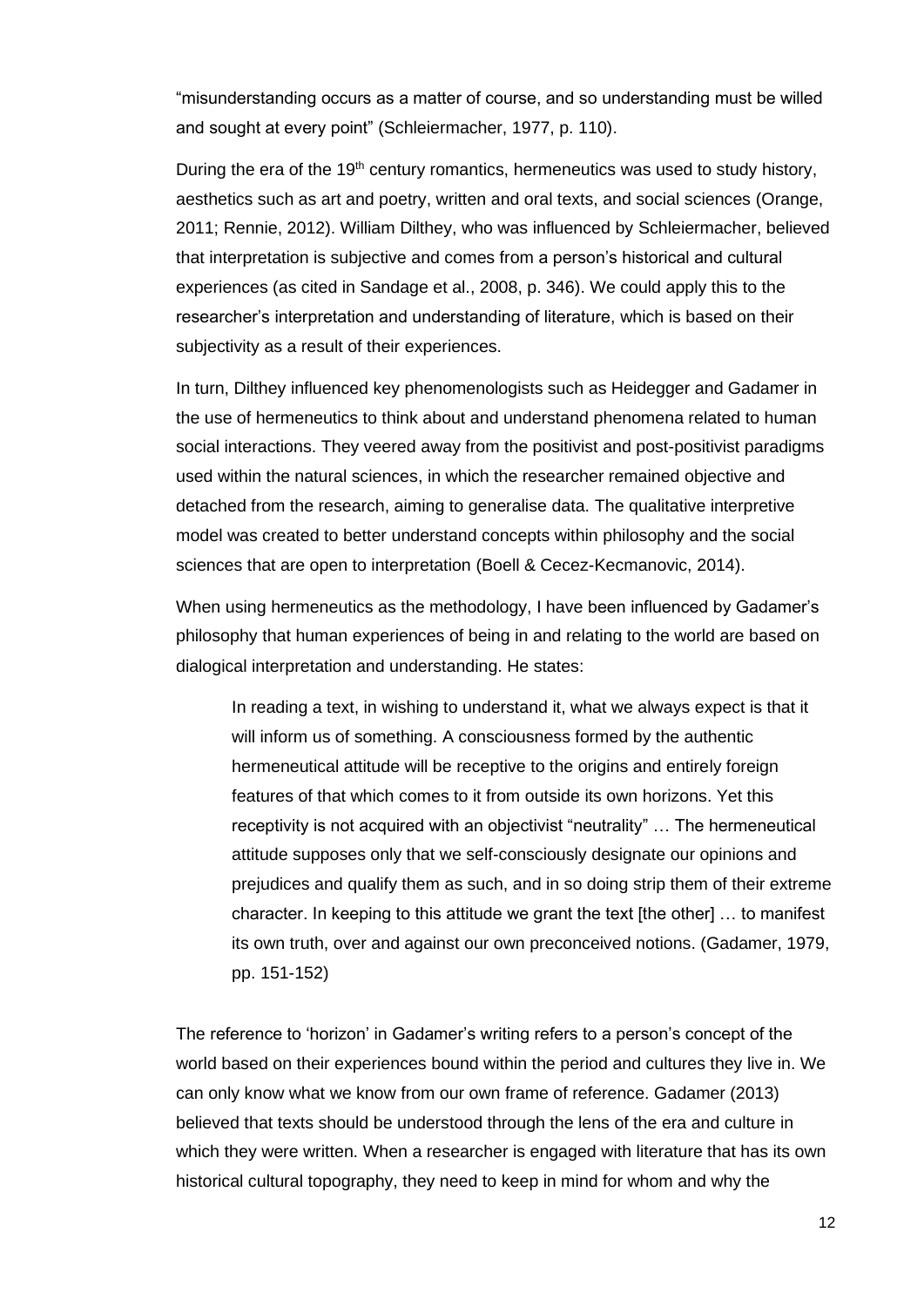"misunderstanding occurs as a matter of course, and so understanding must be willed and sought at every point" (Schleiermacher, 1977, p. 110).

During the era of the 19th century romantics, hermeneutics was used to study history, aesthetics such as art and poetry, written and oral texts, and social sciences (Orange, 2011; Rennie, 2012). William Dilthey, who was influenced by Schleiermacher, believed that interpretation is subjective and comes from a person's historical and cultural experiences (as cited in Sandage et al., 2008, p. 346). We could apply this to the researcher's interpretation and understanding of literature, which is based on their subjectivity as a result of their experiences.

In turn, Dilthey influenced key phenomenologists such as Heidegger and Gadamer in the use of hermeneutics to think about and understand phenomena related to human social interactions. They veered away from the positivist and post-positivist paradigms used within the natural sciences, in which the researcher remained objective and detached from the research, aiming to generalise data. The qualitative interpretive model was created to better understand concepts within philosophy and the social sciences that are open to interpretation (Boell & Cecez-Kecmanovic, 2014).

When using hermeneutics as the methodology, I have been influenced by Gadamer's philosophy that human experiences of being in and relating to the world are based on dialogical interpretation and understanding. He states:

> In reading a text, in wishing to understand it, what we always expect is that it will inform us of something. A consciousness formed by the authentic hermeneutical attitude will be receptive to the origins and entirely foreign features of that which comes to it from outside its own horizons. Yet this receptivity is not acquired with an objectivist "neutrality" … The hermeneutical attitude supposes only that we self-consciously designate our opinions and prejudices and qualify them as such, and in so doing strip them of their extreme character. In keeping to this attitude we grant the text [the other] … to manifest its own truth, over and against our own preconceived notions. (Gadamer, 1979, pp. 151-152)

The reference to 'horizon' in Gadamer's writing refers to a person's concept of the world based on their experiences bound within the period and cultures they live in. We can only know what we know from our own frame of reference. Gadamer (2013) believed that texts should be understood through the lens of the era and culture in which they were written. When a researcher is engaged with literature that has its own historical cultural topography, they need to keep in mind for whom and why the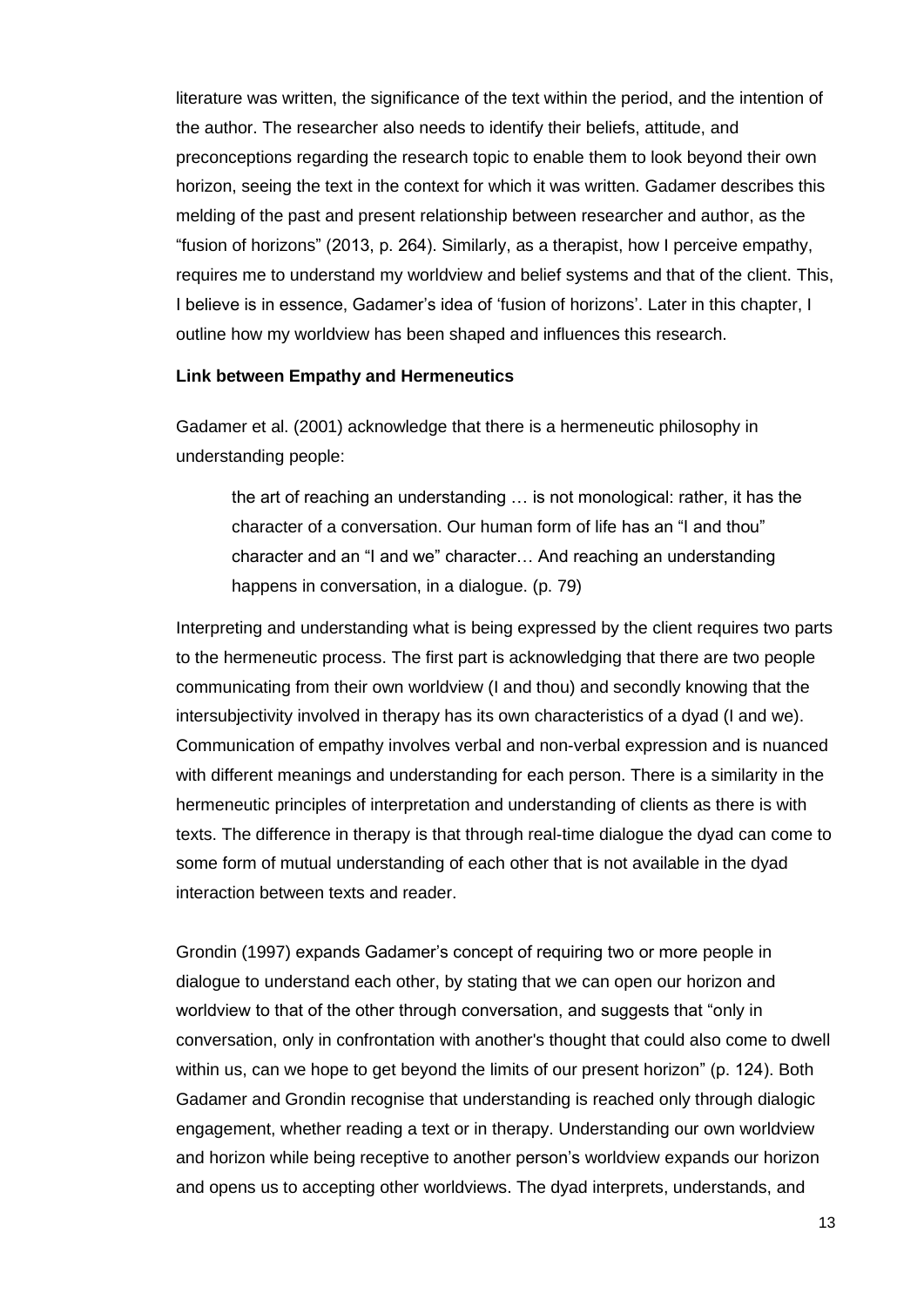literature was written, the significance of the text within the period, and the intention of the author. The researcher also needs to identify their beliefs, attitude, and preconceptions regarding the research topic to enable them to look beyond their own horizon, seeing the text in the context for which it was written. Gadamer describes this melding of the past and present relationship between researcher and author, as the "fusion of horizons" (2013, p. 264). Similarly, as a therapist, how I perceive empathy, requires me to understand my worldview and belief systems and that of the client. This, I believe is in essence, Gadamer's idea of 'fusion of horizons'. Later in this chapter, I outline how my worldview has been shaped and influences this research.

**Link between Empathy and Hermeneutics**

Gadamer et al. (2001) acknowledge that there is a hermeneutic philosophy in understanding people:

> the art of reaching an understanding … is not monological: rather, it has the character of a conversation. Our human form of life has an "I and thou" character and an "I and we" character… And reaching an understanding happens in conversation, in a dialogue. (p. 79)

Interpreting and understanding what is being expressed by the client requires two parts to the hermeneutic process. The first part is acknowledging that there are two people communicating from their own worldview (I and thou) and secondly knowing that the intersubjectivity involved in therapy has its own characteristics of a dyad (I and we). Communication of empathy involves verbal and non-verbal expression and is nuanced with different meanings and understanding for each person. There is a similarity in the hermeneutic principles of interpretation and understanding of clients as there is with texts. The difference in therapy is that through real-time dialogue the dyad can come to some form of mutual understanding of each other that is not available in the dyad interaction between texts and reader.

Grondin (1997) expands Gadamer's concept of requiring two or more people in dialogue to understand each other, by stating that we can open our horizon and worldview to that of the other through conversation, and suggests that "only in conversation, only in confrontation with another's thought that could also come to dwell within us, can we hope to get beyond the limits of our present horizon" (p. 124). Both Gadamer and Grondin recognise that understanding is reached only through dialogic engagement, whether reading a text or in therapy. Understanding our own worldview and horizon while being receptive to another person's worldview expands our horizon and opens us to accepting other worldviews. The dyad interprets, understands, and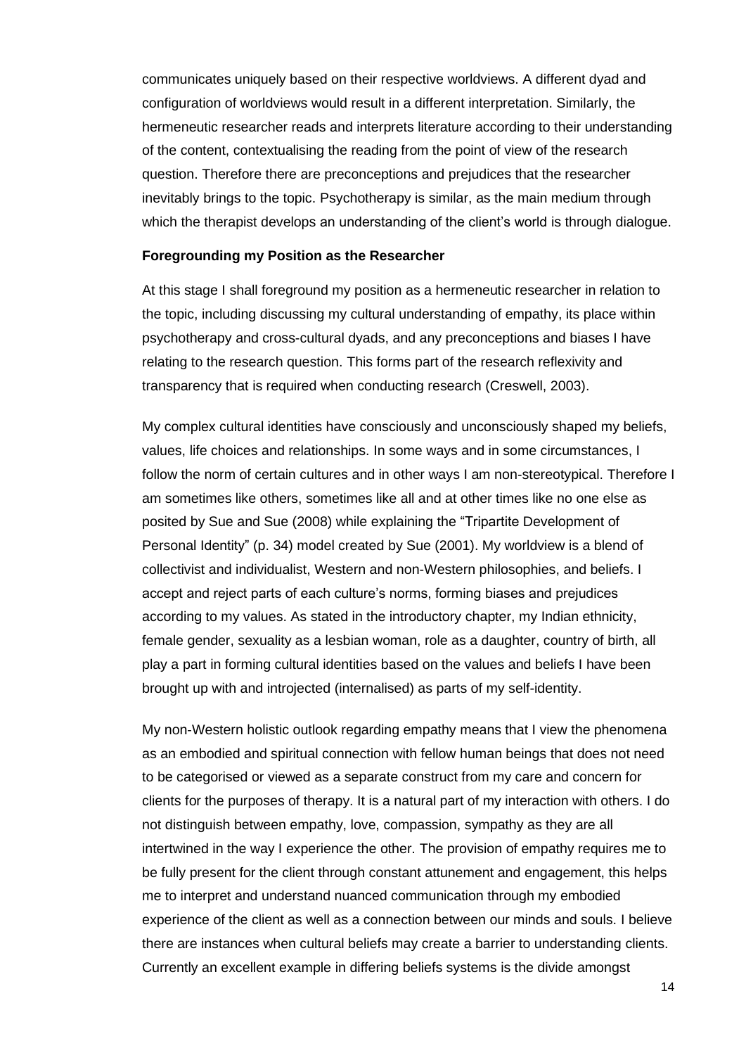communicates uniquely based on their respective worldviews. A different dyad and configuration of worldviews would result in a different interpretation. Similarly, the hermeneutic researcher reads and interprets literature according to their understanding of the content, contextualising the reading from the point of view of the research question. Therefore there are preconceptions and prejudices that the researcher inevitably brings to the topic. Psychotherapy is similar, as the main medium through which the therapist develops an understanding of the client's world is through dialogue.

**Foregrounding my Position as the Researcher**

At this stage I shall foreground my position as a hermeneutic researcher in relation to the topic, including discussing my cultural understanding of empathy, its place within psychotherapy and cross-cultural dyads, and any preconceptions and biases I have relating to the research question. This forms part of the research reflexivity and transparency that is required when conducting research (Creswell, 2003).

My complex cultural identities have consciously and unconsciously shaped my beliefs, values, life choices and relationships. In some ways and in some circumstances, I follow the norm of certain cultures and in other ways I am non-stereotypical. Therefore I am sometimes like others, sometimes like all and at other times like no one else as posited by Sue and Sue (2008) while explaining the "Tripartite Development of Personal Identity" (p. 34) model created by Sue (2001). My worldview is a blend of collectivist and individualist, Western and non-Western philosophies, and beliefs. I accept and reject parts of each culture's norms, forming biases and prejudices according to my values. As stated in the introductory chapter, my Indian ethnicity, female gender, sexuality as a lesbian woman, role as a daughter, country of birth, all play a part in forming cultural identities based on the values and beliefs I have been brought up with and introjected (internalised) as parts of my self-identity.

My non-Western holistic outlook regarding empathy means that I view the phenomena as an embodied and spiritual connection with fellow human beings that does not need to be categorised or viewed as a separate construct from my care and concern for clients for the purposes of therapy. It is a natural part of my interaction with others. I do not distinguish between empathy, love, compassion, sympathy as they are all intertwined in the way I experience the other. The provision of empathy requires me to be fully present for the client through constant attunement and engagement, this helps me to interpret and understand nuanced communication through my embodied experience of the client as well as a connection between our minds and souls. I believe there are instances when cultural beliefs may create a barrier to understanding clients. Currently an excellent example in differing beliefs systems is the divide amongst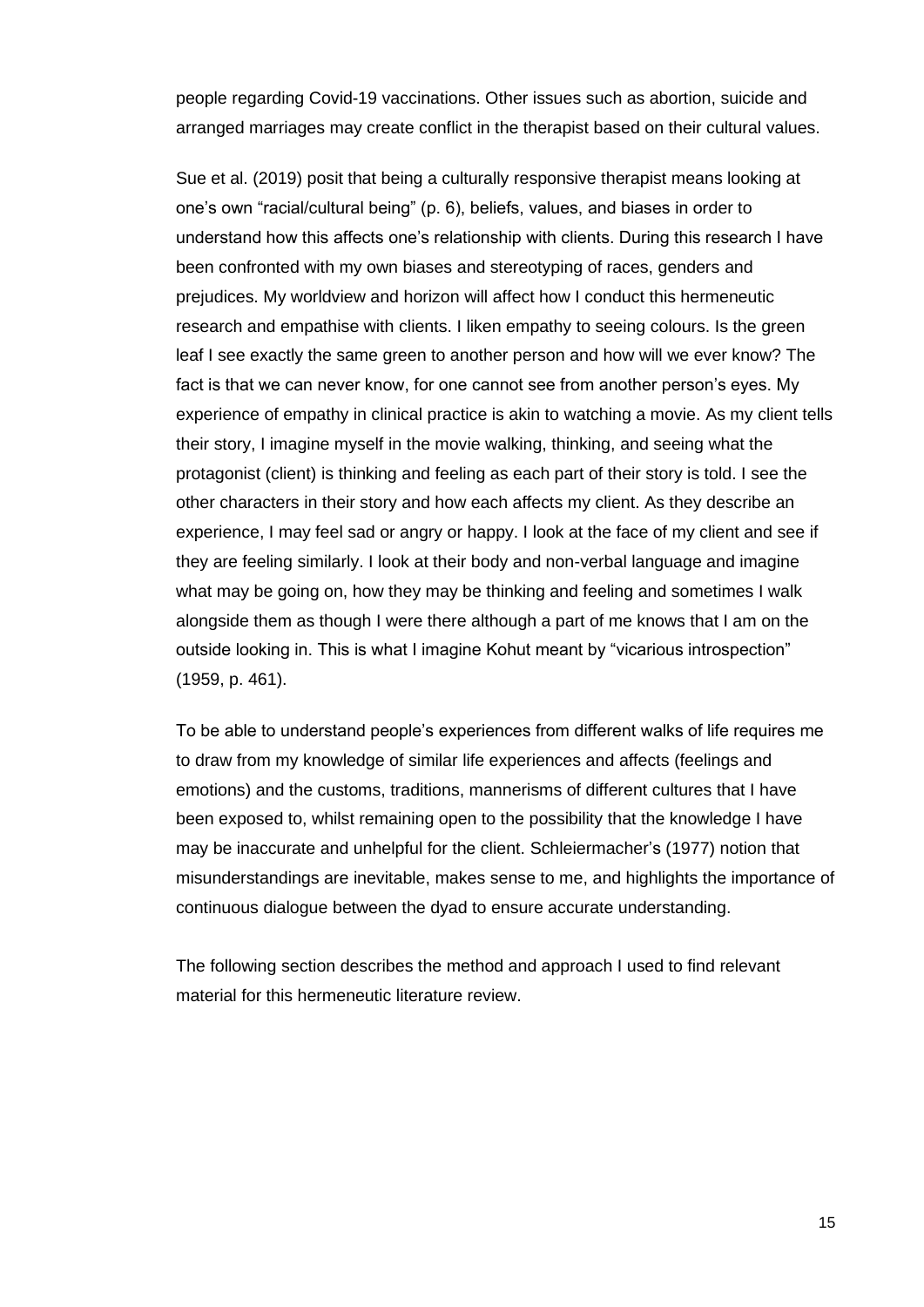people regarding Covid-19 vaccinations. Other issues such as abortion, suicide and arranged marriages may create conflict in the therapist based on their cultural values.

Sue et al. (2019) posit that being a culturally responsive therapist means looking at one's own "racial/cultural being" (p. 6), beliefs, values, and biases in order to understand how this affects one's relationship with clients. During this research I have been confronted with my own biases and stereotyping of races, genders and prejudices. My worldview and horizon will affect how I conduct this hermeneutic research and empathise with clients. I liken empathy to seeing colours. Is the green leaf I see exactly the same green to another person and how will we ever know? The fact is that we can never know, for one cannot see from another person's eyes. My experience of empathy in clinical practice is akin to watching a movie. As my client tells their story, I imagine myself in the movie walking, thinking, and seeing what the protagonist (client) is thinking and feeling as each part of their story is told. I see the other characters in their story and how each affects my client. As they describe an experience, I may feel sad or angry or happy. I look at the face of my client and see if they are feeling similarly. I look at their body and non-verbal language and imagine what may be going on, how they may be thinking and feeling and sometimes I walk alongside them as though I were there although a part of me knows that I am on the outside looking in. This is what I imagine Kohut meant by "vicarious introspection" (1959, p. 461).

To be able to understand people's experiences from different walks of life requires me to draw from my knowledge of similar life experiences and affects (feelings and emotions) and the customs, traditions, mannerisms of different cultures that I have been exposed to, whilst remaining open to the possibility that the knowledge I have may be inaccurate and unhelpful for the client. Schleiermacher's (1977) notion that misunderstandings are inevitable, makes sense to me, and highlights the importance of continuous dialogue between the dyad to ensure accurate understanding.

The following section describes the method and approach I used to find relevant material for this hermeneutic literature review.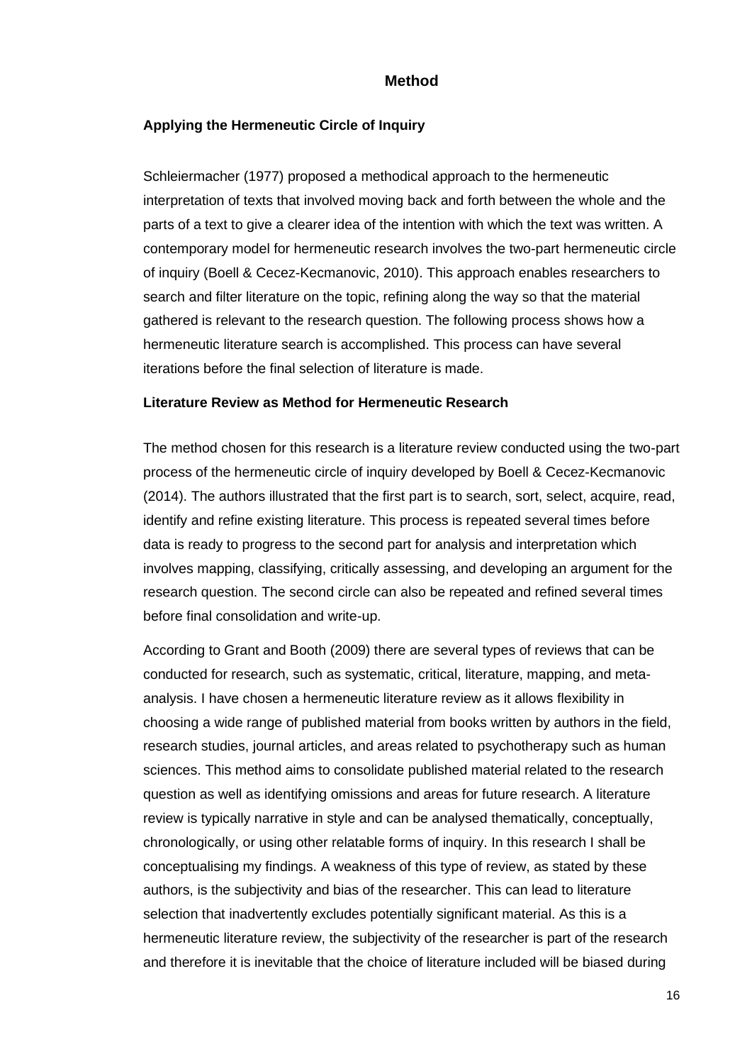# Method

## Applying the Hermeneutic Circle of Inquiry

Schleiermacher (1977) proposed a methodical approach to the hermeneutic interpretation of texts that involved moving back and forth between the whole and the parts of a text to give a clearer idea of the intention with which the text was written. A contemporary model for hermeneutic research involves the two-part hermeneutic circle of inquiry (Boell & Cecez-Kecmanovic, 2010). This approach enables researchers to search and filter literature on the topic, refining along the way so that the material gathered is relevant to the research question. The following process shows how a hermeneutic literature search is accomplished. This process can have several iterations before the final selection of literature is made.

## Literature Review as Method for Hermeneutic Research

The method chosen for this research is a literature review conducted using the two-part process of the hermeneutic circle of inquiry developed by Boell & Cecez-Kecmanovic (2014). The authors illustrated that the first part is to search, sort, select, acquire, read, identify and refine existing literature. This process is repeated several times before data is ready to progress to the second part for analysis and interpretation which involves mapping, classifying, critically assessing, and developing an argument for the research question. The second circle can also be repeated and refined several times before final consolidation and write-up.

According to Grant and Booth (2009) there are several types of reviews that can be conducted for research, such as systematic, critical, literature, mapping, and meta-analysis. I have chosen a hermeneutic literature review as it allows flexibility in choosing a wide range of published material from books written by authors in the field, research studies, journal articles, and areas related to psychotherapy such as human sciences. This method aims to consolidate published material related to the research question as well as identifying omissions and areas for future research. A literature review is typically narrative in style and can be analysed thematically, conceptually, chronologically, or using other relatable forms of inquiry. In this research I shall be conceptualising my findings. A weakness of this type of review, as stated by these authors, is the subjectivity and bias of the researcher. This can lead to literature selection that inadvertently excludes potentially significant material. As this is a hermeneutic literature review, the subjectivity of the researcher is part of the research and therefore it is inevitable that the choice of literature included will be biased during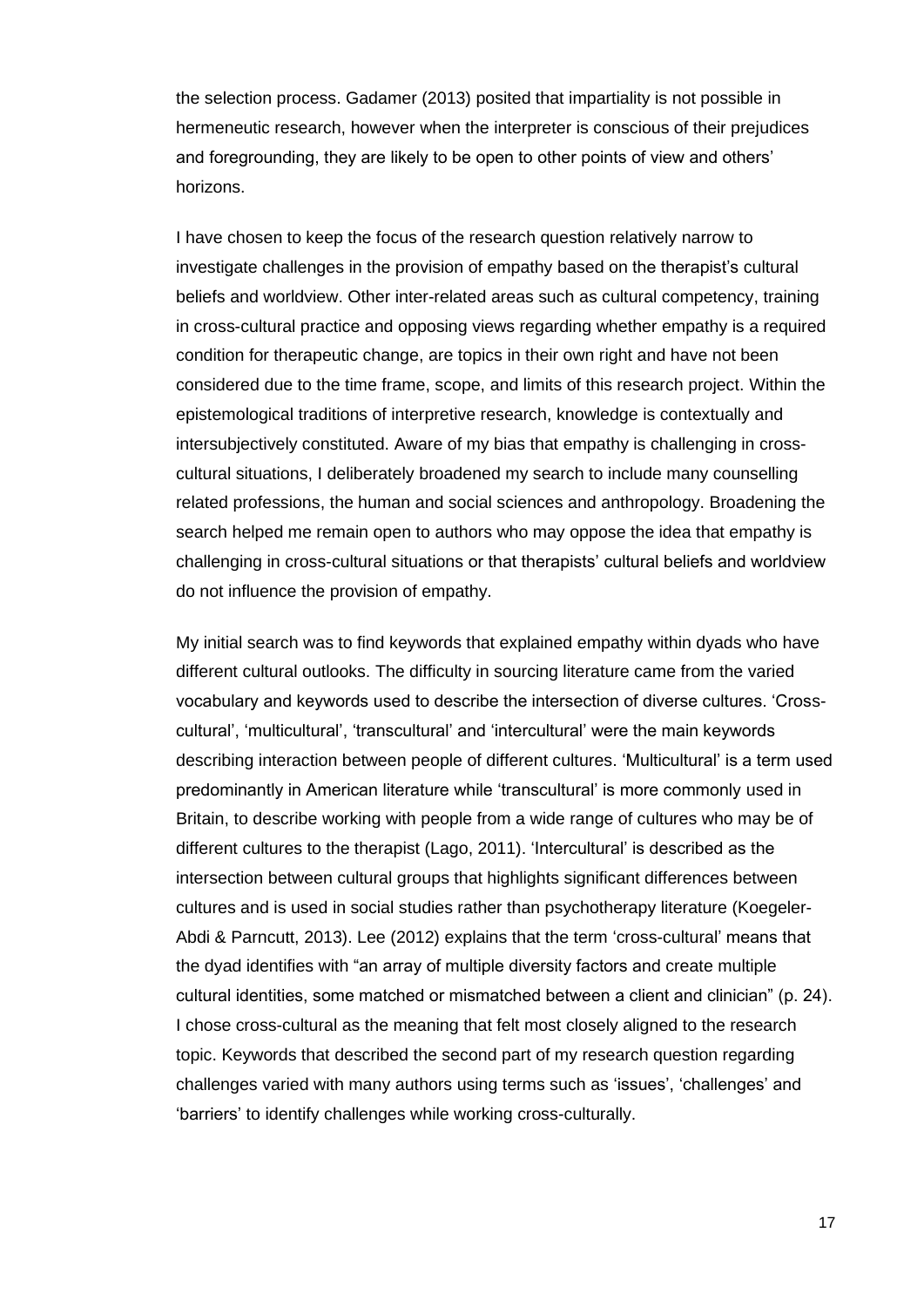the selection process. Gadamer (2013) posited that impartiality is not possible in hermeneutic research, however when the interpreter is conscious of their prejudices and foregrounding, they are likely to be open to other points of view and others' horizons.

I have chosen to keep the focus of the research question relatively narrow to investigate challenges in the provision of empathy based on the therapist's cultural beliefs and worldview. Other inter-related areas such as cultural competency, training in cross-cultural practice and opposing views regarding whether empathy is a required condition for therapeutic change, are topics in their own right and have not been considered due to the time frame, scope, and limits of this research project. Within the epistemological traditions of interpretive research, knowledge is contextually and intersubjectively constituted. Aware of my bias that empathy is challenging in cross-cultural situations, I deliberately broadened my search to include many counselling related professions, the human and social sciences and anthropology. Broadening the search helped me remain open to authors who may oppose the idea that empathy is challenging in cross-cultural situations or that therapists' cultural beliefs and worldview do not influence the provision of empathy.

My initial search was to find keywords that explained empathy within dyads who have different cultural outlooks. The difficulty in sourcing literature came from the varied vocabulary and keywords used to describe the intersection of diverse cultures. 'Cross-cultural', 'multicultural', 'transcultural' and 'intercultural' were the main keywords describing interaction between people of different cultures. 'Multicultural' is a term used predominantly in American literature while 'transcultural' is more commonly used in Britain, to describe working with people from a wide range of cultures who may be of different cultures to the therapist (Lago, 2011). 'Intercultural' is described as the intersection between cultural groups that highlights significant differences between cultures and is used in social studies rather than psychotherapy literature (Koegeler-Abdi & Parncutt, 2013). Lee (2012) explains that the term 'cross-cultural' means that the dyad identifies with "an array of multiple diversity factors and create multiple cultural identities, some matched or mismatched between a client and clinician" (p. 24). I chose cross-cultural as the meaning that felt most closely aligned to the research topic. Keywords that described the second part of my research question regarding challenges varied with many authors using terms such as 'issues', 'challenges' and 'barriers' to identify challenges while working cross-culturally.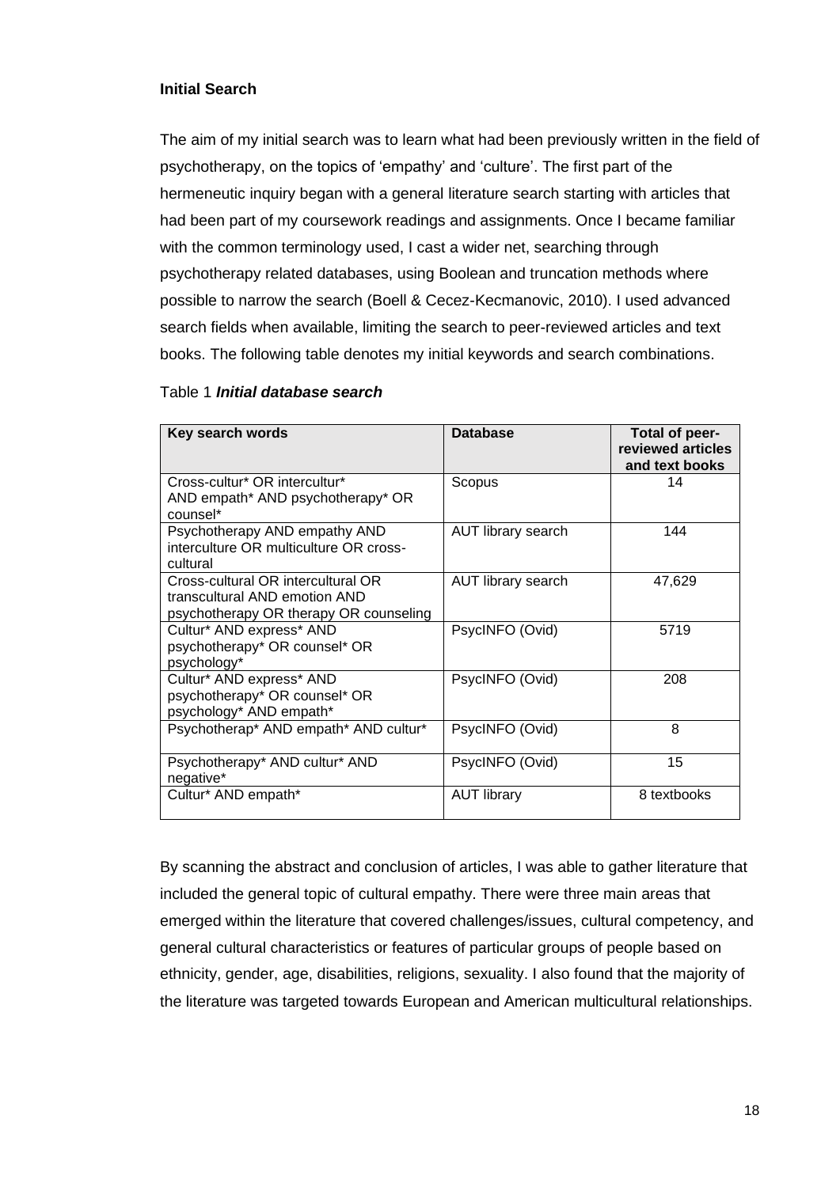### Initial Search

The aim of my initial search was to learn what had been previously written in the field of psychotherapy, on the topics of 'empathy' and 'culture'. The first part of the hermeneutic inquiry began with a general literature search starting with articles that had been part of my coursework readings and assignments. Once I became familiar with the common terminology used, I cast a wider net, searching through psychotherapy related databases, using Boolean and truncation methods where possible to narrow the search (Boell & Cecez-Kecmanovic, 2010). I used advanced search fields when available, limiting the search to peer-reviewed articles and text books. The following table denotes my initial keywords and search combinations.

Table 1 ***Initial database search***

| Key search words | Database | Total of peer-reviewed articles and text books |
|---|---|---|
| Cross-cultur* OR intercultur* AND empath* AND psychotherapy* OR counsel* | Scopus | 14 |
| Psychotherapy AND empathy AND interculture OR multiculture OR cross-cultural | AUT library search | 144 |
| Cross-cultural OR intercultural OR transcultural AND emotion AND psychotherapy OR therapy OR counseling | AUT library search | 47,629 |
| Cultur* AND express* AND psychotherapy* OR counsel* OR psychology* | PsycINFO (Ovid) | 5719 |
| Cultur* AND express* AND psychotherapy* OR counsel* OR psychology* AND empath* | PsycINFO (Ovid) | 208 |
| Psychotherap* AND empath* AND cultur* | PsycINFO (Ovid) | 8 |
| Psychotherapy* AND cultur* AND negative* | PsycINFO (Ovid) | 15 |
| Cultur* AND empath* | AUT library | 8 textbooks |

By scanning the abstract and conclusion of articles, I was able to gather literature that included the general topic of cultural empathy. There were three main areas that emerged within the literature that covered challenges/issues, cultural competency, and general cultural characteristics or features of particular groups of people based on ethnicity, gender, age, disabilities, religions, sexuality. I also found that the majority of the literature was targeted towards European and American multicultural relationships.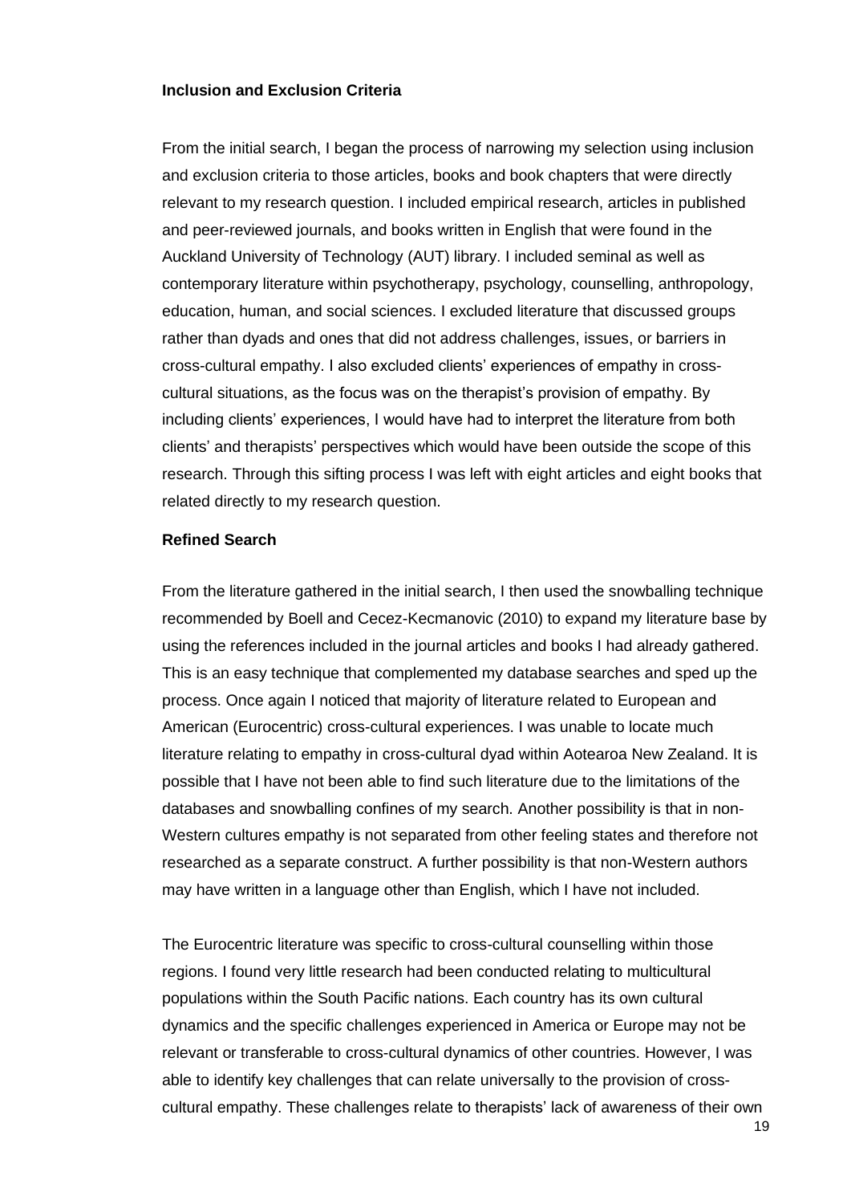**Inclusion and Exclusion Criteria**

From the initial search, I began the process of narrowing my selection using inclusion and exclusion criteria to those articles, books and book chapters that were directly relevant to my research question. I included empirical research, articles in published and peer-reviewed journals, and books written in English that were found in the Auckland University of Technology (AUT) library. I included seminal as well as contemporary literature within psychotherapy, psychology, counselling, anthropology, education, human, and social sciences. I excluded literature that discussed groups rather than dyads and ones that did not address challenges, issues, or barriers in cross-cultural empathy. I also excluded clients' experiences of empathy in cross-cultural situations, as the focus was on the therapist's provision of empathy. By including clients' experiences, I would have had to interpret the literature from both clients' and therapists' perspectives which would have been outside the scope of this research. Through this sifting process I was left with eight articles and eight books that related directly to my research question.

**Refined Search**

From the literature gathered in the initial search, I then used the snowballing technique recommended by Boell and Cecez-Kecmanovic (2010) to expand my literature base by using the references included in the journal articles and books I had already gathered. This is an easy technique that complemented my database searches and sped up the process. Once again I noticed that majority of literature related to European and American (Eurocentric) cross-cultural experiences. I was unable to locate much literature relating to empathy in cross-cultural dyad within Aotearoa New Zealand. It is possible that I have not been able to find such literature due to the limitations of the databases and snowballing confines of my search. Another possibility is that in non-Western cultures empathy is not separated from other feeling states and therefore not researched as a separate construct. A further possibility is that non-Western authors may have written in a language other than English, which I have not included.

The Eurocentric literature was specific to cross-cultural counselling within those regions. I found very little research had been conducted relating to multicultural populations within the South Pacific nations. Each country has its own cultural dynamics and the specific challenges experienced in America or Europe may not be relevant or transferable to cross-cultural dynamics of other countries. However, I was able to identify key challenges that can relate universally to the provision of cross-cultural empathy. These challenges relate to therapists' lack of awareness of their own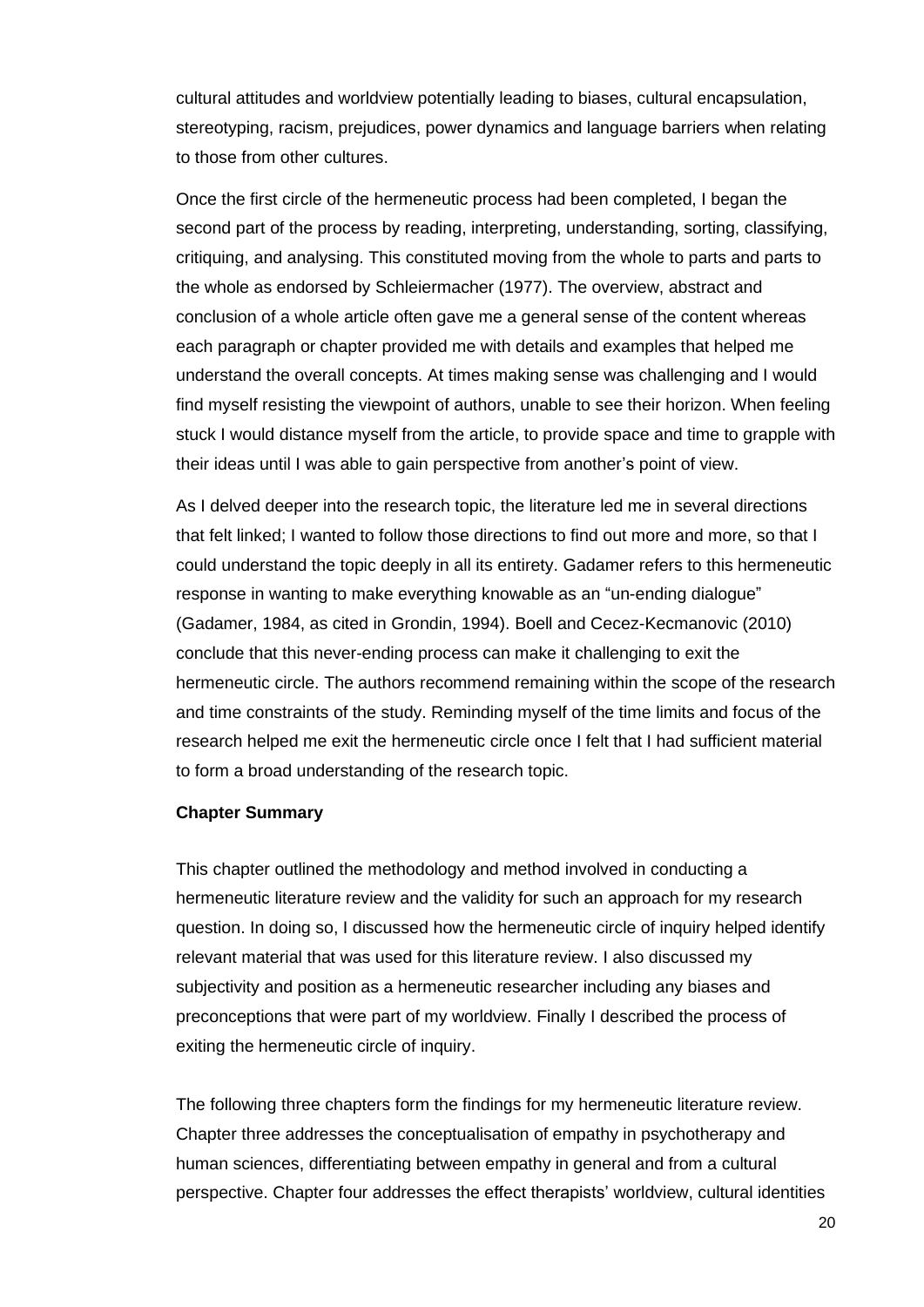cultural attitudes and worldview potentially leading to biases, cultural encapsulation, stereotyping, racism, prejudices, power dynamics and language barriers when relating to those from other cultures.

Once the first circle of the hermeneutic process had been completed, I began the second part of the process by reading, interpreting, understanding, sorting, classifying, critiquing, and analysing. This constituted moving from the whole to parts and parts to the whole as endorsed by Schleiermacher (1977). The overview, abstract and conclusion of a whole article often gave me a general sense of the content whereas each paragraph or chapter provided me with details and examples that helped me understand the overall concepts. At times making sense was challenging and I would find myself resisting the viewpoint of authors, unable to see their horizon. When feeling stuck I would distance myself from the article, to provide space and time to grapple with their ideas until I was able to gain perspective from another's point of view.

As I delved deeper into the research topic, the literature led me in several directions that felt linked; I wanted to follow those directions to find out more and more, so that I could understand the topic deeply in all its entirety. Gadamer refers to this hermeneutic response in wanting to make everything knowable as an "un-ending dialogue" (Gadamer, 1984, as cited in Grondin, 1994). Boell and Cecez-Kecmanovic (2010) conclude that this never-ending process can make it challenging to exit the hermeneutic circle. The authors recommend remaining within the scope of the research and time constraints of the study. Reminding myself of the time limits and focus of the research helped me exit the hermeneutic circle once I felt that I had sufficient material to form a broad understanding of the research topic.

**Chapter Summary**

This chapter outlined the methodology and method involved in conducting a hermeneutic literature review and the validity for such an approach for my research question. In doing so, I discussed how the hermeneutic circle of inquiry helped identify relevant material that was used for this literature review. I also discussed my subjectivity and position as a hermeneutic researcher including any biases and preconceptions that were part of my worldview. Finally I described the process of exiting the hermeneutic circle of inquiry.

The following three chapters form the findings for my hermeneutic literature review. Chapter three addresses the conceptualisation of empathy in psychotherapy and human sciences, differentiating between empathy in general and from a cultural perspective. Chapter four addresses the effect therapists' worldview, cultural identities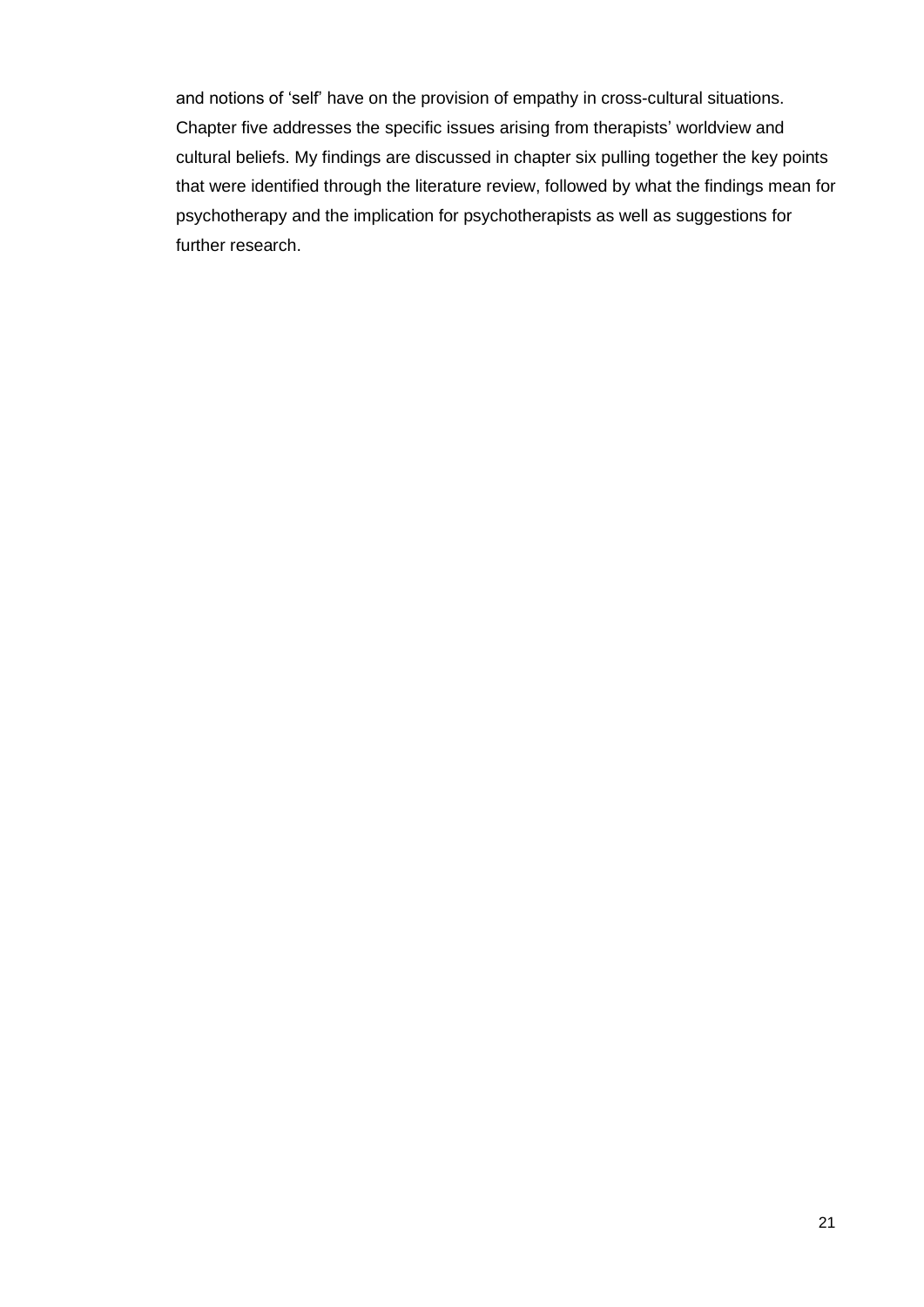and notions of 'self' have on the provision of empathy in cross-cultural situations. Chapter five addresses the specific issues arising from therapists' worldview and cultural beliefs. My findings are discussed in chapter six pulling together the key points that were identified through the literature review, followed by what the findings mean for psychotherapy and the implication for psychotherapists as well as suggestions for further research.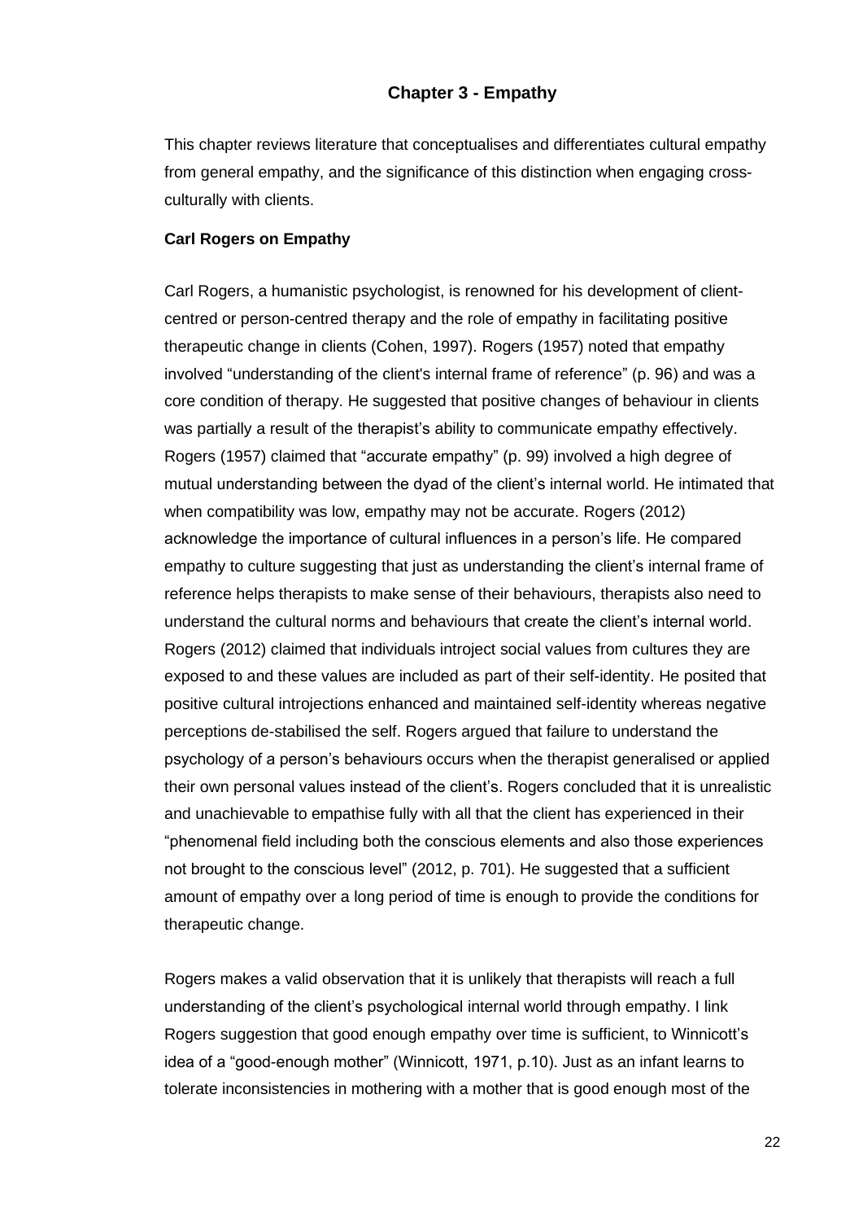# Chapter 3 - Empathy

This chapter reviews literature that conceptualises and differentiates cultural empathy from general empathy, and the significance of this distinction when engaging cross-culturally with clients.

**Carl Rogers on Empathy**

Carl Rogers, a humanistic psychologist, is renowned for his development of client-centred or person-centred therapy and the role of empathy in facilitating positive therapeutic change in clients (Cohen, 1997). Rogers (1957) noted that empathy involved "understanding of the client's internal frame of reference" (p. 96) and was a core condition of therapy. He suggested that positive changes of behaviour in clients was partially a result of the therapist's ability to communicate empathy effectively. Rogers (1957) claimed that "accurate empathy" (p. 99) involved a high degree of mutual understanding between the dyad of the client's internal world. He intimated that when compatibility was low, empathy may not be accurate. Rogers (2012) acknowledge the importance of cultural influences in a person's life. He compared empathy to culture suggesting that just as understanding the client's internal frame of reference helps therapists to make sense of their behaviours, therapists also need to understand the cultural norms and behaviours that create the client's internal world. Rogers (2012) claimed that individuals introject social values from cultures they are exposed to and these values are included as part of their self-identity. He posited that positive cultural introjections enhanced and maintained self-identity whereas negative perceptions de-stabilised the self. Rogers argued that failure to understand the psychology of a person's behaviours occurs when the therapist generalised or applied their own personal values instead of the client's. Rogers concluded that it is unrealistic and unachievable to empathise fully with all that the client has experienced in their "phenomenal field including both the conscious elements and also those experiences not brought to the conscious level" (2012, p. 701). He suggested that a sufficient amount of empathy over a long period of time is enough to provide the conditions for therapeutic change.

Rogers makes a valid observation that it is unlikely that therapists will reach a full understanding of the client's psychological internal world through empathy. I link Rogers suggestion that good enough empathy over time is sufficient, to Winnicott's idea of a "good-enough mother" (Winnicott, 1971, p.10). Just as an infant learns to tolerate inconsistencies in mothering with a mother that is good enough most of the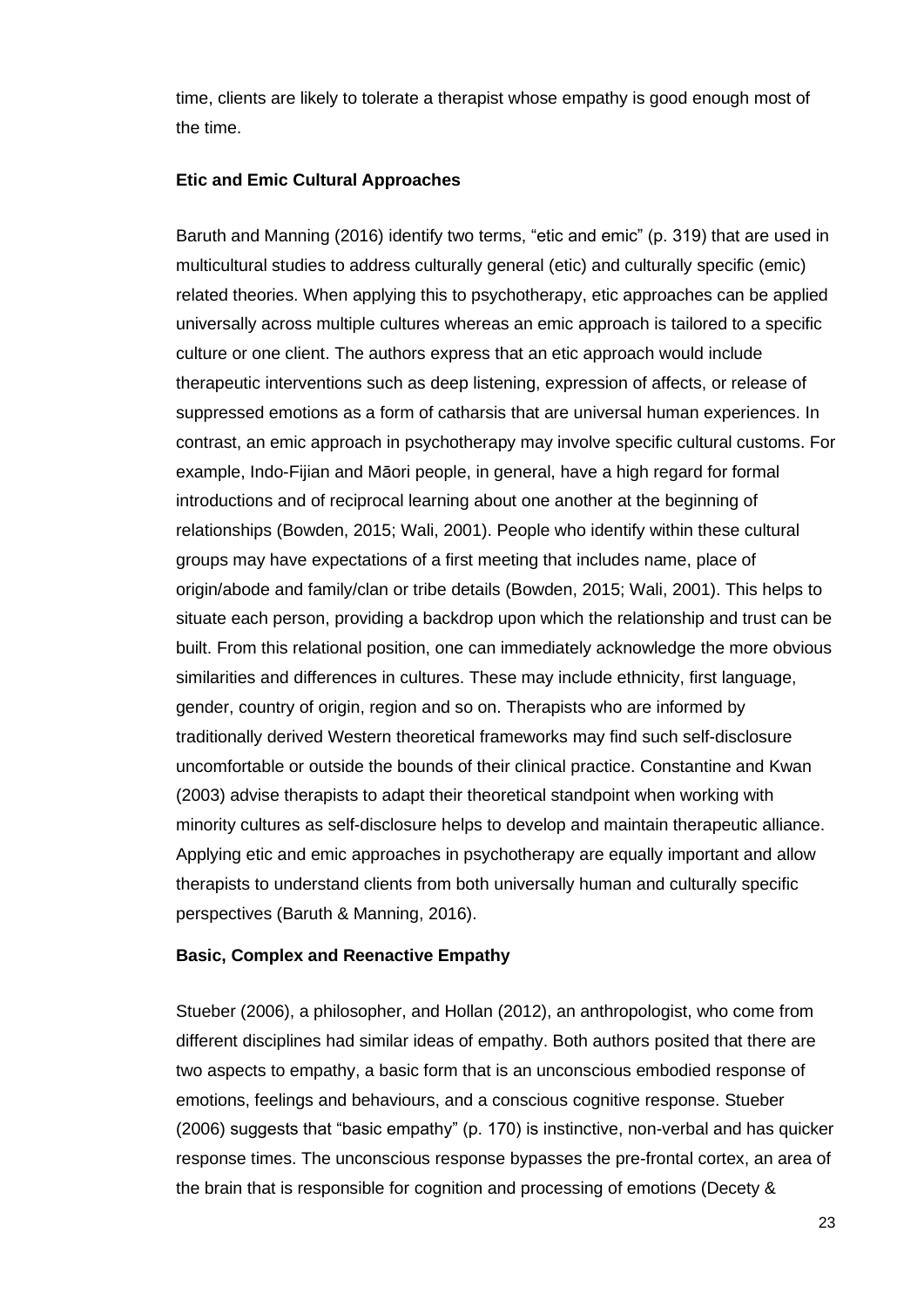time, clients are likely to tolerate a therapist whose empathy is good enough most of the time.

**Etic and Emic Cultural Approaches**

Baruth and Manning (2016) identify two terms, "etic and emic" (p. 319) that are used in multicultural studies to address culturally general (etic) and culturally specific (emic) related theories. When applying this to psychotherapy, etic approaches can be applied universally across multiple cultures whereas an emic approach is tailored to a specific culture or one client. The authors express that an etic approach would include therapeutic interventions such as deep listening, expression of affects, or release of suppressed emotions as a form of catharsis that are universal human experiences. In contrast, an emic approach in psychotherapy may involve specific cultural customs. For example, Indo-Fijian and Māori people, in general, have a high regard for formal introductions and of reciprocal learning about one another at the beginning of relationships (Bowden, 2015; Wali, 2001). People who identify within these cultural groups may have expectations of a first meeting that includes name, place of origin/abode and family/clan or tribe details (Bowden, 2015; Wali, 2001). This helps to situate each person, providing a backdrop upon which the relationship and trust can be built. From this relational position, one can immediately acknowledge the more obvious similarities and differences in cultures. These may include ethnicity, first language, gender, country of origin, region and so on. Therapists who are informed by traditionally derived Western theoretical frameworks may find such self-disclosure uncomfortable or outside the bounds of their clinical practice. Constantine and Kwan (2003) advise therapists to adapt their theoretical standpoint when working with minority cultures as self-disclosure helps to develop and maintain therapeutic alliance. Applying etic and emic approaches in psychotherapy are equally important and allow therapists to understand clients from both universally human and culturally specific perspectives (Baruth & Manning, 2016).

**Basic, Complex and Reenactive Empathy**

Stueber (2006), a philosopher, and Hollan (2012), an anthropologist, who come from different disciplines had similar ideas of empathy. Both authors posited that there are two aspects to empathy, a basic form that is an unconscious embodied response of emotions, feelings and behaviours, and a conscious cognitive response. Stueber (2006) suggests that "basic empathy" (p. 170) is instinctive, non-verbal and has quicker response times. The unconscious response bypasses the pre-frontal cortex, an area of the brain that is responsible for cognition and processing of emotions (Decety &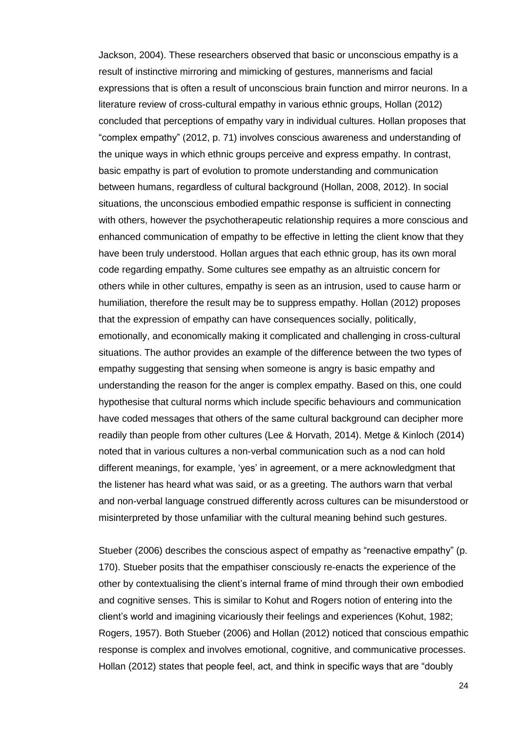Jackson, 2004). These researchers observed that basic or unconscious empathy is a result of instinctive mirroring and mimicking of gestures, mannerisms and facial expressions that is often a result of unconscious brain function and mirror neurons. In a literature review of cross-cultural empathy in various ethnic groups, Hollan (2012) concluded that perceptions of empathy vary in individual cultures. Hollan proposes that "complex empathy" (2012, p. 71) involves conscious awareness and understanding of the unique ways in which ethnic groups perceive and express empathy. In contrast, basic empathy is part of evolution to promote understanding and communication between humans, regardless of cultural background (Hollan, 2008, 2012). In social situations, the unconscious embodied empathic response is sufficient in connecting with others, however the psychotherapeutic relationship requires a more conscious and enhanced communication of empathy to be effective in letting the client know that they have been truly understood. Hollan argues that each ethnic group, has its own moral code regarding empathy. Some cultures see empathy as an altruistic concern for others while in other cultures, empathy is seen as an intrusion, used to cause harm or humiliation, therefore the result may be to suppress empathy. Hollan (2012) proposes that the expression of empathy can have consequences socially, politically, emotionally, and economically making it complicated and challenging in cross-cultural situations. The author provides an example of the difference between the two types of empathy suggesting that sensing when someone is angry is basic empathy and understanding the reason for the anger is complex empathy. Based on this, one could hypothesise that cultural norms which include specific behaviours and communication have coded messages that others of the same cultural background can decipher more readily than people from other cultures (Lee & Horvath, 2014). Metge & Kinloch (2014) noted that in various cultures a non-verbal communication such as a nod can hold different meanings, for example, 'yes' in agreement, or a mere acknowledgment that the listener has heard what was said, or as a greeting. The authors warn that verbal and non-verbal language construed differently across cultures can be misunderstood or misinterpreted by those unfamiliar with the cultural meaning behind such gestures.

Stueber (2006) describes the conscious aspect of empathy as "reenactive empathy" (p. 170). Stueber posits that the empathiser consciously re-enacts the experience of the other by contextualising the client's internal frame of mind through their own embodied and cognitive senses. This is similar to Kohut and Rogers notion of entering into the client's world and imagining vicariously their feelings and experiences (Kohut, 1982; Rogers, 1957). Both Stueber (2006) and Hollan (2012) noticed that conscious empathic response is complex and involves emotional, cognitive, and communicative processes. Hollan (2012) states that people feel, act, and think in specific ways that are "doubly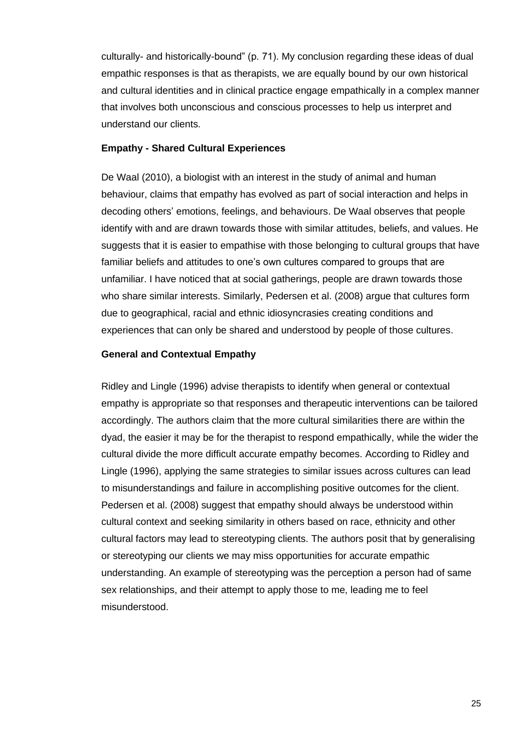culturally- and historically-bound" (p. 71). My conclusion regarding these ideas of dual empathic responses is that as therapists, we are equally bound by our own historical and cultural identities and in clinical practice engage empathically in a complex manner that involves both unconscious and conscious processes to help us interpret and understand our clients.

**Empathy - Shared Cultural Experiences**

De Waal (2010), a biologist with an interest in the study of animal and human behaviour, claims that empathy has evolved as part of social interaction and helps in decoding others' emotions, feelings, and behaviours. De Waal observes that people identify with and are drawn towards those with similar attitudes, beliefs, and values. He suggests that it is easier to empathise with those belonging to cultural groups that have familiar beliefs and attitudes to one's own cultures compared to groups that are unfamiliar. I have noticed that at social gatherings, people are drawn towards those who share similar interests. Similarly, Pedersen et al. (2008) argue that cultures form due to geographical, racial and ethnic idiosyncrasies creating conditions and experiences that can only be shared and understood by people of those cultures.

**General and Contextual Empathy**

Ridley and Lingle (1996) advise therapists to identify when general or contextual empathy is appropriate so that responses and therapeutic interventions can be tailored accordingly. The authors claim that the more cultural similarities there are within the dyad, the easier it may be for the therapist to respond empathically, while the wider the cultural divide the more difficult accurate empathy becomes. According to Ridley and Lingle (1996), applying the same strategies to similar issues across cultures can lead to misunderstandings and failure in accomplishing positive outcomes for the client. Pedersen et al. (2008) suggest that empathy should always be understood within cultural context and seeking similarity in others based on race, ethnicity and other cultural factors may lead to stereotyping clients. The authors posit that by generalising or stereotyping our clients we may miss opportunities for accurate empathic understanding. An example of stereotyping was the perception a person had of same sex relationships, and their attempt to apply those to me, leading me to feel misunderstood.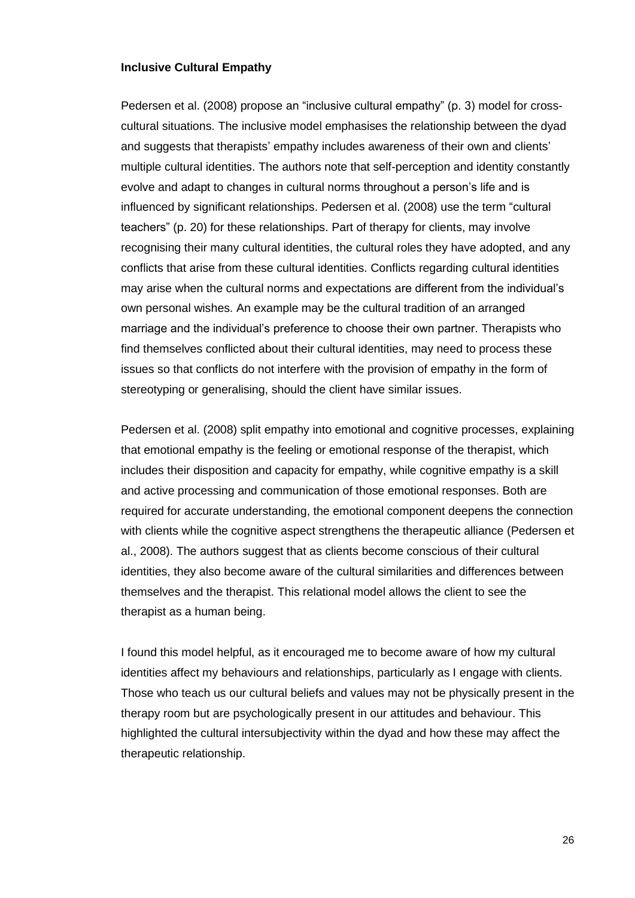**Inclusive Cultural Empathy**

Pedersen et al. (2008) propose an "inclusive cultural empathy" (p. 3) model for cross-cultural situations. The inclusive model emphasises the relationship between the dyad and suggests that therapists' empathy includes awareness of their own and clients' multiple cultural identities. The authors note that self-perception and identity constantly evolve and adapt to changes in cultural norms throughout a person's life and is influenced by significant relationships. Pedersen et al. (2008) use the term "cultural teachers" (p. 20) for these relationships. Part of therapy for clients, may involve recognising their many cultural identities, the cultural roles they have adopted, and any conflicts that arise from these cultural identities. Conflicts regarding cultural identities may arise when the cultural norms and expectations are different from the individual's own personal wishes. An example may be the cultural tradition of an arranged marriage and the individual's preference to choose their own partner. Therapists who find themselves conflicted about their cultural identities, may need to process these issues so that conflicts do not interfere with the provision of empathy in the form of stereotyping or generalising, should the client have similar issues.

Pedersen et al. (2008) split empathy into emotional and cognitive processes, explaining that emotional empathy is the feeling or emotional response of the therapist, which includes their disposition and capacity for empathy, while cognitive empathy is a skill and active processing and communication of those emotional responses. Both are required for accurate understanding, the emotional component deepens the connection with clients while the cognitive aspect strengthens the therapeutic alliance (Pedersen et al., 2008). The authors suggest that as clients become conscious of their cultural identities, they also become aware of the cultural similarities and differences between themselves and the therapist. This relational model allows the client to see the therapist as a human being.

I found this model helpful, as it encouraged me to become aware of how my cultural identities affect my behaviours and relationships, particularly as I engage with clients. Those who teach us our cultural beliefs and values may not be physically present in the therapy room but are psychologically present in our attitudes and behaviour. This highlighted the cultural intersubjectivity within the dyad and how these may affect the therapeutic relationship.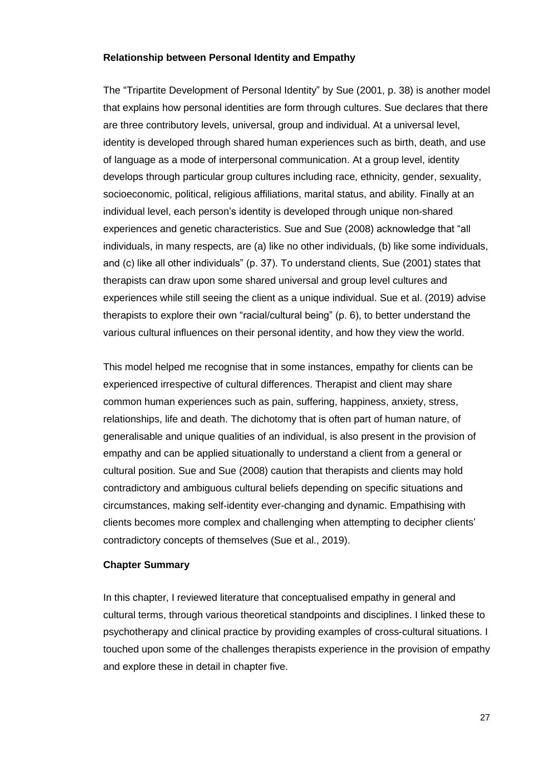**Relationship between Personal Identity and Empathy**

The "Tripartite Development of Personal Identity" by Sue (2001, p. 38) is another model that explains how personal identities are form through cultures. Sue declares that there are three contributory levels, universal, group and individual. At a universal level, identity is developed through shared human experiences such as birth, death, and use of language as a mode of interpersonal communication. At a group level, identity develops through particular group cultures including race, ethnicity, gender, sexuality, socioeconomic, political, religious affiliations, marital status, and ability. Finally at an individual level, each person's identity is developed through unique non-shared experiences and genetic characteristics. Sue and Sue (2008) acknowledge that "all individuals, in many respects, are (a) like no other individuals, (b) like some individuals, and (c) like all other individuals" (p. 37). To understand clients, Sue (2001) states that therapists can draw upon some shared universal and group level cultures and experiences while still seeing the client as a unique individual. Sue et al. (2019) advise therapists to explore their own "racial/cultural being" (p. 6), to better understand the various cultural influences on their personal identity, and how they view the world.

This model helped me recognise that in some instances, empathy for clients can be experienced irrespective of cultural differences. Therapist and client may share common human experiences such as pain, suffering, happiness, anxiety, stress, relationships, life and death. The dichotomy that is often part of human nature, of generalisable and unique qualities of an individual, is also present in the provision of empathy and can be applied situationally to understand a client from a general or cultural position. Sue and Sue (2008) caution that therapists and clients may hold contradictory and ambiguous cultural beliefs depending on specific situations and circumstances, making self-identity ever-changing and dynamic. Empathising with clients becomes more complex and challenging when attempting to decipher clients' contradictory concepts of themselves (Sue et al., 2019).

**Chapter Summary**

In this chapter, I reviewed literature that conceptualised empathy in general and cultural terms, through various theoretical standpoints and disciplines. I linked these to psychotherapy and clinical practice by providing examples of cross-cultural situations. I touched upon some of the challenges therapists experience in the provision of empathy and explore these in detail in chapter five.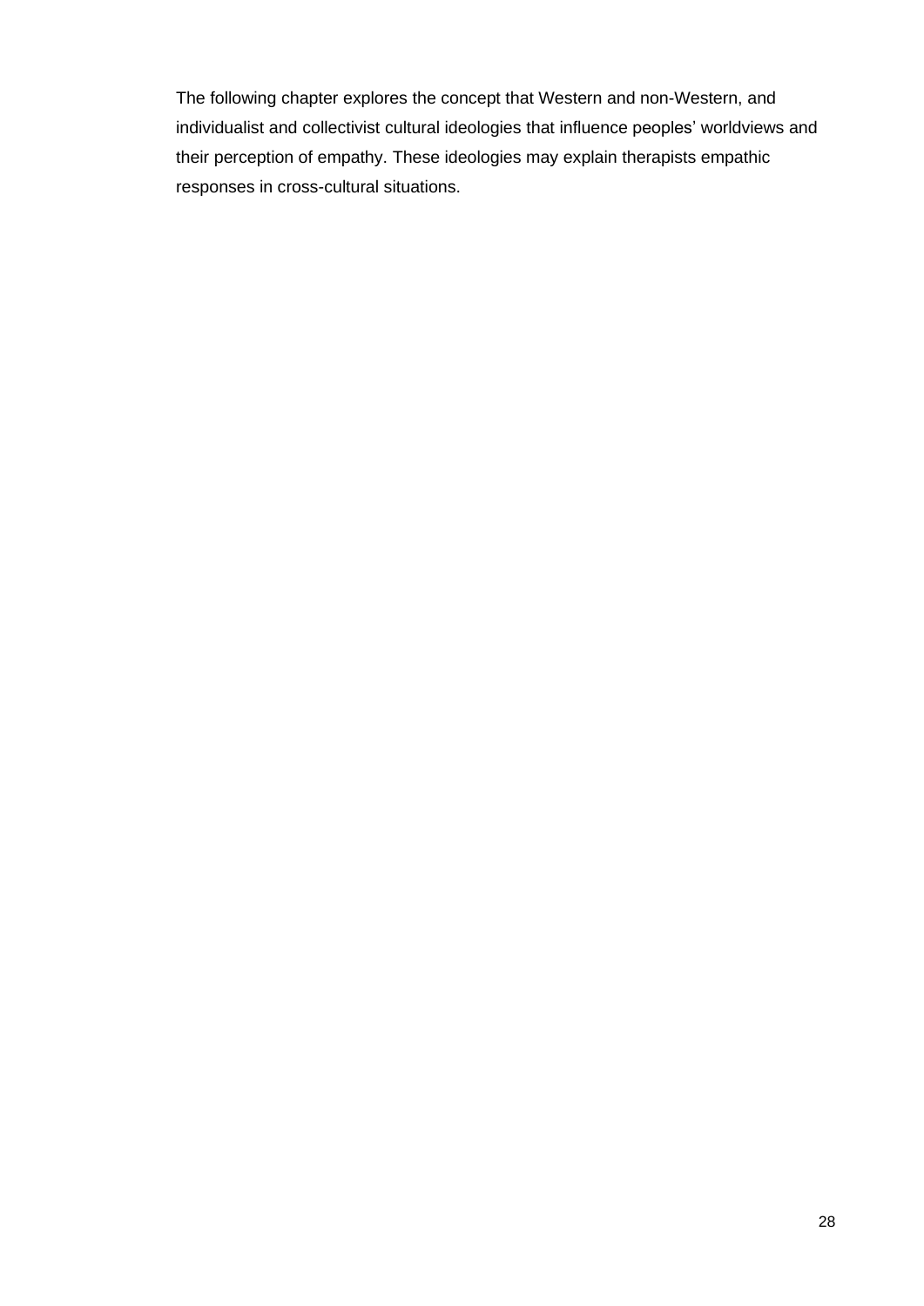The following chapter explores the concept that Western and non-Western, and individualist and collectivist cultural ideologies that influence peoples' worldviews and their perception of empathy. These ideologies may explain therapists empathic responses in cross-cultural situations.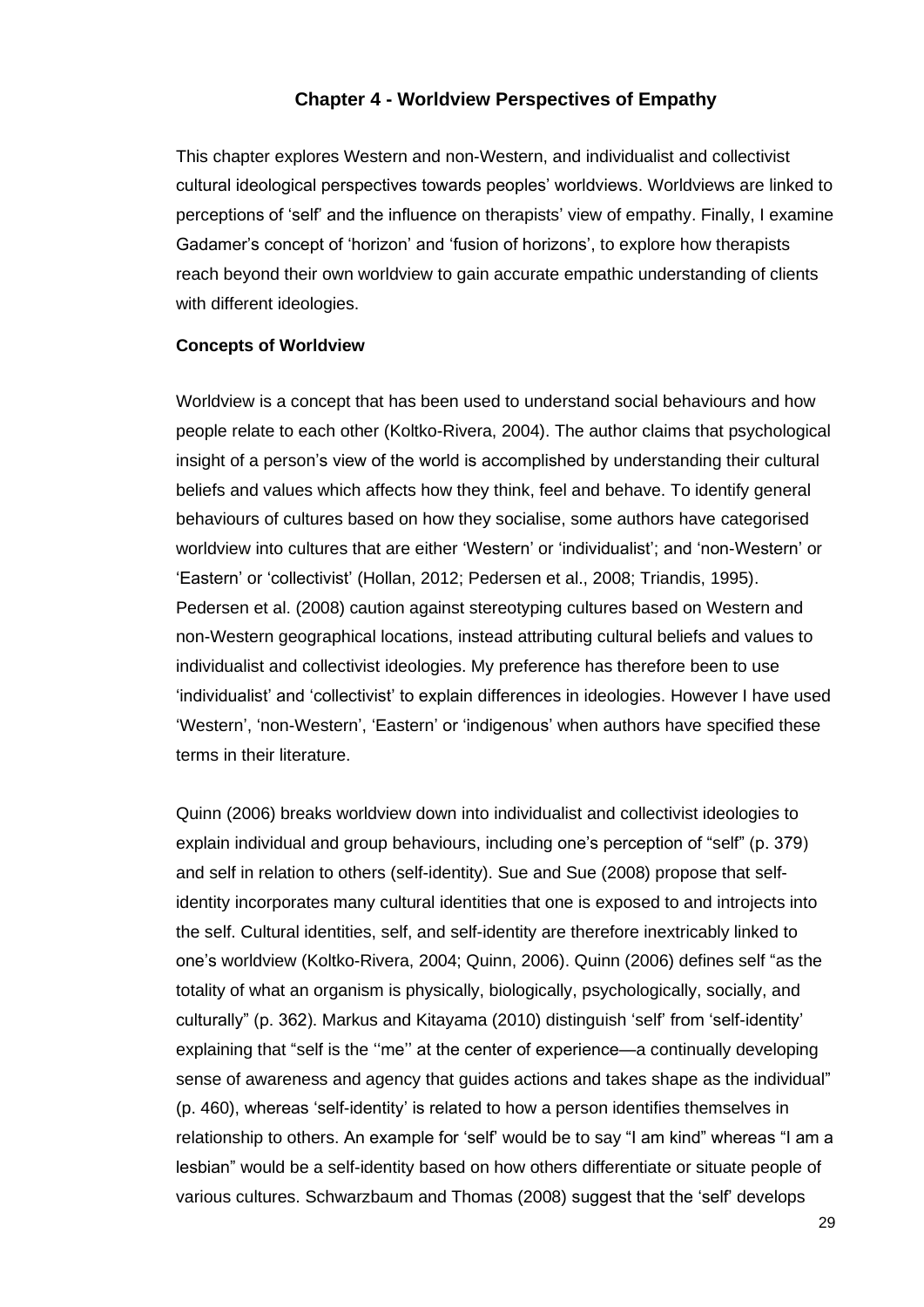# Chapter 4 - Worldview Perspectives of Empathy

This chapter explores Western and non-Western, and individualist and collectivist cultural ideological perspectives towards peoples' worldviews. Worldviews are linked to perceptions of 'self' and the influence on therapists' view of empathy. Finally, I examine Gadamer's concept of 'horizon' and 'fusion of horizons', to explore how therapists reach beyond their own worldview to gain accurate empathic understanding of clients with different ideologies.

## Concepts of Worldview

Worldview is a concept that has been used to understand social behaviours and how people relate to each other (Koltko-Rivera, 2004). The author claims that psychological insight of a person's view of the world is accomplished by understanding their cultural beliefs and values which affects how they think, feel and behave. To identify general behaviours of cultures based on how they socialise, some authors have categorised worldview into cultures that are either 'Western' or 'individualist'; and 'non-Western' or 'Eastern' or 'collectivist' (Hollan, 2012; Pedersen et al., 2008; Triandis, 1995). Pedersen et al. (2008) caution against stereotyping cultures based on Western and non-Western geographical locations, instead attributing cultural beliefs and values to individualist and collectivist ideologies. My preference has therefore been to use 'individualist' and 'collectivist' to explain differences in ideologies. However I have used 'Western', 'non-Western', 'Eastern' or 'indigenous' when authors have specified these terms in their literature.

Quinn (2006) breaks worldview down into individualist and collectivist ideologies to explain individual and group behaviours, including one's perception of "self" (p. 379) and self in relation to others (self-identity). Sue and Sue (2008) propose that self-identity incorporates many cultural identities that one is exposed to and introjects into the self. Cultural identities, self, and self-identity are therefore inextricably linked to one's worldview (Koltko-Rivera, 2004; Quinn, 2006). Quinn (2006) defines self "as the totality of what an organism is physically, biologically, psychologically, socially, and culturally" (p. 362). Markus and Kitayama (2010) distinguish 'self' from 'self-identity' explaining that "self is the ''me'' at the center of experience—a continually developing sense of awareness and agency that guides actions and takes shape as the individual" (p. 460), whereas 'self-identity' is related to how a person identifies themselves in relationship to others. An example for 'self' would be to say "I am kind" whereas "I am a lesbian" would be a self-identity based on how others differentiate or situate people of various cultures. Schwarzbaum and Thomas (2008) suggest that the 'self' develops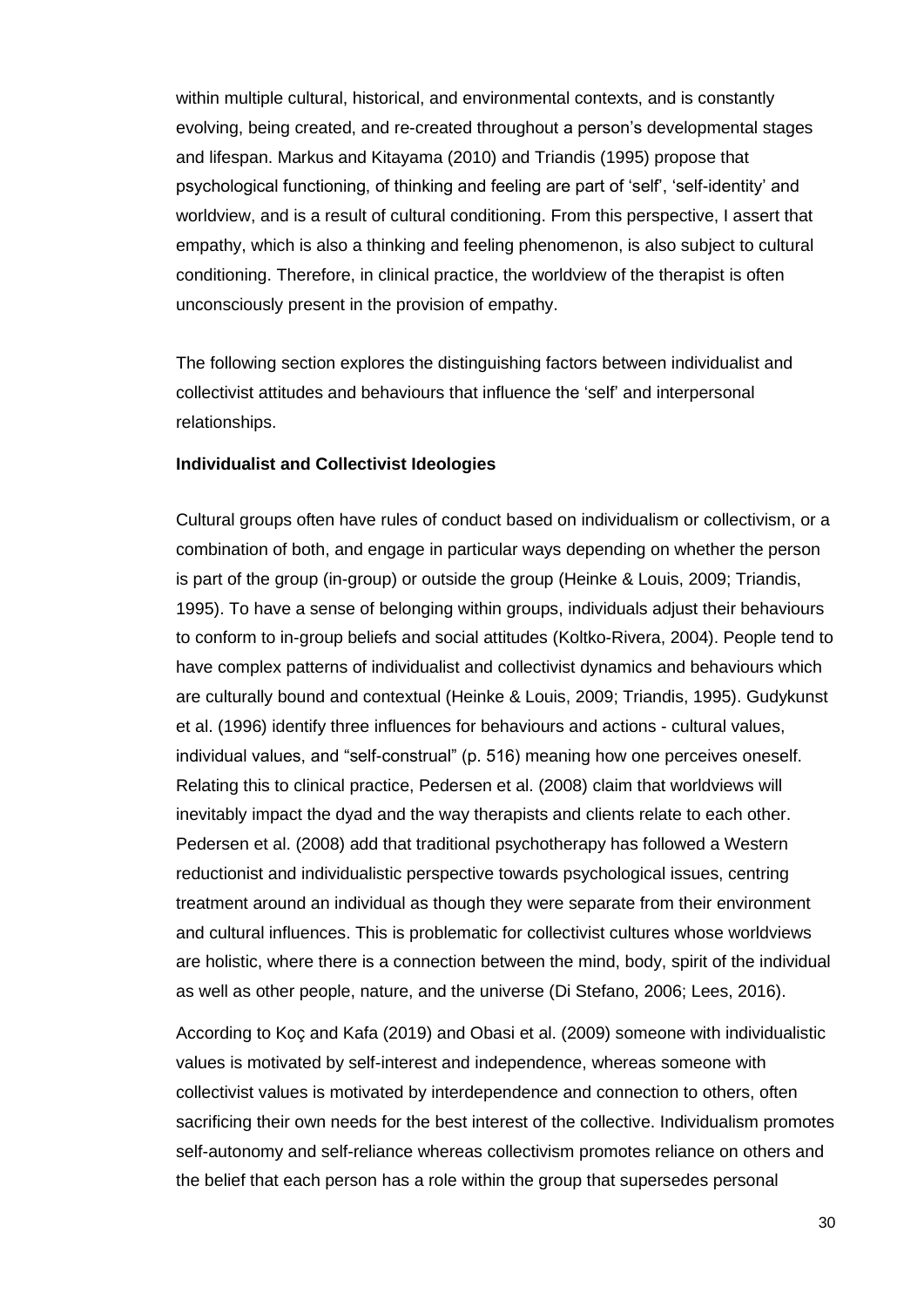within multiple cultural, historical, and environmental contexts, and is constantly evolving, being created, and re-created throughout a person's developmental stages and lifespan. Markus and Kitayama (2010) and Triandis (1995) propose that psychological functioning, of thinking and feeling are part of 'self', 'self-identity' and worldview, and is a result of cultural conditioning. From this perspective, I assert that empathy, which is also a thinking and feeling phenomenon, is also subject to cultural conditioning. Therefore, in clinical practice, the worldview of the therapist is often unconsciously present in the provision of empathy.

The following section explores the distinguishing factors between individualist and collectivist attitudes and behaviours that influence the 'self' and interpersonal relationships.

**Individualist and Collectivist Ideologies**

Cultural groups often have rules of conduct based on individualism or collectivism, or a combination of both, and engage in particular ways depending on whether the person is part of the group (in-group) or outside the group (Heinke & Louis, 2009; Triandis, 1995). To have a sense of belonging within groups, individuals adjust their behaviours to conform to in-group beliefs and social attitudes (Koltko-Rivera, 2004). People tend to have complex patterns of individualist and collectivist dynamics and behaviours which are culturally bound and contextual (Heinke & Louis, 2009; Triandis, 1995). Gudykunst et al. (1996) identify three influences for behaviours and actions - cultural values, individual values, and "self-construal" (p. 516) meaning how one perceives oneself. Relating this to clinical practice, Pedersen et al. (2008) claim that worldviews will inevitably impact the dyad and the way therapists and clients relate to each other. Pedersen et al. (2008) add that traditional psychotherapy has followed a Western reductionist and individualistic perspective towards psychological issues, centring treatment around an individual as though they were separate from their environment and cultural influences. This is problematic for collectivist cultures whose worldviews are holistic, where there is a connection between the mind, body, spirit of the individual as well as other people, nature, and the universe (Di Stefano, 2006; Lees, 2016).

According to Koç and Kafa (2019) and Obasi et al. (2009) someone with individualistic values is motivated by self-interest and independence, whereas someone with collectivist values is motivated by interdependence and connection to others, often sacrificing their own needs for the best interest of the collective. Individualism promotes self-autonomy and self-reliance whereas collectivism promotes reliance on others and the belief that each person has a role within the group that supersedes personal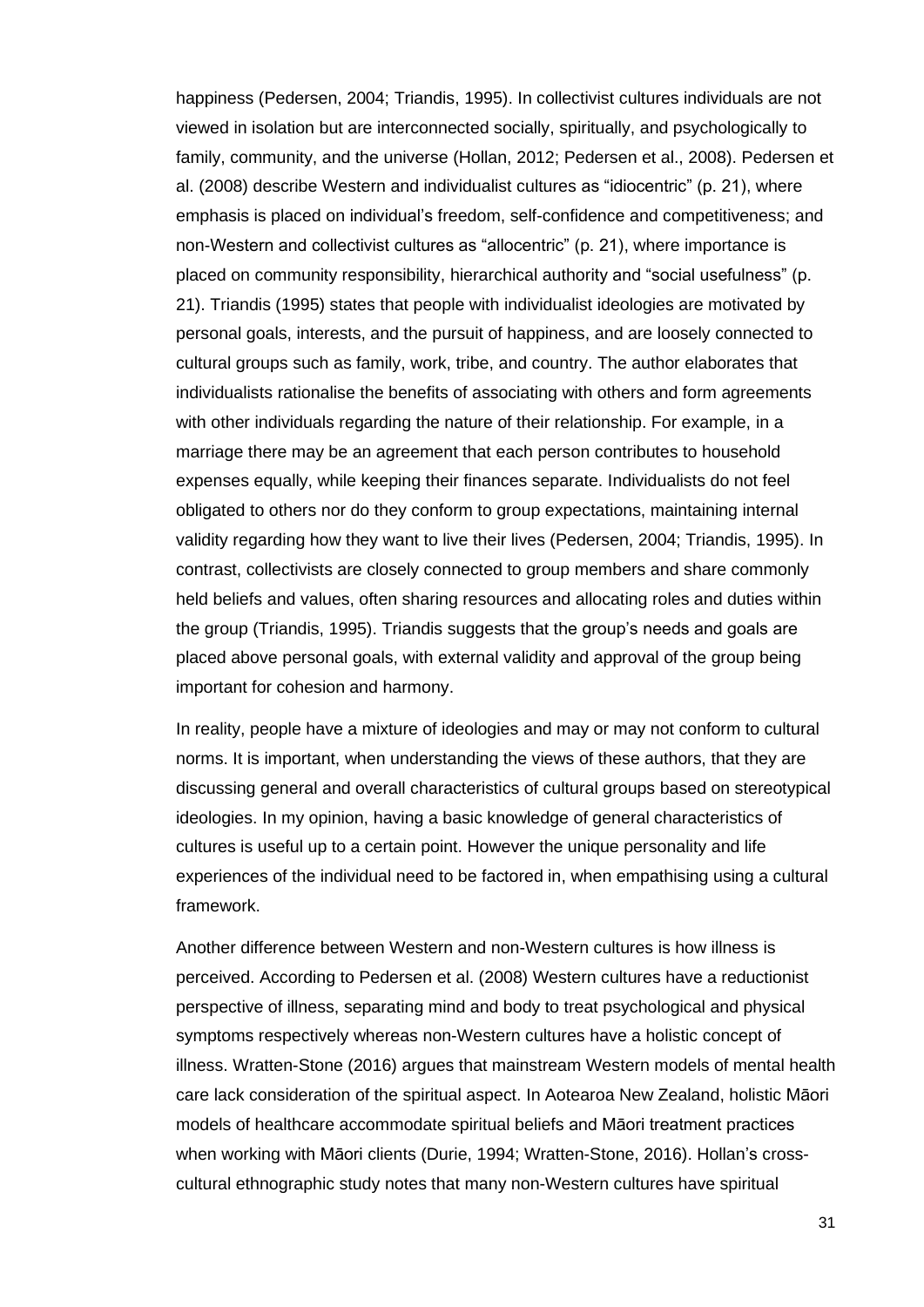happiness (Pedersen, 2004; Triandis, 1995). In collectivist cultures individuals are not viewed in isolation but are interconnected socially, spiritually, and psychologically to family, community, and the universe (Hollan, 2012; Pedersen et al., 2008). Pedersen et al. (2008) describe Western and individualist cultures as "idiocentric" (p. 21), where emphasis is placed on individual's freedom, self-confidence and competitiveness; and non-Western and collectivist cultures as "allocentric" (p. 21), where importance is placed on community responsibility, hierarchical authority and "social usefulness" (p. 21). Triandis (1995) states that people with individualist ideologies are motivated by personal goals, interests, and the pursuit of happiness, and are loosely connected to cultural groups such as family, work, tribe, and country. The author elaborates that individualists rationalise the benefits of associating with others and form agreements with other individuals regarding the nature of their relationship. For example, in a marriage there may be an agreement that each person contributes to household expenses equally, while keeping their finances separate. Individualists do not feel obligated to others nor do they conform to group expectations, maintaining internal validity regarding how they want to live their lives (Pedersen, 2004; Triandis, 1995). In contrast, collectivists are closely connected to group members and share commonly held beliefs and values, often sharing resources and allocating roles and duties within the group (Triandis, 1995). Triandis suggests that the group's needs and goals are placed above personal goals, with external validity and approval of the group being important for cohesion and harmony.

In reality, people have a mixture of ideologies and may or may not conform to cultural norms. It is important, when understanding the views of these authors, that they are discussing general and overall characteristics of cultural groups based on stereotypical ideologies. In my opinion, having a basic knowledge of general characteristics of cultures is useful up to a certain point. However the unique personality and life experiences of the individual need to be factored in, when empathising using a cultural framework.

Another difference between Western and non-Western cultures is how illness is perceived. According to Pedersen et al. (2008) Western cultures have a reductionist perspective of illness, separating mind and body to treat psychological and physical symptoms respectively whereas non-Western cultures have a holistic concept of illness. Wratten-Stone (2016) argues that mainstream Western models of mental health care lack consideration of the spiritual aspect. In Aotearoa New Zealand, holistic Māori models of healthcare accommodate spiritual beliefs and Māori treatment practices when working with Māori clients (Durie, 1994; Wratten-Stone, 2016). Hollan's cross-cultural ethnographic study notes that many non-Western cultures have spiritual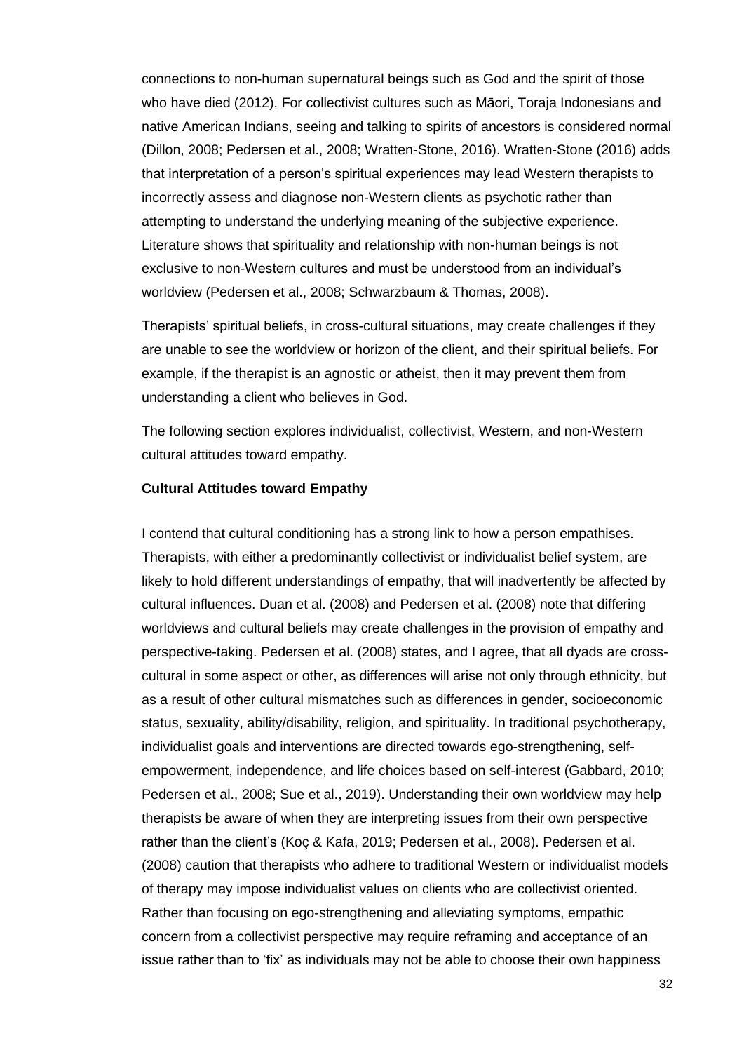connections to non-human supernatural beings such as God and the spirit of those who have died (2012). For collectivist cultures such as Māori, Toraja Indonesians and native American Indians, seeing and talking to spirits of ancestors is considered normal (Dillon, 2008; Pedersen et al., 2008; Wratten-Stone, 2016). Wratten-Stone (2016) adds that interpretation of a person's spiritual experiences may lead Western therapists to incorrectly assess and diagnose non-Western clients as psychotic rather than attempting to understand the underlying meaning of the subjective experience. Literature shows that spirituality and relationship with non-human beings is not exclusive to non-Western cultures and must be understood from an individual's worldview (Pedersen et al., 2008; Schwarzbaum & Thomas, 2008).

Therapists' spiritual beliefs, in cross-cultural situations, may create challenges if they are unable to see the worldview or horizon of the client, and their spiritual beliefs. For example, if the therapist is an agnostic or atheist, then it may prevent them from understanding a client who believes in God.

The following section explores individualist, collectivist, Western, and non-Western cultural attitudes toward empathy.

**Cultural Attitudes toward Empathy**

I contend that cultural conditioning has a strong link to how a person empathises. Therapists, with either a predominantly collectivist or individualist belief system, are likely to hold different understandings of empathy, that will inadvertently be affected by cultural influences. Duan et al. (2008) and Pedersen et al. (2008) note that differing worldviews and cultural beliefs may create challenges in the provision of empathy and perspective-taking. Pedersen et al. (2008) states, and I agree, that all dyads are cross-cultural in some aspect or other, as differences will arise not only through ethnicity, but as a result of other cultural mismatches such as differences in gender, socioeconomic status, sexuality, ability/disability, religion, and spirituality. In traditional psychotherapy, individualist goals and interventions are directed towards ego-strengthening, self-empowerment, independence, and life choices based on self-interest (Gabbard, 2010; Pedersen et al., 2008; Sue et al., 2019). Understanding their own worldview may help therapists be aware of when they are interpreting issues from their own perspective rather than the client's (Koç & Kafa, 2019; Pedersen et al., 2008). Pedersen et al. (2008) caution that therapists who adhere to traditional Western or individualist models of therapy may impose individualist values on clients who are collectivist oriented. Rather than focusing on ego-strengthening and alleviating symptoms, empathic concern from a collectivist perspective may require reframing and acceptance of an issue rather than to 'fix' as individuals may not be able to choose their own happiness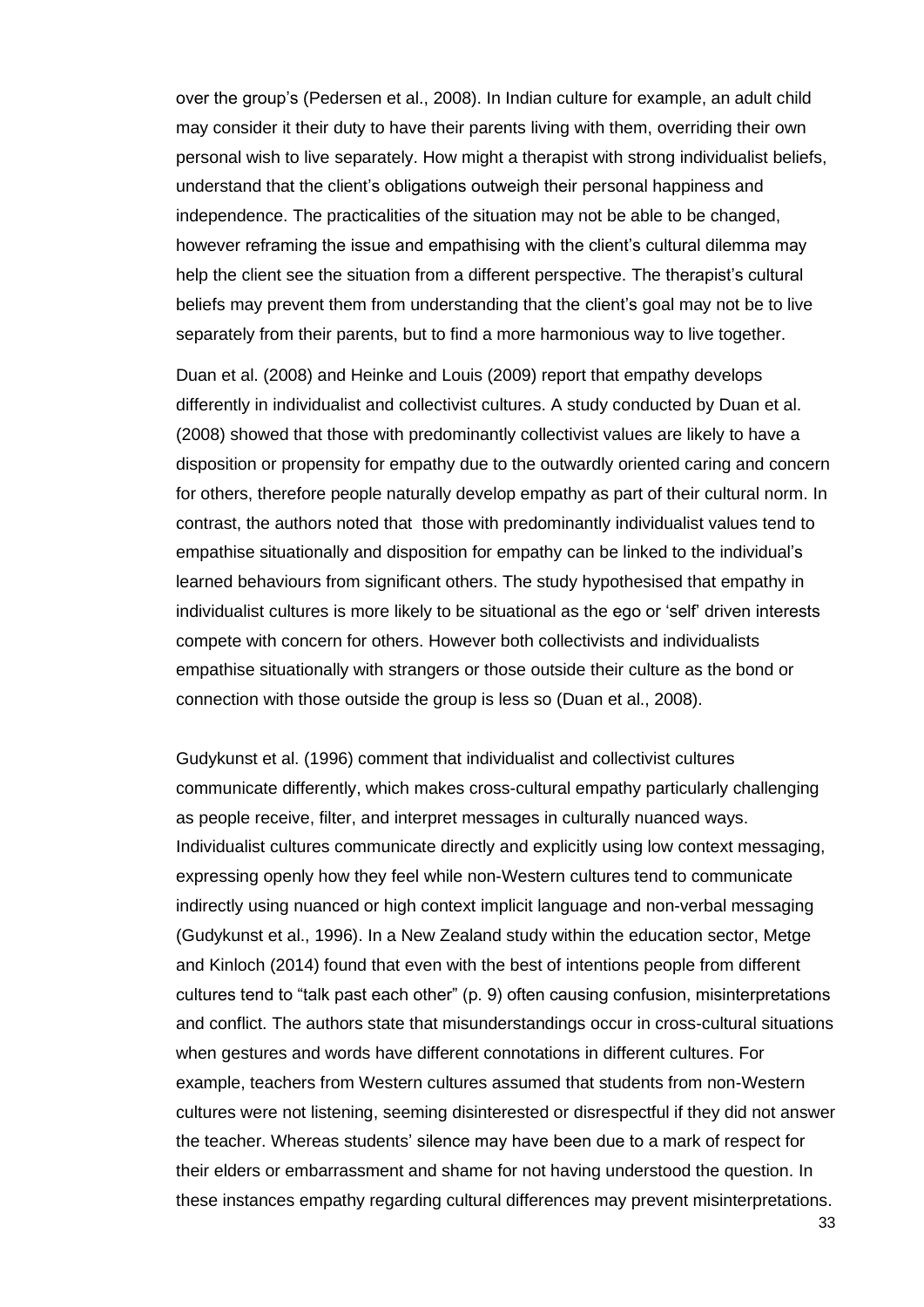over the group's (Pedersen et al., 2008). In Indian culture for example, an adult child may consider it their duty to have their parents living with them, overriding their own personal wish to live separately. How might a therapist with strong individualist beliefs, understand that the client's obligations outweigh their personal happiness and independence. The practicalities of the situation may not be able to be changed, however reframing the issue and empathising with the client's cultural dilemma may help the client see the situation from a different perspective. The therapist's cultural beliefs may prevent them from understanding that the client's goal may not be to live separately from their parents, but to find a more harmonious way to live together.

Duan et al. (2008) and Heinke and Louis (2009) report that empathy develops differently in individualist and collectivist cultures. A study conducted by Duan et al. (2008) showed that those with predominantly collectivist values are likely to have a disposition or propensity for empathy due to the outwardly oriented caring and concern for others, therefore people naturally develop empathy as part of their cultural norm. In contrast, the authors noted that those with predominantly individualist values tend to empathise situationally and disposition for empathy can be linked to the individual's learned behaviours from significant others. The study hypothesised that empathy in individualist cultures is more likely to be situational as the ego or 'self' driven interests compete with concern for others. However both collectivists and individualists empathise situationally with strangers or those outside their culture as the bond or connection with those outside the group is less so (Duan et al., 2008).

Gudykunst et al. (1996) comment that individualist and collectivist cultures communicate differently, which makes cross-cultural empathy particularly challenging as people receive, filter, and interpret messages in culturally nuanced ways. Individualist cultures communicate directly and explicitly using low context messaging, expressing openly how they feel while non-Western cultures tend to communicate indirectly using nuanced or high context implicit language and non-verbal messaging (Gudykunst et al., 1996). In a New Zealand study within the education sector, Metge and Kinloch (2014) found that even with the best of intentions people from different cultures tend to "talk past each other" (p. 9) often causing confusion, misinterpretations and conflict. The authors state that misunderstandings occur in cross-cultural situations when gestures and words have different connotations in different cultures. For example, teachers from Western cultures assumed that students from non-Western cultures were not listening, seeming disinterested or disrespectful if they did not answer the teacher. Whereas students' silence may have been due to a mark of respect for their elders or embarrassment and shame for not having understood the question. In these instances empathy regarding cultural differences may prevent misinterpretations.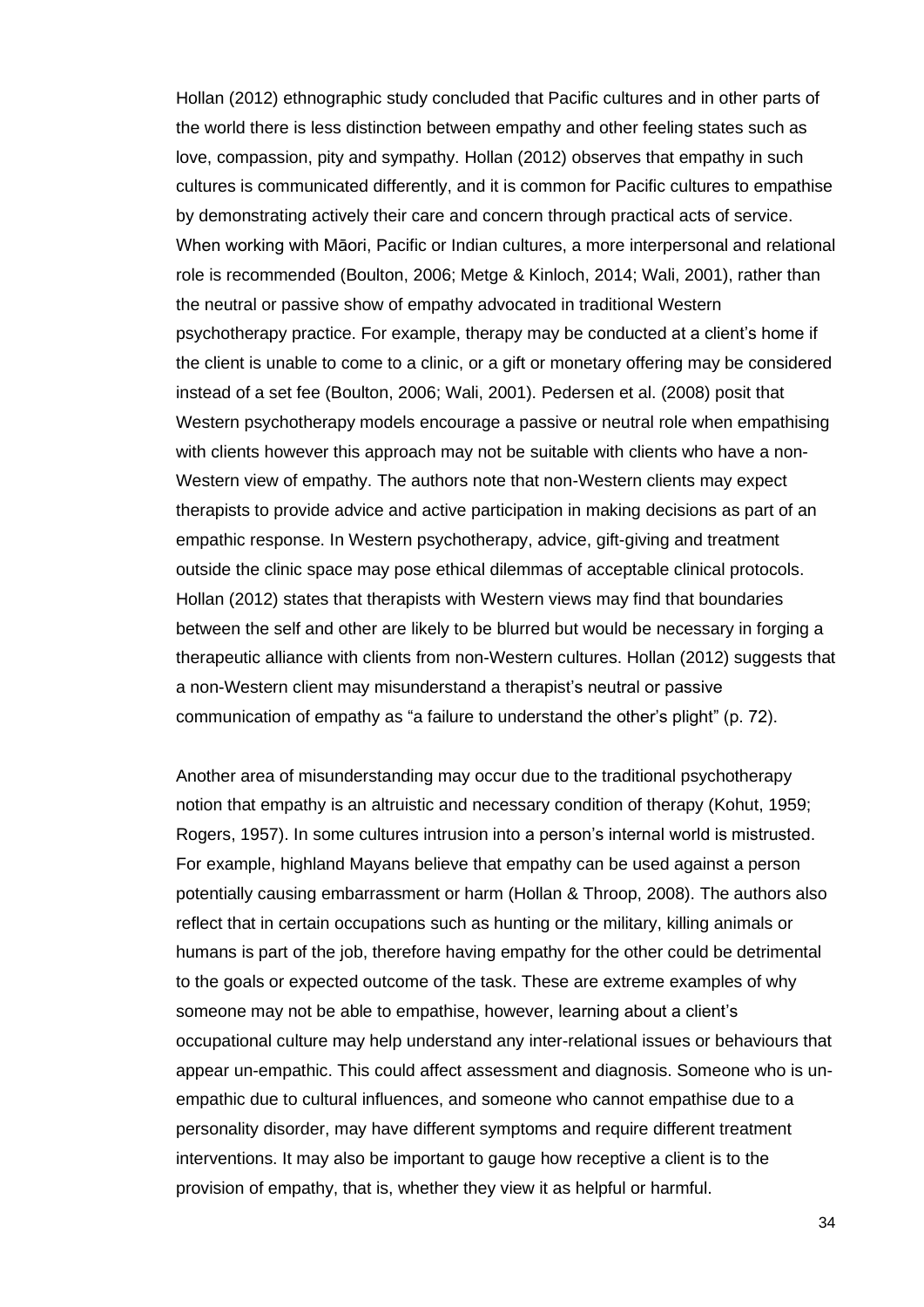Hollan (2012) ethnographic study concluded that Pacific cultures and in other parts of the world there is less distinction between empathy and other feeling states such as love, compassion, pity and sympathy. Hollan (2012) observes that empathy in such cultures is communicated differently, and it is common for Pacific cultures to empathise by demonstrating actively their care and concern through practical acts of service. When working with Māori, Pacific or Indian cultures, a more interpersonal and relational role is recommended (Boulton, 2006; Metge & Kinloch, 2014; Wali, 2001), rather than the neutral or passive show of empathy advocated in traditional Western psychotherapy practice. For example, therapy may be conducted at a client's home if the client is unable to come to a clinic, or a gift or monetary offering may be considered instead of a set fee (Boulton, 2006; Wali, 2001). Pedersen et al. (2008) posit that Western psychotherapy models encourage a passive or neutral role when empathising with clients however this approach may not be suitable with clients who have a non-Western view of empathy. The authors note that non-Western clients may expect therapists to provide advice and active participation in making decisions as part of an empathic response. In Western psychotherapy, advice, gift-giving and treatment outside the clinic space may pose ethical dilemmas of acceptable clinical protocols. Hollan (2012) states that therapists with Western views may find that boundaries between the self and other are likely to be blurred but would be necessary in forging a therapeutic alliance with clients from non-Western cultures. Hollan (2012) suggests that a non-Western client may misunderstand a therapist's neutral or passive communication of empathy as "a failure to understand the other's plight" (p. 72).

Another area of misunderstanding may occur due to the traditional psychotherapy notion that empathy is an altruistic and necessary condition of therapy (Kohut, 1959; Rogers, 1957). In some cultures intrusion into a person's internal world is mistrusted. For example, highland Mayans believe that empathy can be used against a person potentially causing embarrassment or harm (Hollan & Throop, 2008). The authors also reflect that in certain occupations such as hunting or the military, killing animals or humans is part of the job, therefore having empathy for the other could be detrimental to the goals or expected outcome of the task. These are extreme examples of why someone may not be able to empathise, however, learning about a client's occupational culture may help understand any inter-relational issues or behaviours that appear un-empathic. This could affect assessment and diagnosis. Someone who is un-empathic due to cultural influences, and someone who cannot empathise due to a personality disorder, may have different symptoms and require different treatment interventions. It may also be important to gauge how receptive a client is to the provision of empathy, that is, whether they view it as helpful or harmful.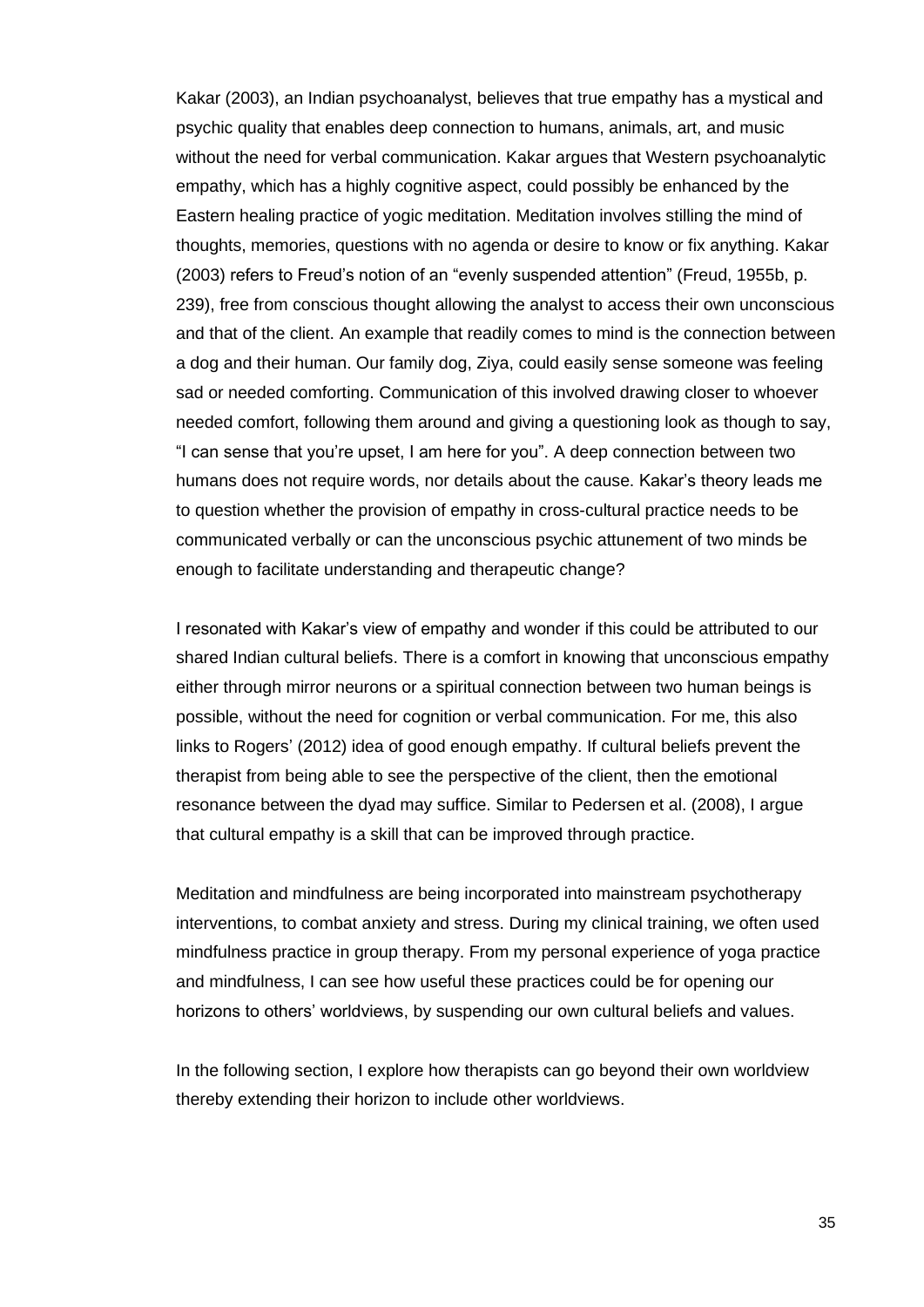Kakar (2003), an Indian psychoanalyst, believes that true empathy has a mystical and psychic quality that enables deep connection to humans, animals, art, and music without the need for verbal communication. Kakar argues that Western psychoanalytic empathy, which has a highly cognitive aspect, could possibly be enhanced by the Eastern healing practice of yogic meditation. Meditation involves stilling the mind of thoughts, memories, questions with no agenda or desire to know or fix anything. Kakar (2003) refers to Freud's notion of an "evenly suspended attention" (Freud, 1955b, p. 239), free from conscious thought allowing the analyst to access their own unconscious and that of the client. An example that readily comes to mind is the connection between a dog and their human. Our family dog, Ziya, could easily sense someone was feeling sad or needed comforting. Communication of this involved drawing closer to whoever needed comfort, following them around and giving a questioning look as though to say, "I can sense that you're upset, I am here for you". A deep connection between two humans does not require words, nor details about the cause. Kakar's theory leads me to question whether the provision of empathy in cross-cultural practice needs to be communicated verbally or can the unconscious psychic attunement of two minds be enough to facilitate understanding and therapeutic change?

I resonated with Kakar's view of empathy and wonder if this could be attributed to our shared Indian cultural beliefs. There is a comfort in knowing that unconscious empathy either through mirror neurons or a spiritual connection between two human beings is possible, without the need for cognition or verbal communication. For me, this also links to Rogers' (2012) idea of good enough empathy. If cultural beliefs prevent the therapist from being able to see the perspective of the client, then the emotional resonance between the dyad may suffice. Similar to Pedersen et al. (2008), I argue that cultural empathy is a skill that can be improved through practice.

Meditation and mindfulness are being incorporated into mainstream psychotherapy interventions, to combat anxiety and stress. During my clinical training, we often used mindfulness practice in group therapy. From my personal experience of yoga practice and mindfulness, I can see how useful these practices could be for opening our horizons to others' worldviews, by suspending our own cultural beliefs and values.

In the following section, I explore how therapists can go beyond their own worldview thereby extending their horizon to include other worldviews.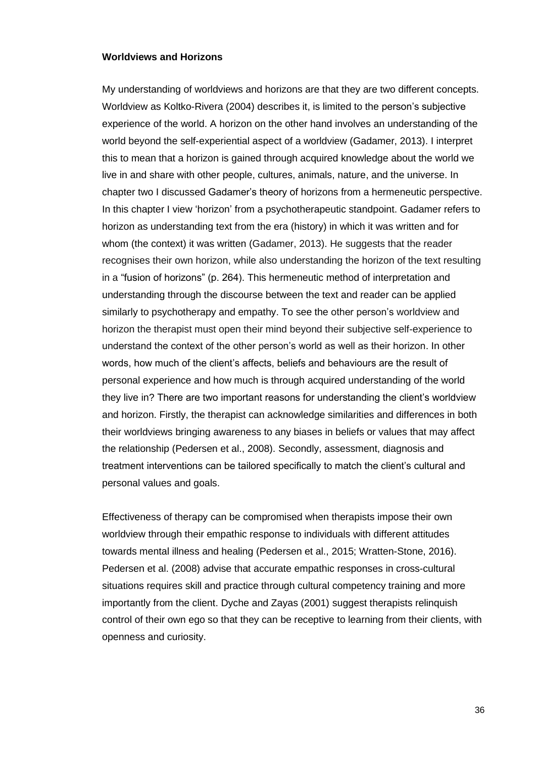**Worldviews and Horizons**

My understanding of worldviews and horizons are that they are two different concepts. Worldview as Koltko-Rivera (2004) describes it, is limited to the person's subjective experience of the world. A horizon on the other hand involves an understanding of the world beyond the self-experiential aspect of a worldview (Gadamer, 2013). I interpret this to mean that a horizon is gained through acquired knowledge about the world we live in and share with other people, cultures, animals, nature, and the universe. In chapter two I discussed Gadamer's theory of horizons from a hermeneutic perspective. In this chapter I view 'horizon' from a psychotherapeutic standpoint. Gadamer refers to horizon as understanding text from the era (history) in which it was written and for whom (the context) it was written (Gadamer, 2013). He suggests that the reader recognises their own horizon, while also understanding the horizon of the text resulting in a "fusion of horizons" (p. 264). This hermeneutic method of interpretation and understanding through the discourse between the text and reader can be applied similarly to psychotherapy and empathy. To see the other person's worldview and horizon the therapist must open their mind beyond their subjective self-experience to understand the context of the other person's world as well as their horizon. In other words, how much of the client's affects, beliefs and behaviours are the result of personal experience and how much is through acquired understanding of the world they live in? There are two important reasons for understanding the client's worldview and horizon. Firstly, the therapist can acknowledge similarities and differences in both their worldviews bringing awareness to any biases in beliefs or values that may affect the relationship (Pedersen et al., 2008). Secondly, assessment, diagnosis and treatment interventions can be tailored specifically to match the client's cultural and personal values and goals.

Effectiveness of therapy can be compromised when therapists impose their own worldview through their empathic response to individuals with different attitudes towards mental illness and healing (Pedersen et al., 2015; Wratten-Stone, 2016). Pedersen et al. (2008) advise that accurate empathic responses in cross-cultural situations requires skill and practice through cultural competency training and more importantly from the client. Dyche and Zayas (2001) suggest therapists relinquish control of their own ego so that they can be receptive to learning from their clients, with openness and curiosity.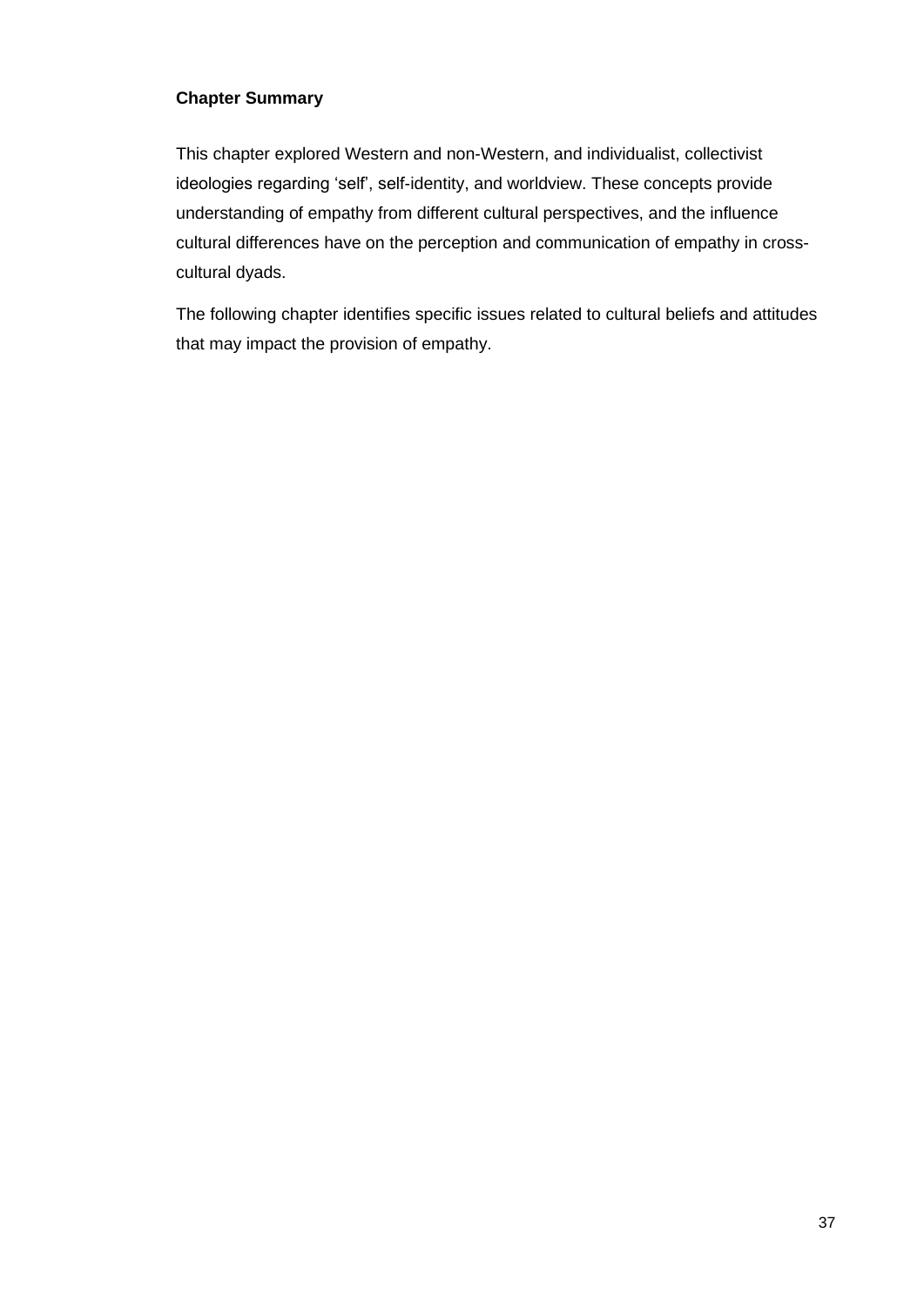**Chapter Summary**

This chapter explored Western and non-Western, and individualist, collectivist ideologies regarding ‘self’, self-identity, and worldview. These concepts provide understanding of empathy from different cultural perspectives, and the influence cultural differences have on the perception and communication of empathy in cross-cultural dyads.

The following chapter identifies specific issues related to cultural beliefs and attitudes that may impact the provision of empathy.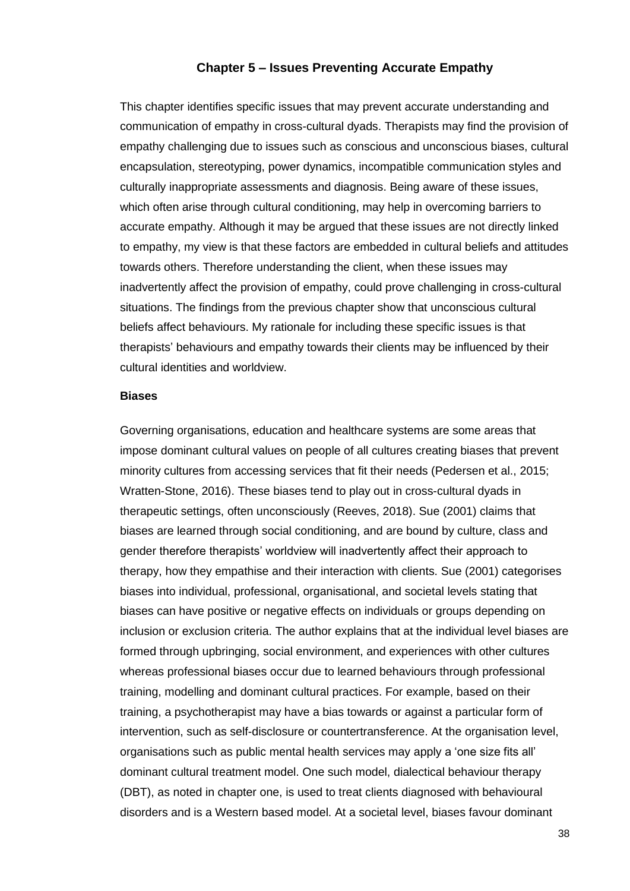## Chapter 5 – Issues Preventing Accurate Empathy

This chapter identifies specific issues that may prevent accurate understanding and communication of empathy in cross-cultural dyads. Therapists may find the provision of empathy challenging due to issues such as conscious and unconscious biases, cultural encapsulation, stereotyping, power dynamics, incompatible communication styles and culturally inappropriate assessments and diagnosis. Being aware of these issues, which often arise through cultural conditioning, may help in overcoming barriers to accurate empathy. Although it may be argued that these issues are not directly linked to empathy, my view is that these factors are embedded in cultural beliefs and attitudes towards others. Therefore understanding the client, when these issues may inadvertently affect the provision of empathy, could prove challenging in cross-cultural situations. The findings from the previous chapter show that unconscious cultural beliefs affect behaviours. My rationale for including these specific issues is that therapists' behaviours and empathy towards their clients may be influenced by their cultural identities and worldview.

### Biases

Governing organisations, education and healthcare systems are some areas that impose dominant cultural values on people of all cultures creating biases that prevent minority cultures from accessing services that fit their needs (Pedersen et al., 2015; Wratten-Stone, 2016). These biases tend to play out in cross-cultural dyads in therapeutic settings, often unconsciously (Reeves, 2018). Sue (2001) claims that biases are learned through social conditioning, and are bound by culture, class and gender therefore therapists' worldview will inadvertently affect their approach to therapy, how they empathise and their interaction with clients. Sue (2001) categorises biases into individual, professional, organisational, and societal levels stating that biases can have positive or negative effects on individuals or groups depending on inclusion or exclusion criteria. The author explains that at the individual level biases are formed through upbringing, social environment, and experiences with other cultures whereas professional biases occur due to learned behaviours through professional training, modelling and dominant cultural practices. For example, based on their training, a psychotherapist may have a bias towards or against a particular form of intervention, such as self-disclosure or countertransference. At the organisation level, organisations such as public mental health services may apply a 'one size fits all' dominant cultural treatment model. One such model, dialectical behaviour therapy (DBT), as noted in chapter one, is used to treat clients diagnosed with behavioural disorders and is a Western based model. At a societal level, biases favour dominant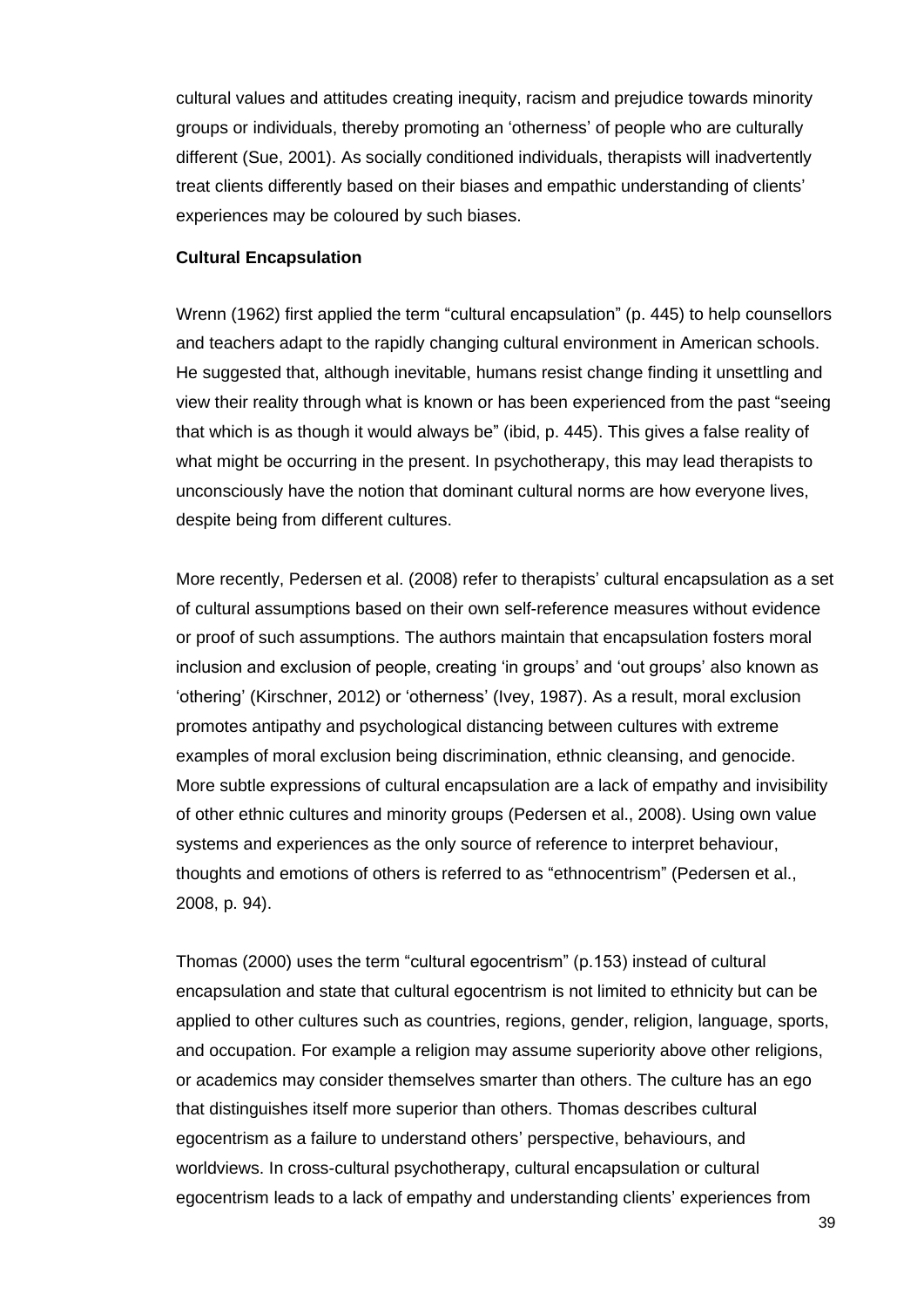cultural values and attitudes creating inequity, racism and prejudice towards minority groups or individuals, thereby promoting an 'otherness' of people who are culturally different (Sue, 2001). As socially conditioned individuals, therapists will inadvertently treat clients differently based on their biases and empathic understanding of clients' experiences may be coloured by such biases.

**Cultural Encapsulation**

Wrenn (1962) first applied the term "cultural encapsulation" (p. 445) to help counsellors and teachers adapt to the rapidly changing cultural environment in American schools. He suggested that, although inevitable, humans resist change finding it unsettling and view their reality through what is known or has been experienced from the past "seeing that which is as though it would always be" (ibid, p. 445). This gives a false reality of what might be occurring in the present. In psychotherapy, this may lead therapists to unconsciously have the notion that dominant cultural norms are how everyone lives, despite being from different cultures.

More recently, Pedersen et al. (2008) refer to therapists' cultural encapsulation as a set of cultural assumptions based on their own self-reference measures without evidence or proof of such assumptions. The authors maintain that encapsulation fosters moral inclusion and exclusion of people, creating 'in groups' and 'out groups' also known as 'othering' (Kirschner, 2012) or 'otherness' (Ivey, 1987). As a result, moral exclusion promotes antipathy and psychological distancing between cultures with extreme examples of moral exclusion being discrimination, ethnic cleansing, and genocide. More subtle expressions of cultural encapsulation are a lack of empathy and invisibility of other ethnic cultures and minority groups (Pedersen et al., 2008). Using own value systems and experiences as the only source of reference to interpret behaviour, thoughts and emotions of others is referred to as "ethnocentrism" (Pedersen et al., 2008, p. 94).

Thomas (2000) uses the term "cultural egocentrism" (p.153) instead of cultural encapsulation and state that cultural egocentrism is not limited to ethnicity but can be applied to other cultures such as countries, regions, gender, religion, language, sports, and occupation. For example a religion may assume superiority above other religions, or academics may consider themselves smarter than others. The culture has an ego that distinguishes itself more superior than others. Thomas describes cultural egocentrism as a failure to understand others' perspective, behaviours, and worldviews. In cross-cultural psychotherapy, cultural encapsulation or cultural egocentrism leads to a lack of empathy and understanding clients' experiences from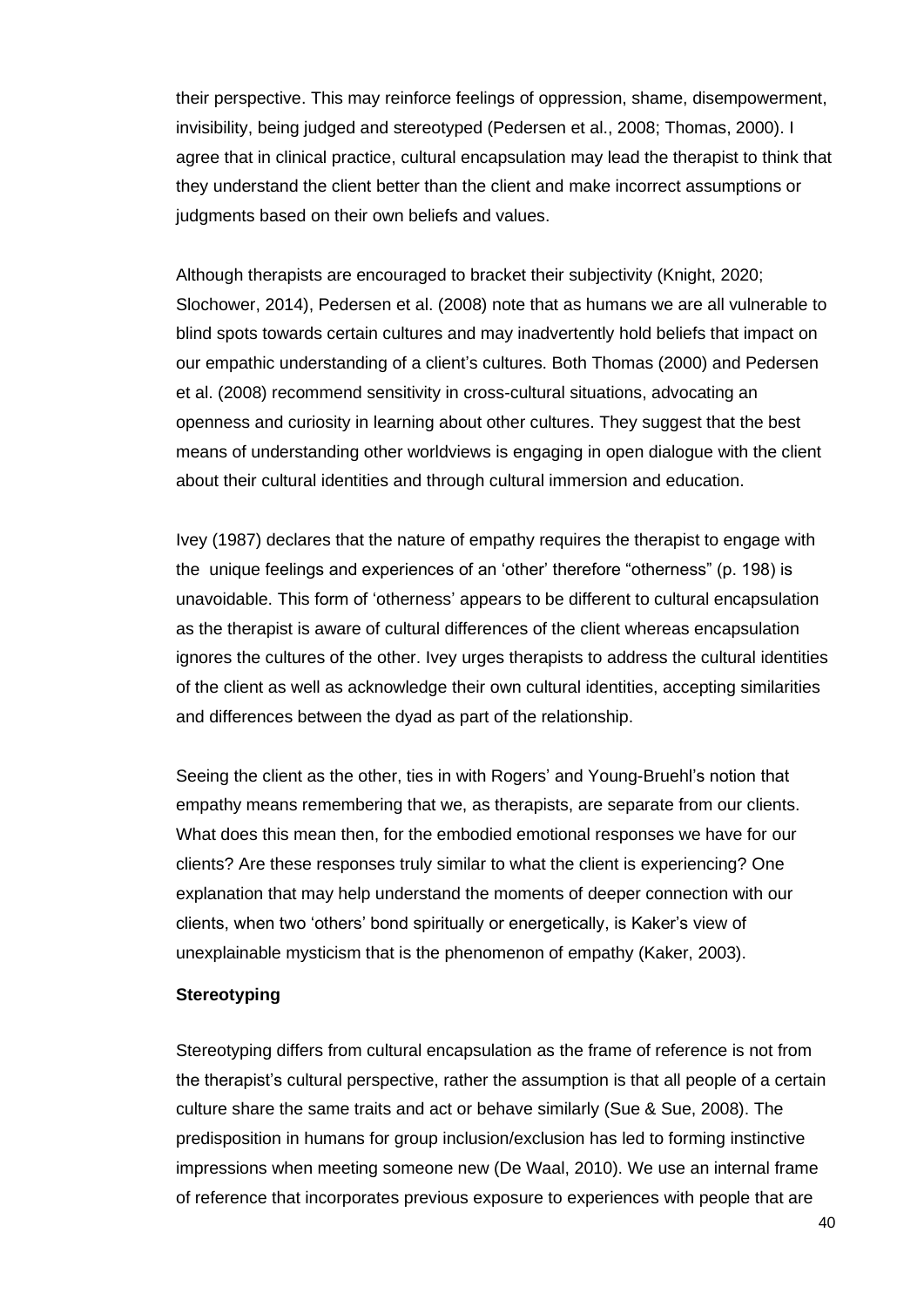their perspective. This may reinforce feelings of oppression, shame, disempowerment, invisibility, being judged and stereotyped (Pedersen et al., 2008; Thomas, 2000). I agree that in clinical practice, cultural encapsulation may lead the therapist to think that they understand the client better than the client and make incorrect assumptions or judgments based on their own beliefs and values.

Although therapists are encouraged to bracket their subjectivity (Knight, 2020; Slochower, 2014), Pedersen et al. (2008) note that as humans we are all vulnerable to blind spots towards certain cultures and may inadvertently hold beliefs that impact on our empathic understanding of a client's cultures. Both Thomas (2000) and Pedersen et al. (2008) recommend sensitivity in cross-cultural situations, advocating an openness and curiosity in learning about other cultures. They suggest that the best means of understanding other worldviews is engaging in open dialogue with the client about their cultural identities and through cultural immersion and education.

Ivey (1987) declares that the nature of empathy requires the therapist to engage with the unique feelings and experiences of an 'other' therefore "otherness" (p. 198) is unavoidable. This form of 'otherness' appears to be different to cultural encapsulation as the therapist is aware of cultural differences of the client whereas encapsulation ignores the cultures of the other. Ivey urges therapists to address the cultural identities of the client as well as acknowledge their own cultural identities, accepting similarities and differences between the dyad as part of the relationship.

Seeing the client as the other, ties in with Rogers' and Young-Bruehl's notion that empathy means remembering that we, as therapists, are separate from our clients. What does this mean then, for the embodied emotional responses we have for our clients? Are these responses truly similar to what the client is experiencing? One explanation that may help understand the moments of deeper connection with our clients, when two 'others' bond spiritually or energetically, is Kaker's view of unexplainable mysticism that is the phenomenon of empathy (Kaker, 2003).

**Stereotyping**

Stereotyping differs from cultural encapsulation as the frame of reference is not from the therapist's cultural perspective, rather the assumption is that all people of a certain culture share the same traits and act or behave similarly (Sue & Sue, 2008). The predisposition in humans for group inclusion/exclusion has led to forming instinctive impressions when meeting someone new (De Waal, 2010). We use an internal frame of reference that incorporates previous exposure to experiences with people that are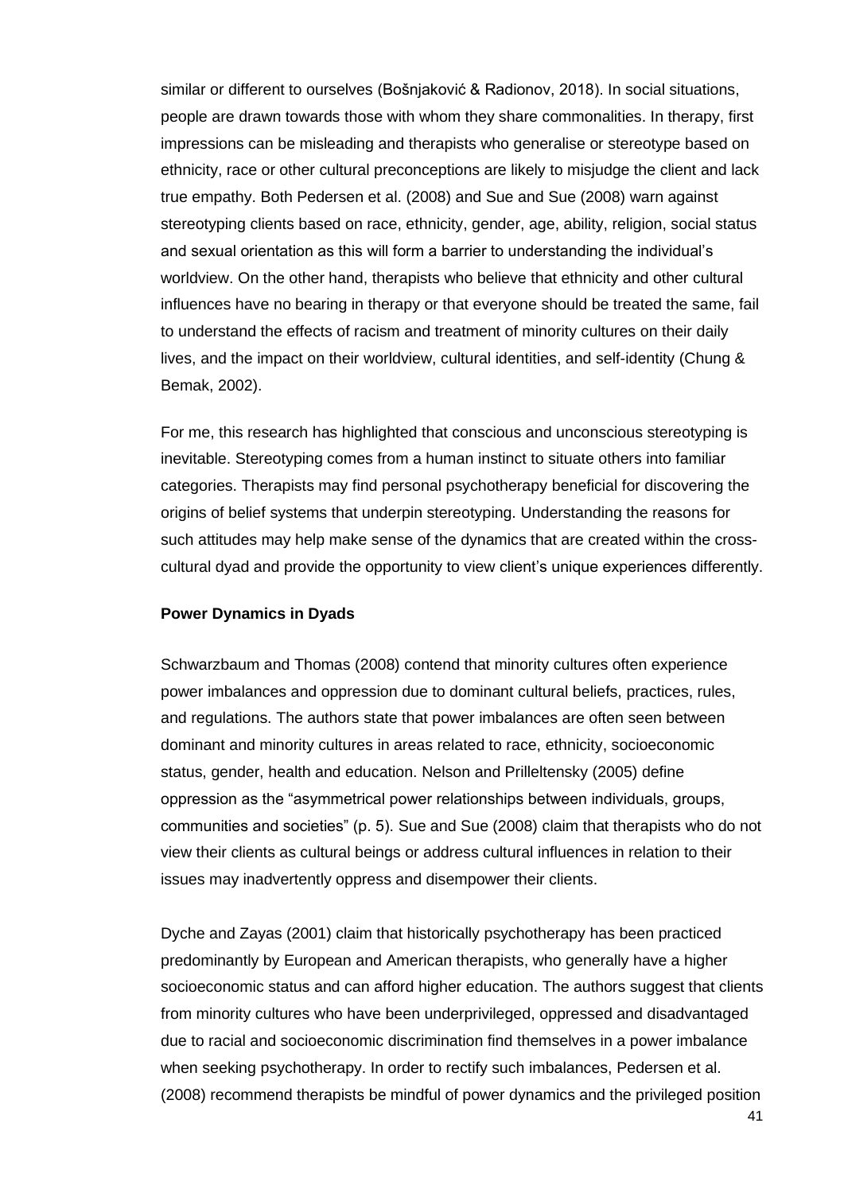similar or different to ourselves (Bošnjaković & Radionov, 2018). In social situations, people are drawn towards those with whom they share commonalities. In therapy, first impressions can be misleading and therapists who generalise or stereotype based on ethnicity, race or other cultural preconceptions are likely to misjudge the client and lack true empathy. Both Pedersen et al. (2008) and Sue and Sue (2008) warn against stereotyping clients based on race, ethnicity, gender, age, ability, religion, social status and sexual orientation as this will form a barrier to understanding the individual's worldview. On the other hand, therapists who believe that ethnicity and other cultural influences have no bearing in therapy or that everyone should be treated the same, fail to understand the effects of racism and treatment of minority cultures on their daily lives, and the impact on their worldview, cultural identities, and self-identity (Chung & Bemak, 2002).

For me, this research has highlighted that conscious and unconscious stereotyping is inevitable. Stereotyping comes from a human instinct to situate others into familiar categories. Therapists may find personal psychotherapy beneficial for discovering the origins of belief systems that underpin stereotyping. Understanding the reasons for such attitudes may help make sense of the dynamics that are created within the cross-cultural dyad and provide the opportunity to view client's unique experiences differently.

**Power Dynamics in Dyads**

Schwarzbaum and Thomas (2008) contend that minority cultures often experience power imbalances and oppression due to dominant cultural beliefs, practices, rules, and regulations. The authors state that power imbalances are often seen between dominant and minority cultures in areas related to race, ethnicity, socioeconomic status, gender, health and education. Nelson and Prilleltensky (2005) define oppression as the "asymmetrical power relationships between individuals, groups, communities and societies" (p. 5). Sue and Sue (2008) claim that therapists who do not view their clients as cultural beings or address cultural influences in relation to their issues may inadvertently oppress and disempower their clients.

Dyche and Zayas (2001) claim that historically psychotherapy has been practiced predominantly by European and American therapists, who generally have a higher socioeconomic status and can afford higher education. The authors suggest that clients from minority cultures who have been underprivileged, oppressed and disadvantaged due to racial and socioeconomic discrimination find themselves in a power imbalance when seeking psychotherapy. In order to rectify such imbalances, Pedersen et al. (2008) recommend therapists be mindful of power dynamics and the privileged position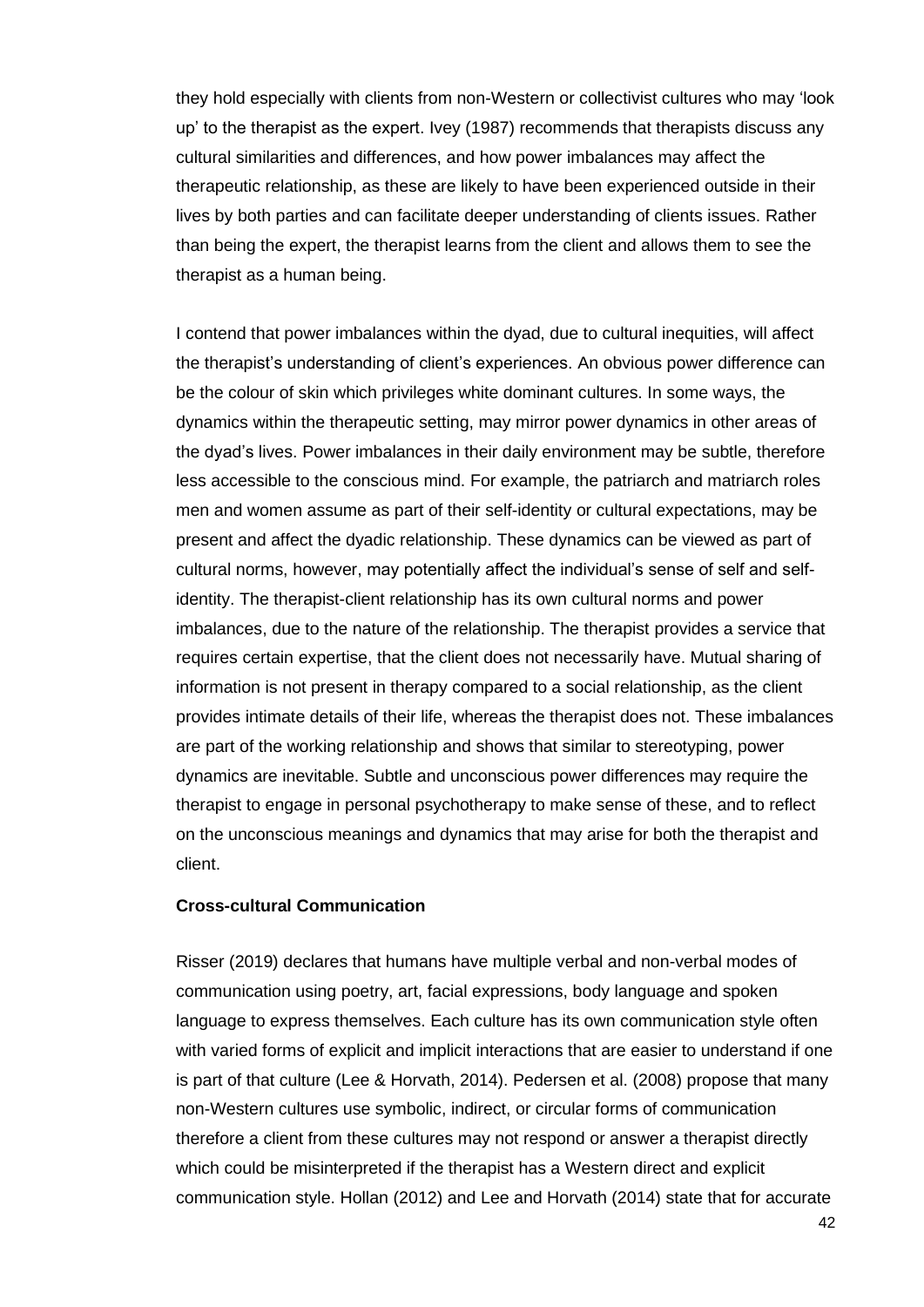they hold especially with clients from non-Western or collectivist cultures who may 'look up' to the therapist as the expert. Ivey (1987) recommends that therapists discuss any cultural similarities and differences, and how power imbalances may affect the therapeutic relationship, as these are likely to have been experienced outside in their lives by both parties and can facilitate deeper understanding of clients issues. Rather than being the expert, the therapist learns from the client and allows them to see the therapist as a human being.

I contend that power imbalances within the dyad, due to cultural inequities, will affect the therapist's understanding of client's experiences. An obvious power difference can be the colour of skin which privileges white dominant cultures. In some ways, the dynamics within the therapeutic setting, may mirror power dynamics in other areas of the dyad's lives. Power imbalances in their daily environment may be subtle, therefore less accessible to the conscious mind. For example, the patriarch and matriarch roles men and women assume as part of their self-identity or cultural expectations, may be present and affect the dyadic relationship. These dynamics can be viewed as part of cultural norms, however, may potentially affect the individual's sense of self and self-identity. The therapist-client relationship has its own cultural norms and power imbalances, due to the nature of the relationship. The therapist provides a service that requires certain expertise, that the client does not necessarily have. Mutual sharing of information is not present in therapy compared to a social relationship, as the client provides intimate details of their life, whereas the therapist does not. These imbalances are part of the working relationship and shows that similar to stereotyping, power dynamics are inevitable. Subtle and unconscious power differences may require the therapist to engage in personal psychotherapy to make sense of these, and to reflect on the unconscious meanings and dynamics that may arise for both the therapist and client.

**Cross-cultural Communication**

Risser (2019) declares that humans have multiple verbal and non-verbal modes of communication using poetry, art, facial expressions, body language and spoken language to express themselves. Each culture has its own communication style often with varied forms of explicit and implicit interactions that are easier to understand if one is part of that culture (Lee & Horvath, 2014). Pedersen et al. (2008) propose that many non-Western cultures use symbolic, indirect, or circular forms of communication therefore a client from these cultures may not respond or answer a therapist directly which could be misinterpreted if the therapist has a Western direct and explicit communication style. Hollan (2012) and Lee and Horvath (2014) state that for accurate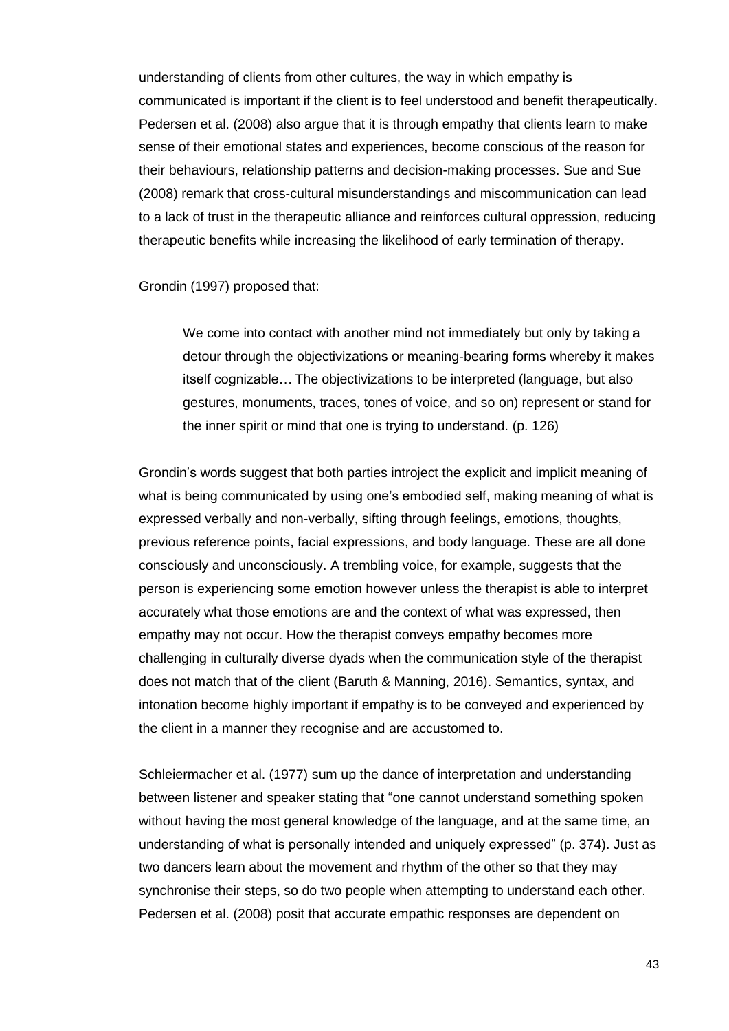understanding of clients from other cultures, the way in which empathy is communicated is important if the client is to feel understood and benefit therapeutically. Pedersen et al. (2008) also argue that it is through empathy that clients learn to make sense of their emotional states and experiences, become conscious of the reason for their behaviours, relationship patterns and decision-making processes. Sue and Sue (2008) remark that cross-cultural misunderstandings and miscommunication can lead to a lack of trust in the therapeutic alliance and reinforces cultural oppression, reducing therapeutic benefits while increasing the likelihood of early termination of therapy.

Grondin (1997) proposed that:

> We come into contact with another mind not immediately but only by taking a detour through the objectivizations or meaning-bearing forms whereby it makes itself cognizable… The objectivizations to be interpreted (language, but also gestures, monuments, traces, tones of voice, and so on) represent or stand for the inner spirit or mind that one is trying to understand. (p. 126)

Grondin's words suggest that both parties introject the explicit and implicit meaning of what is being communicated by using one's embodied self, making meaning of what is expressed verbally and non-verbally, sifting through feelings, emotions, thoughts, previous reference points, facial expressions, and body language. These are all done consciously and unconsciously. A trembling voice, for example, suggests that the person is experiencing some emotion however unless the therapist is able to interpret accurately what those emotions are and the context of what was expressed, then empathy may not occur. How the therapist conveys empathy becomes more challenging in culturally diverse dyads when the communication style of the therapist does not match that of the client (Baruth & Manning, 2016). Semantics, syntax, and intonation become highly important if empathy is to be conveyed and experienced by the client in a manner they recognise and are accustomed to.

Schleiermacher et al. (1977) sum up the dance of interpretation and understanding between listener and speaker stating that "one cannot understand something spoken without having the most general knowledge of the language, and at the same time, an understanding of what is personally intended and uniquely expressed" (p. 374). Just as two dancers learn about the movement and rhythm of the other so that they may synchronise their steps, so do two people when attempting to understand each other. Pedersen et al. (2008) posit that accurate empathic responses are dependent on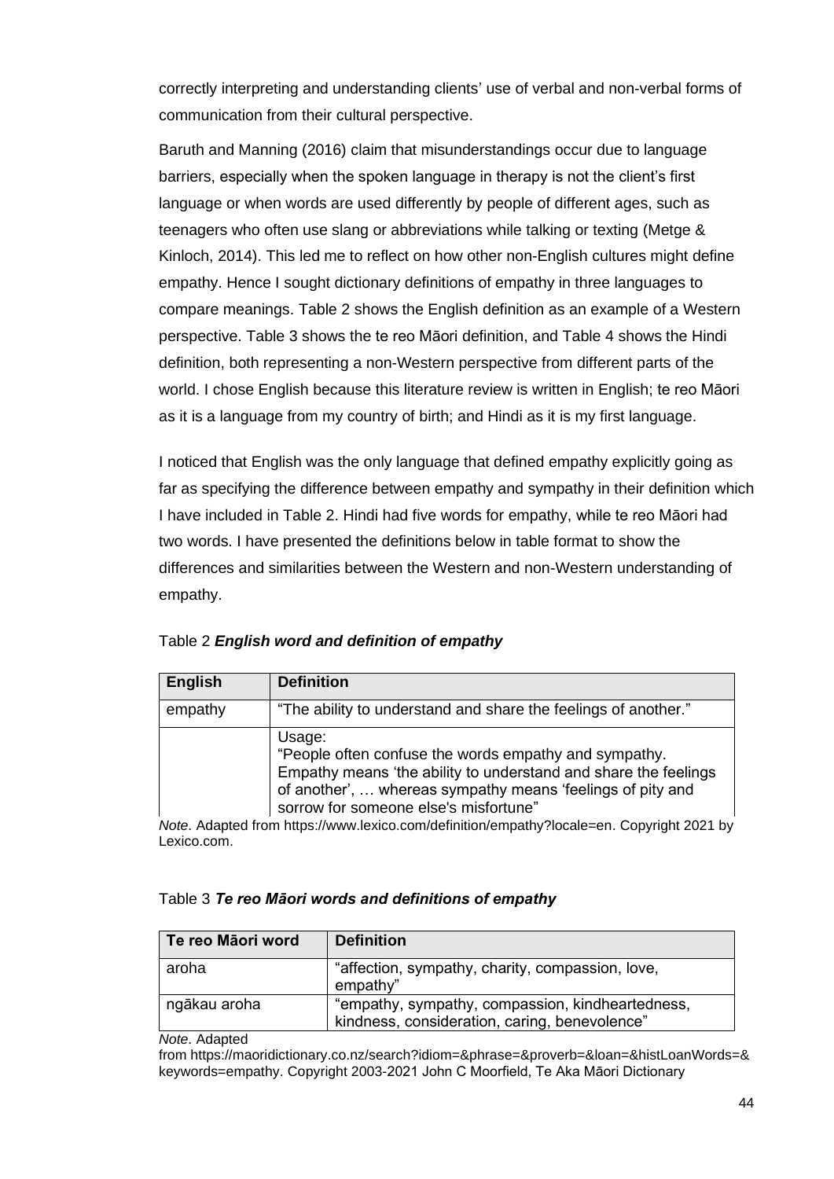correctly interpreting and understanding clients' use of verbal and non-verbal forms of communication from their cultural perspective.

Baruth and Manning (2016) claim that misunderstandings occur due to language barriers, especially when the spoken language in therapy is not the client's first language or when words are used differently by people of different ages, such as teenagers who often use slang or abbreviations while talking or texting (Metge & Kinloch, 2014). This led me to reflect on how other non-English cultures might define empathy. Hence I sought dictionary definitions of empathy in three languages to compare meanings. Table 2 shows the English definition as an example of a Western perspective. Table 3 shows the te reo Māori definition, and Table 4 shows the Hindi definition, both representing a non-Western perspective from different parts of the world. I chose English because this literature review is written in English; te reo Māori as it is a language from my country of birth; and Hindi as it is my first language.

I noticed that English was the only language that defined empathy explicitly going as far as specifying the difference between empathy and sympathy in their definition which I have included in Table 2. Hindi had five words for empathy, while te reo Māori had two words. I have presented the definitions below in table format to show the differences and similarities between the Western and non-Western understanding of empathy.

Table 2 ***English word and definition of empathy***

| English | Definition |
|---|---|
| empathy | "The ability to understand and share the feelings of another." |
| | Usage: "People often confuse the words empathy and sympathy. Empathy means 'the ability to understand and share the feelings of another', … whereas sympathy means 'feelings of pity and sorrow for someone else's misfortune" |

*Note*. Adapted from https://www.lexico.com/definition/empathy?locale=en. Copyright 2021 by Lexico.com.

Table 3 ***Te reo Māori words and definitions of empathy***

| Te reo Māori word | Definition |
|---|---|
| aroha | "affection, sympathy, charity, compassion, love, empathy" |
| ngākau aroha | "empathy, sympathy, compassion, kindheartedness, kindness, consideration, caring, benevolence" |

*Note*. Adapted from https://maoridictionary.co.nz/search?idiom=&phrase=&proverb=&loan=&histLoanWords=&keywords=empathy. Copyright 2003-2021 John C Moorfield, Te Aka Māori Dictionary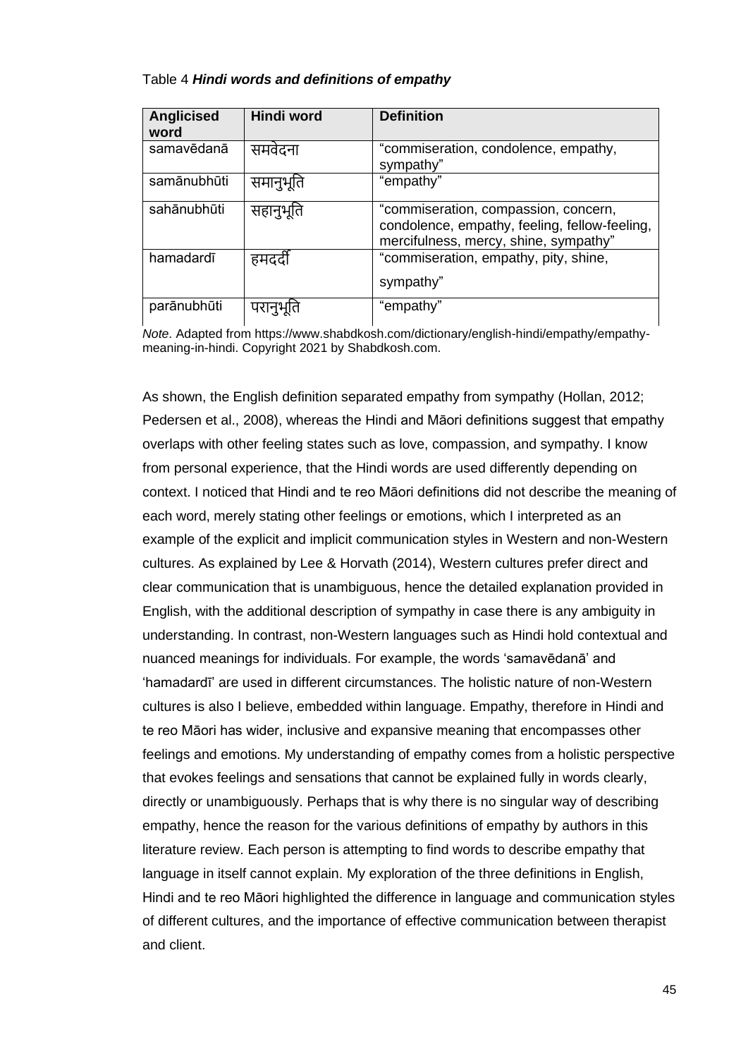Table 4 ***Hindi words and definitions of empathy***

| **Anglicised word** | **Hindi word** | **Definition** |
|---|---|---|
| samavēdanā | समवेदना | "commiseration, condolence, empathy, sympathy" |
| samānubhūti | समानुभूति | "empathy" |
| sahānubhūti | सहानुभूति | "commiseration, compassion, concern, condolence, empathy, feeling, fellow-feeling, mercifulness, mercy, shine, sympathy" |
| hamadardī | हमदर्दी | "commiseration, empathy, pity, shine, sympathy" |
| parānubhūti | परानुभूति | "empathy" |

*Note*. Adapted from https://www.shabdkosh.com/dictionary/english-hindi/empathy/empathy-meaning-in-hindi. Copyright 2021 by Shabdkosh.com.

As shown, the English definition separated empathy from sympathy (Hollan, 2012; Pedersen et al., 2008), whereas the Hindi and Māori definitions suggest that empathy overlaps with other feeling states such as love, compassion, and sympathy. I know from personal experience, that the Hindi words are used differently depending on context. I noticed that Hindi and te reo Māori definitions did not describe the meaning of each word, merely stating other feelings or emotions, which I interpreted as an example of the explicit and implicit communication styles in Western and non-Western cultures. As explained by Lee & Horvath (2014), Western cultures prefer direct and clear communication that is unambiguous, hence the detailed explanation provided in English, with the additional description of sympathy in case there is any ambiguity in understanding. In contrast, non-Western languages such as Hindi hold contextual and nuanced meanings for individuals. For example, the words 'samavēdanā' and 'hamadardī' are used in different circumstances. The holistic nature of non-Western cultures is also I believe, embedded within language. Empathy, therefore in Hindi and te reo Māori has wider, inclusive and expansive meaning that encompasses other feelings and emotions. My understanding of empathy comes from a holistic perspective that evokes feelings and sensations that cannot be explained fully in words clearly, directly or unambiguously. Perhaps that is why there is no singular way of describing empathy, hence the reason for the various definitions of empathy by authors in this literature review. Each person is attempting to find words to describe empathy that language in itself cannot explain. My exploration of the three definitions in English, Hindi and te reo Māori highlighted the difference in language and communication styles of different cultures, and the importance of effective communication between therapist and client.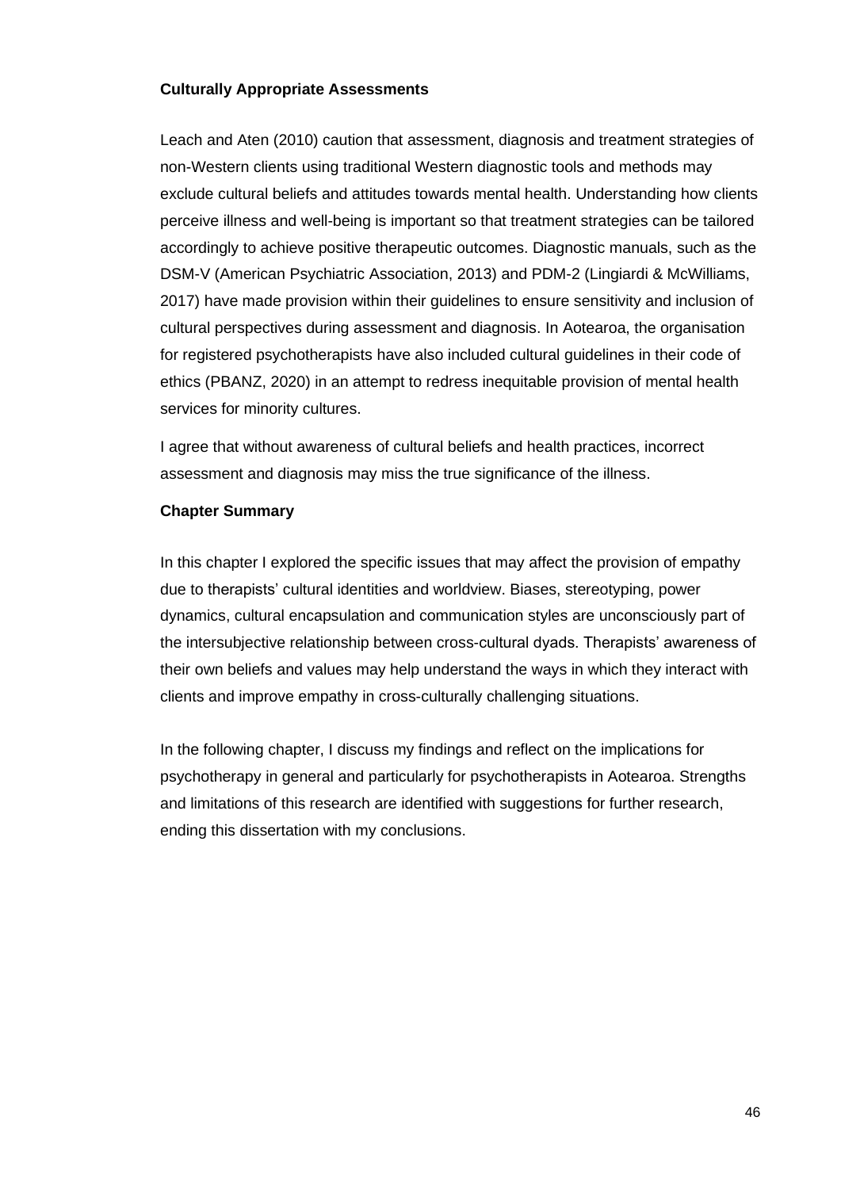**Culturally Appropriate Assessments**

Leach and Aten (2010) caution that assessment, diagnosis and treatment strategies of non-Western clients using traditional Western diagnostic tools and methods may exclude cultural beliefs and attitudes towards mental health. Understanding how clients perceive illness and well-being is important so that treatment strategies can be tailored accordingly to achieve positive therapeutic outcomes. Diagnostic manuals, such as the DSM-V (American Psychiatric Association, 2013) and PDM-2 (Lingiardi & McWilliams, 2017) have made provision within their guidelines to ensure sensitivity and inclusion of cultural perspectives during assessment and diagnosis. In Aotearoa, the organisation for registered psychotherapists have also included cultural guidelines in their code of ethics (PBANZ, 2020) in an attempt to redress inequitable provision of mental health services for minority cultures.

I agree that without awareness of cultural beliefs and health practices, incorrect assessment and diagnosis may miss the true significance of the illness.

**Chapter Summary**

In this chapter I explored the specific issues that may affect the provision of empathy due to therapists' cultural identities and worldview. Biases, stereotyping, power dynamics, cultural encapsulation and communication styles are unconsciously part of the intersubjective relationship between cross-cultural dyads. Therapists' awareness of their own beliefs and values may help understand the ways in which they interact with clients and improve empathy in cross-culturally challenging situations.

In the following chapter, I discuss my findings and reflect on the implications for psychotherapy in general and particularly for psychotherapists in Aotearoa. Strengths and limitations of this research are identified with suggestions for further research, ending this dissertation with my conclusions.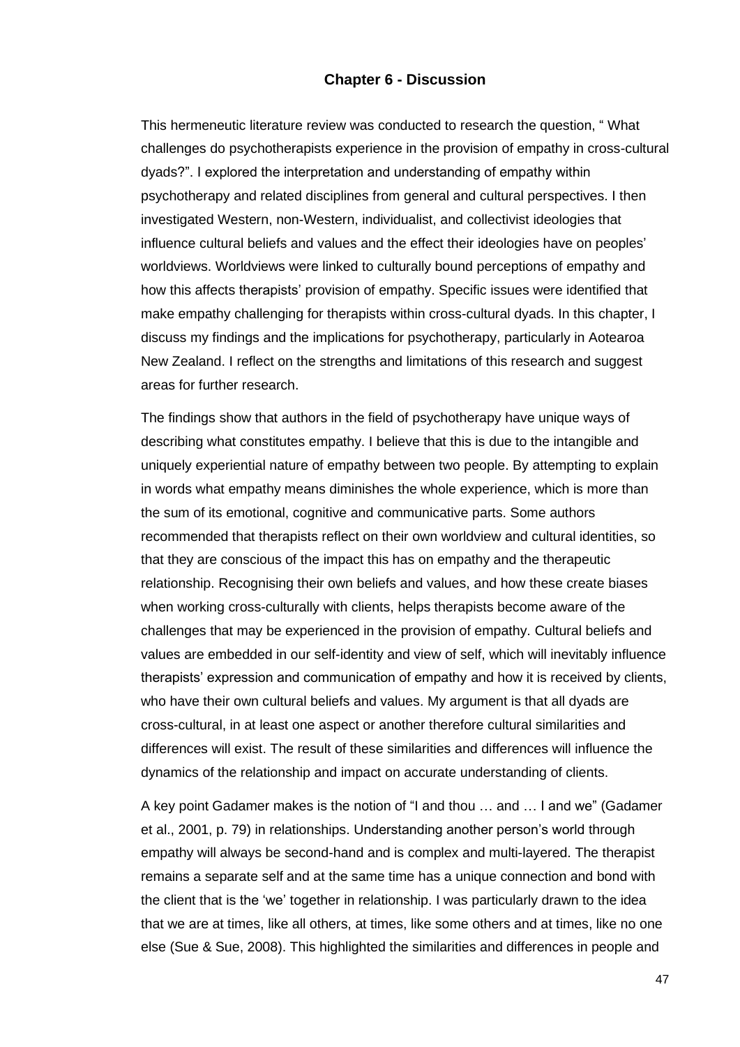# Chapter 6 - Discussion

This hermeneutic literature review was conducted to research the question, " What challenges do psychotherapists experience in the provision of empathy in cross-cultural dyads?". I explored the interpretation and understanding of empathy within psychotherapy and related disciplines from general and cultural perspectives. I then investigated Western, non-Western, individualist, and collectivist ideologies that influence cultural beliefs and values and the effect their ideologies have on peoples' worldviews. Worldviews were linked to culturally bound perceptions of empathy and how this affects therapists' provision of empathy. Specific issues were identified that make empathy challenging for therapists within cross-cultural dyads. In this chapter, I discuss my findings and the implications for psychotherapy, particularly in Aotearoa New Zealand. I reflect on the strengths and limitations of this research and suggest areas for further research.

The findings show that authors in the field of psychotherapy have unique ways of describing what constitutes empathy. I believe that this is due to the intangible and uniquely experiential nature of empathy between two people. By attempting to explain in words what empathy means diminishes the whole experience, which is more than the sum of its emotional, cognitive and communicative parts. Some authors recommended that therapists reflect on their own worldview and cultural identities, so that they are conscious of the impact this has on empathy and the therapeutic relationship. Recognising their own beliefs and values, and how these create biases when working cross-culturally with clients, helps therapists become aware of the challenges that may be experienced in the provision of empathy. Cultural beliefs and values are embedded in our self-identity and view of self, which will inevitably influence therapists' expression and communication of empathy and how it is received by clients, who have their own cultural beliefs and values. My argument is that all dyads are cross-cultural, in at least one aspect or another therefore cultural similarities and differences will exist. The result of these similarities and differences will influence the dynamics of the relationship and impact on accurate understanding of clients.

A key point Gadamer makes is the notion of "I and thou … and … I and we" (Gadamer et al., 2001, p. 79) in relationships. Understanding another person's world through empathy will always be second-hand and is complex and multi-layered. The therapist remains a separate self and at the same time has a unique connection and bond with the client that is the 'we' together in relationship. I was particularly drawn to the idea that we are at times, like all others, at times, like some others and at times, like no one else (Sue & Sue, 2008). This highlighted the similarities and differences in people and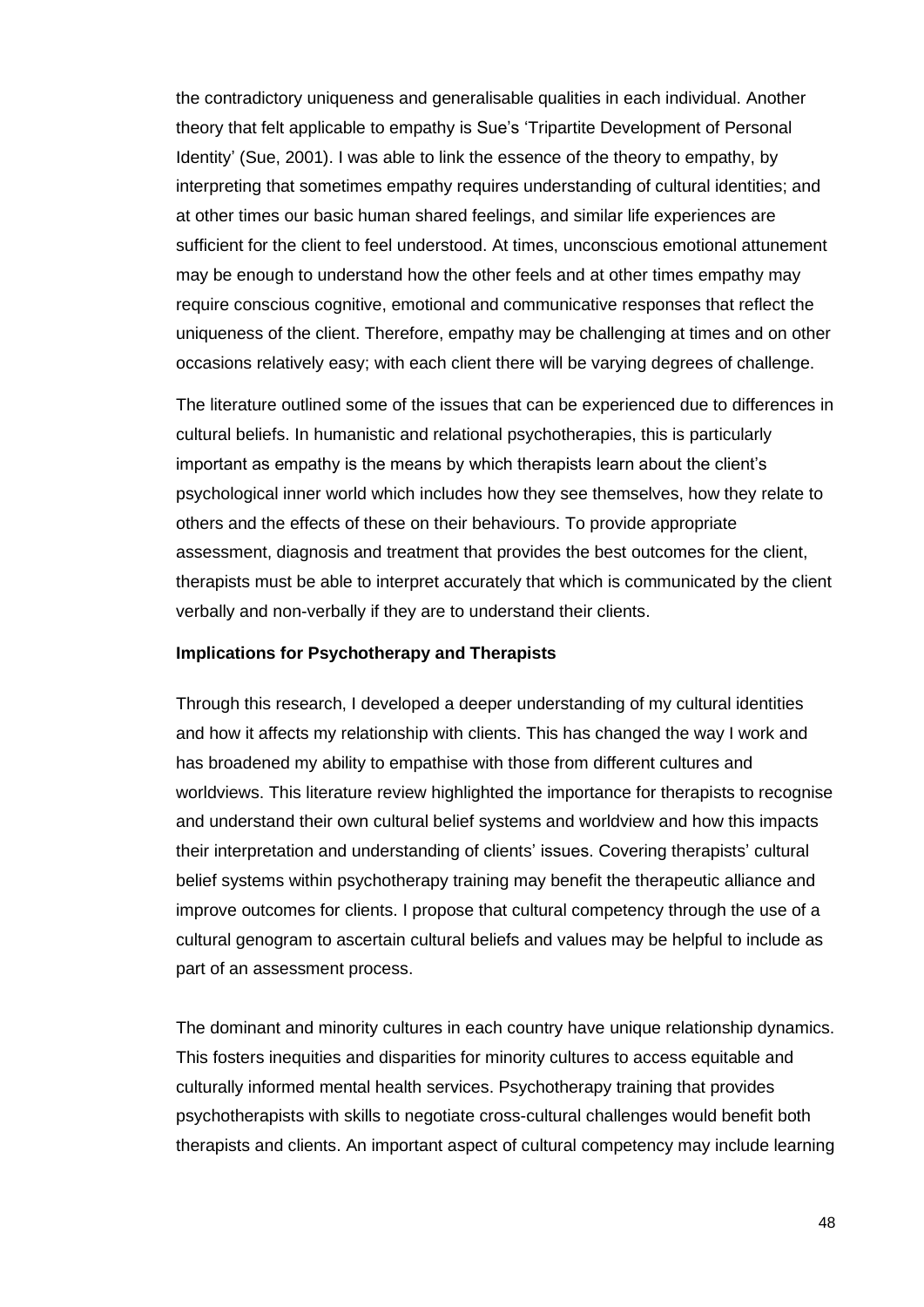the contradictory uniqueness and generalisable qualities in each individual. Another theory that felt applicable to empathy is Sue's 'Tripartite Development of Personal Identity' (Sue, 2001). I was able to link the essence of the theory to empathy, by interpreting that sometimes empathy requires understanding of cultural identities; and at other times our basic human shared feelings, and similar life experiences are sufficient for the client to feel understood. At times, unconscious emotional attunement may be enough to understand how the other feels and at other times empathy may require conscious cognitive, emotional and communicative responses that reflect the uniqueness of the client. Therefore, empathy may be challenging at times and on other occasions relatively easy; with each client there will be varying degrees of challenge.

The literature outlined some of the issues that can be experienced due to differences in cultural beliefs. In humanistic and relational psychotherapies, this is particularly important as empathy is the means by which therapists learn about the client's psychological inner world which includes how they see themselves, how they relate to others and the effects of these on their behaviours. To provide appropriate assessment, diagnosis and treatment that provides the best outcomes for the client, therapists must be able to interpret accurately that which is communicated by the client verbally and non-verbally if they are to understand their clients.

**Implications for Psychotherapy and Therapists**

Through this research, I developed a deeper understanding of my cultural identities and how it affects my relationship with clients. This has changed the way I work and has broadened my ability to empathise with those from different cultures and worldviews. This literature review highlighted the importance for therapists to recognise and understand their own cultural belief systems and worldview and how this impacts their interpretation and understanding of clients' issues. Covering therapists' cultural belief systems within psychotherapy training may benefit the therapeutic alliance and improve outcomes for clients. I propose that cultural competency through the use of a cultural genogram to ascertain cultural beliefs and values may be helpful to include as part of an assessment process.

The dominant and minority cultures in each country have unique relationship dynamics. This fosters inequities and disparities for minority cultures to access equitable and culturally informed mental health services. Psychotherapy training that provides psychotherapists with skills to negotiate cross-cultural challenges would benefit both therapists and clients. An important aspect of cultural competency may include learning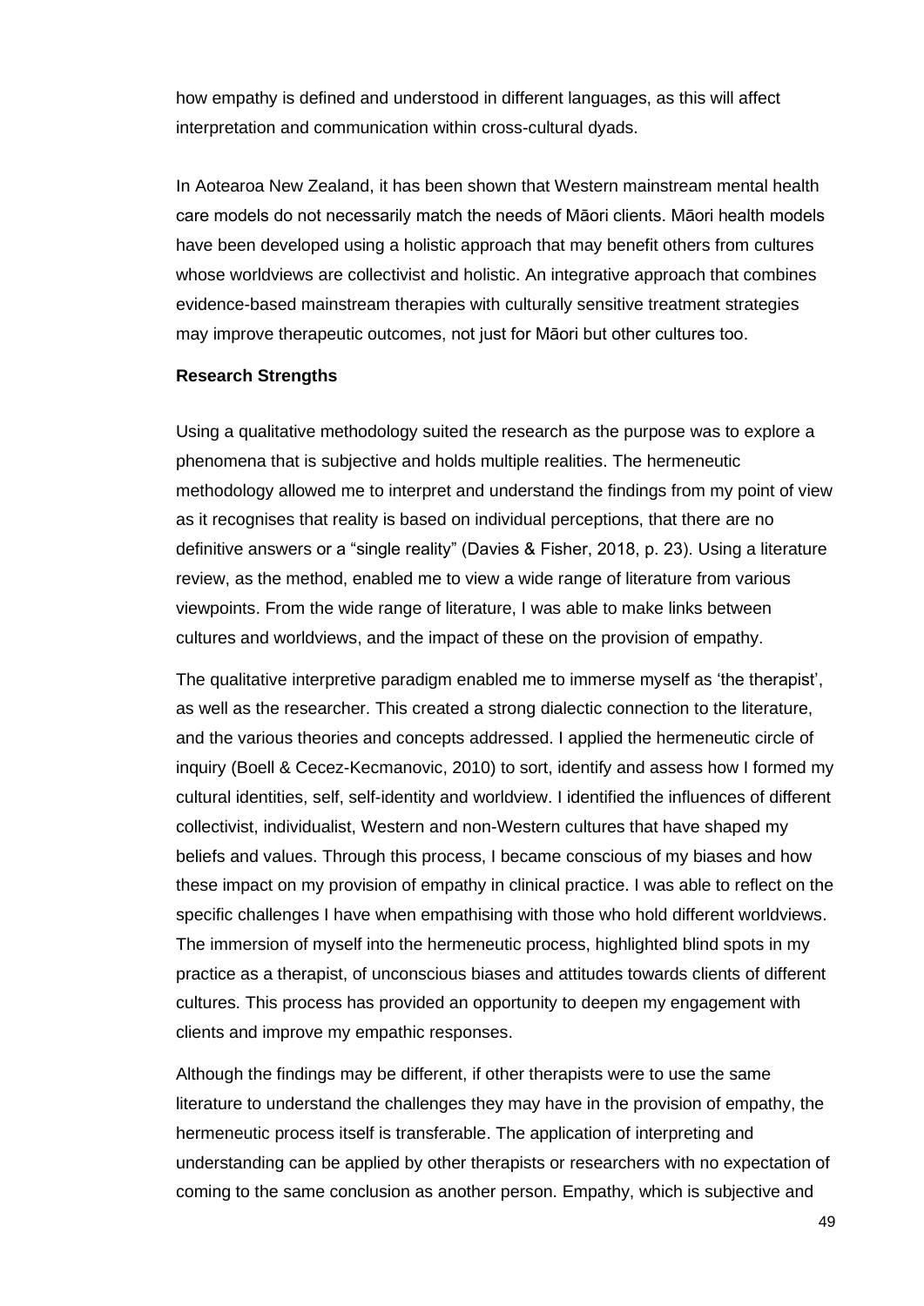how empathy is defined and understood in different languages, as this will affect interpretation and communication within cross-cultural dyads.

In Aotearoa New Zealand, it has been shown that Western mainstream mental health care models do not necessarily match the needs of Māori clients. Māori health models have been developed using a holistic approach that may benefit others from cultures whose worldviews are collectivist and holistic. An integrative approach that combines evidence-based mainstream therapies with culturally sensitive treatment strategies may improve therapeutic outcomes, not just for Māori but other cultures too.

**Research Strengths**

Using a qualitative methodology suited the research as the purpose was to explore a phenomena that is subjective and holds multiple realities. The hermeneutic methodology allowed me to interpret and understand the findings from my point of view as it recognises that reality is based on individual perceptions, that there are no definitive answers or a "single reality" (Davies & Fisher, 2018, p. 23). Using a literature review, as the method, enabled me to view a wide range of literature from various viewpoints. From the wide range of literature, I was able to make links between cultures and worldviews, and the impact of these on the provision of empathy.

The qualitative interpretive paradigm enabled me to immerse myself as 'the therapist', as well as the researcher. This created a strong dialectic connection to the literature, and the various theories and concepts addressed. I applied the hermeneutic circle of inquiry (Boell & Cecez-Kecmanovic, 2010) to sort, identify and assess how I formed my cultural identities, self, self-identity and worldview. I identified the influences of different collectivist, individualist, Western and non-Western cultures that have shaped my beliefs and values. Through this process, I became conscious of my biases and how these impact on my provision of empathy in clinical practice. I was able to reflect on the specific challenges I have when empathising with those who hold different worldviews. The immersion of myself into the hermeneutic process, highlighted blind spots in my practice as a therapist, of unconscious biases and attitudes towards clients of different cultures. This process has provided an opportunity to deepen my engagement with clients and improve my empathic responses.

Although the findings may be different, if other therapists were to use the same literature to understand the challenges they may have in the provision of empathy, the hermeneutic process itself is transferable. The application of interpreting and understanding can be applied by other therapists or researchers with no expectation of coming to the same conclusion as another person. Empathy, which is subjective and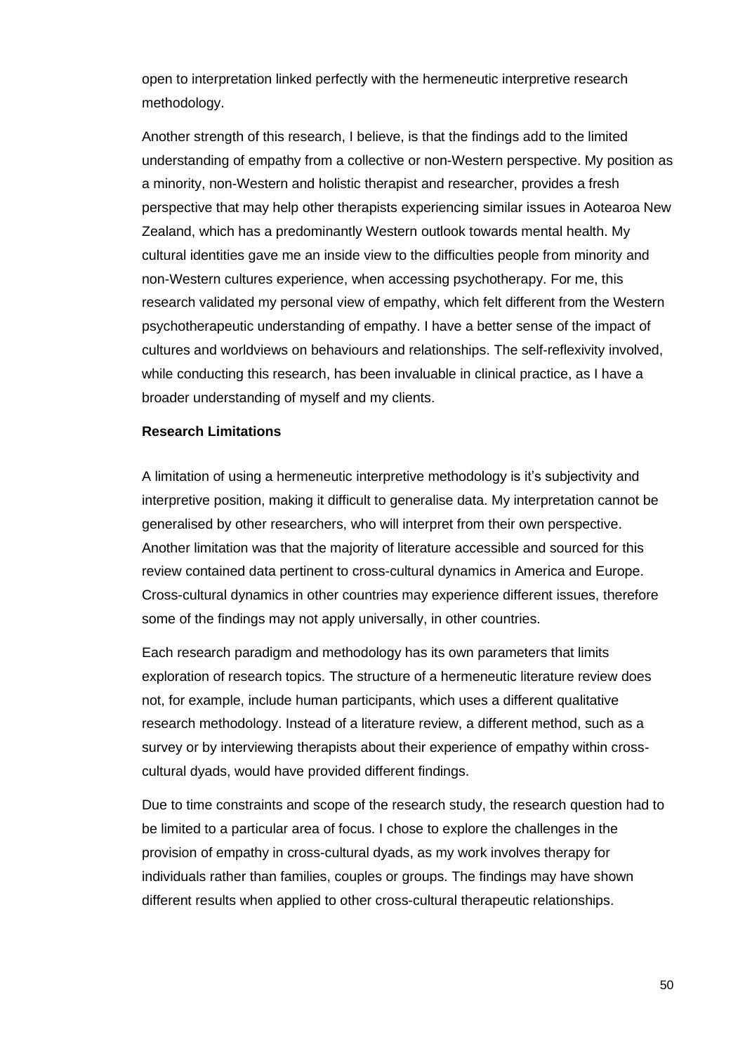open to interpretation linked perfectly with the hermeneutic interpretive research methodology.

Another strength of this research, I believe, is that the findings add to the limited understanding of empathy from a collective or non-Western perspective. My position as a minority, non-Western and holistic therapist and researcher, provides a fresh perspective that may help other therapists experiencing similar issues in Aotearoa New Zealand, which has a predominantly Western outlook towards mental health. My cultural identities gave me an inside view to the difficulties people from minority and non-Western cultures experience, when accessing psychotherapy. For me, this research validated my personal view of empathy, which felt different from the Western psychotherapeutic understanding of empathy. I have a better sense of the impact of cultures and worldviews on behaviours and relationships. The self-reflexivity involved, while conducting this research, has been invaluable in clinical practice, as I have a broader understanding of myself and my clients.

**Research Limitations**

A limitation of using a hermeneutic interpretive methodology is it's subjectivity and interpretive position, making it difficult to generalise data. My interpretation cannot be generalised by other researchers, who will interpret from their own perspective. Another limitation was that the majority of literature accessible and sourced for this review contained data pertinent to cross-cultural dynamics in America and Europe. Cross-cultural dynamics in other countries may experience different issues, therefore some of the findings may not apply universally, in other countries.

Each research paradigm and methodology has its own parameters that limits exploration of research topics. The structure of a hermeneutic literature review does not, for example, include human participants, which uses a different qualitative research methodology. Instead of a literature review, a different method, such as a survey or by interviewing therapists about their experience of empathy within cross-cultural dyads, would have provided different findings.

Due to time constraints and scope of the research study, the research question had to be limited to a particular area of focus. I chose to explore the challenges in the provision of empathy in cross-cultural dyads, as my work involves therapy for individuals rather than families, couples or groups. The findings may have shown different results when applied to other cross-cultural therapeutic relationships.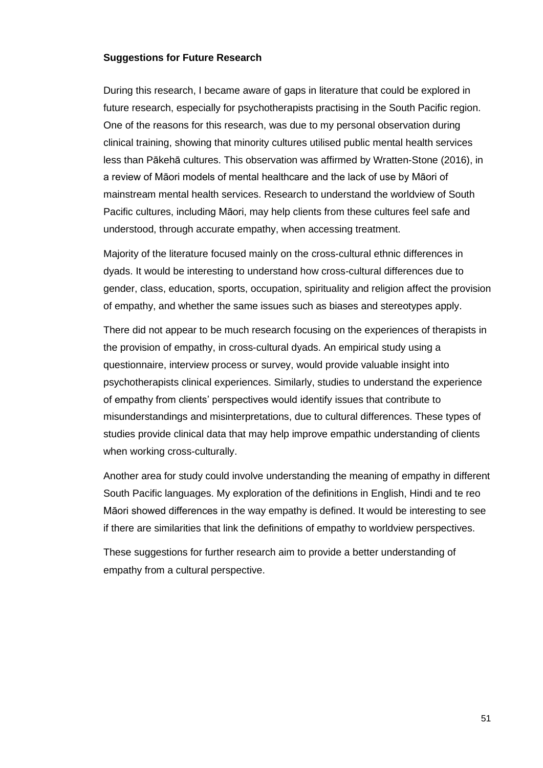**Suggestions for Future Research**

During this research, I became aware of gaps in literature that could be explored in future research, especially for psychotherapists practising in the South Pacific region. One of the reasons for this research, was due to my personal observation during clinical training, showing that minority cultures utilised public mental health services less than Pākehā cultures. This observation was affirmed by Wratten-Stone (2016), in a review of Māori models of mental healthcare and the lack of use by Māori of mainstream mental health services. Research to understand the worldview of South Pacific cultures, including Māori, may help clients from these cultures feel safe and understood, through accurate empathy, when accessing treatment.

Majority of the literature focused mainly on the cross-cultural ethnic differences in dyads. It would be interesting to understand how cross-cultural differences due to gender, class, education, sports, occupation, spirituality and religion affect the provision of empathy, and whether the same issues such as biases and stereotypes apply.

There did not appear to be much research focusing on the experiences of therapists in the provision of empathy, in cross-cultural dyads. An empirical study using a questionnaire, interview process or survey, would provide valuable insight into psychotherapists clinical experiences. Similarly, studies to understand the experience of empathy from clients' perspectives would identify issues that contribute to misunderstandings and misinterpretations, due to cultural differences. These types of studies provide clinical data that may help improve empathic understanding of clients when working cross-culturally.

Another area for study could involve understanding the meaning of empathy in different South Pacific languages. My exploration of the definitions in English, Hindi and te reo Māori showed differences in the way empathy is defined. It would be interesting to see if there are similarities that link the definitions of empathy to worldview perspectives.

These suggestions for further research aim to provide a better understanding of empathy from a cultural perspective.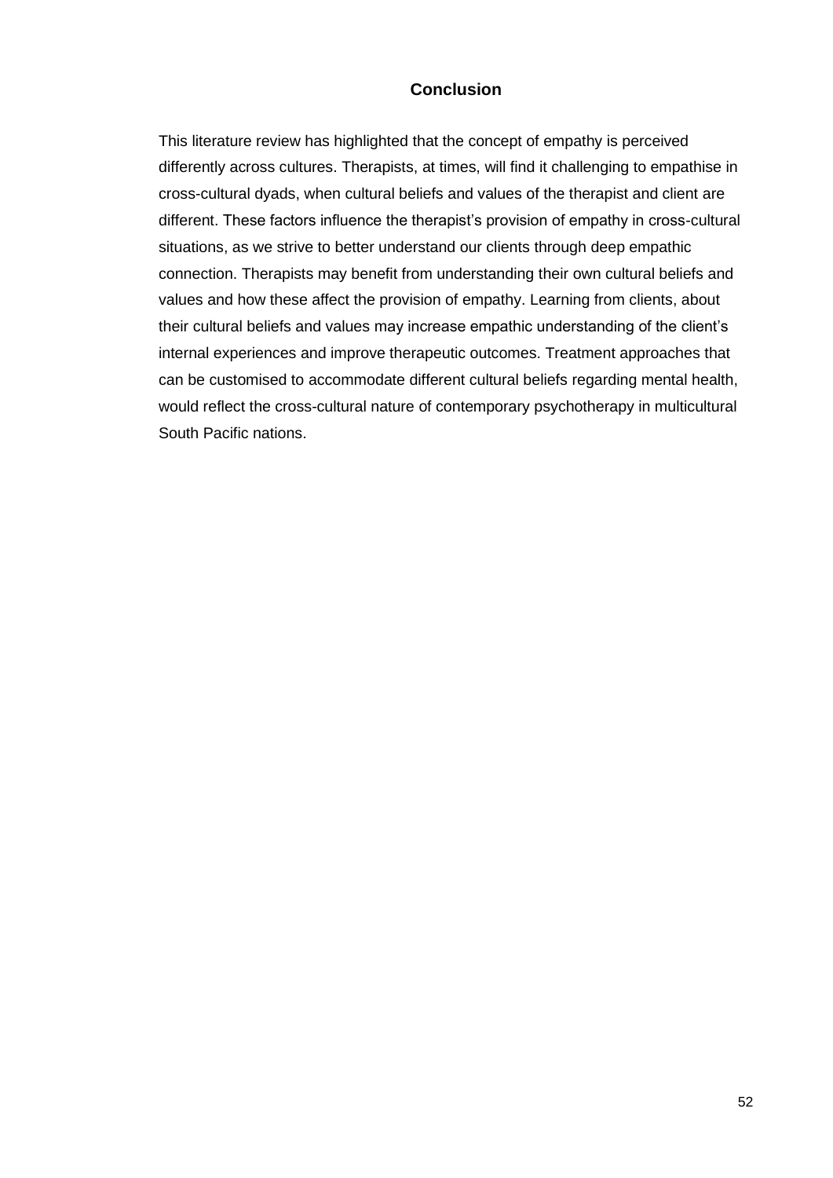## Conclusion

This literature review has highlighted that the concept of empathy is perceived differently across cultures. Therapists, at times, will find it challenging to empathise in cross-cultural dyads, when cultural beliefs and values of the therapist and client are different. These factors influence the therapist's provision of empathy in cross-cultural situations, as we strive to better understand our clients through deep empathic connection. Therapists may benefit from understanding their own cultural beliefs and values and how these affect the provision of empathy. Learning from clients, about their cultural beliefs and values may increase empathic understanding of the client's internal experiences and improve therapeutic outcomes. Treatment approaches that can be customised to accommodate different cultural beliefs regarding mental health, would reflect the cross-cultural nature of contemporary psychotherapy in multicultural South Pacific nations.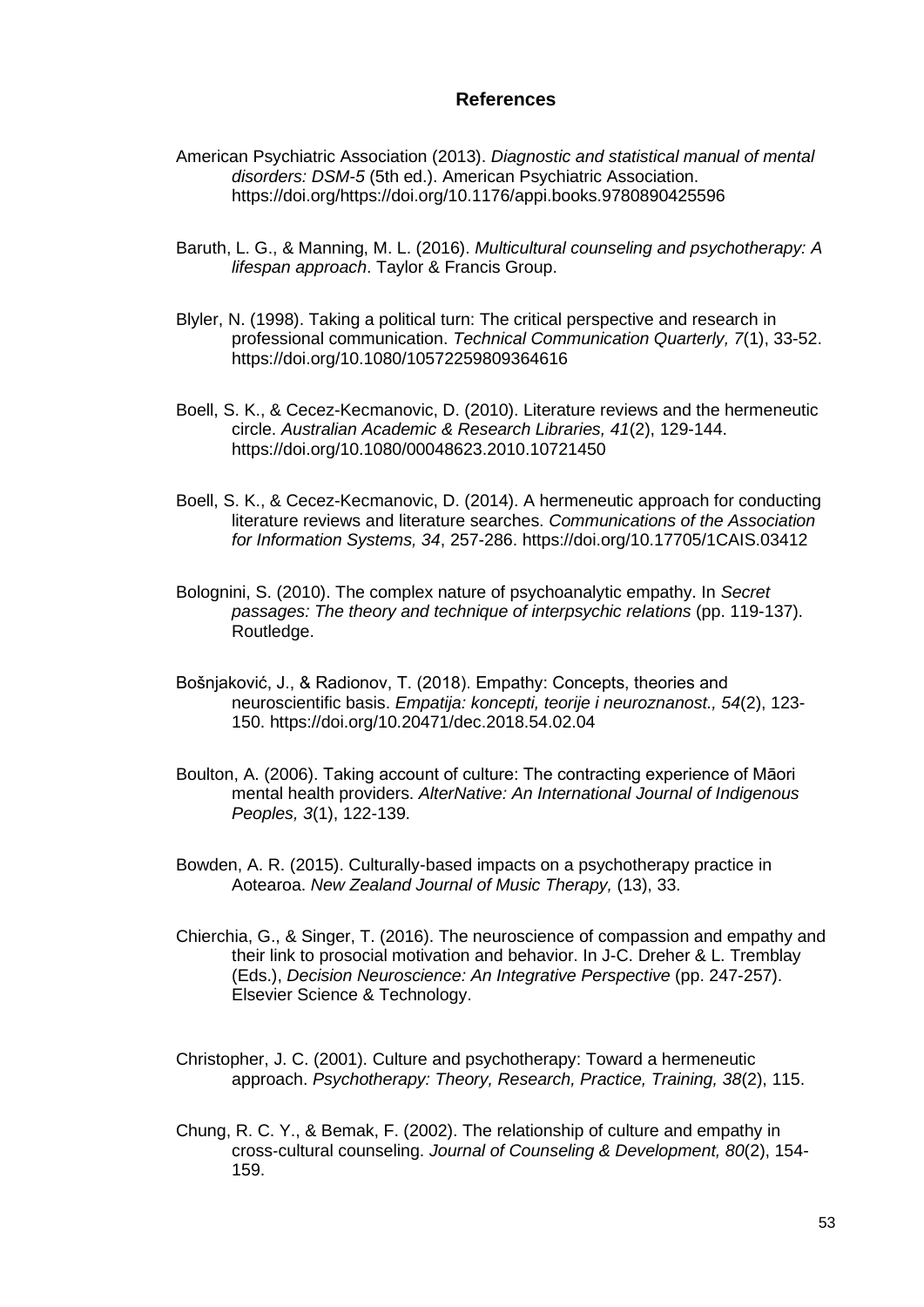# References

American Psychiatric Association (2013). *Diagnostic and statistical manual of mental disorders: DSM-5* (5th ed.). American Psychiatric Association. https://doi.org/https://doi.org/10.1176/appi.books.9780890425596

Baruth, L. G., & Manning, M. L. (2016). *Multicultural counseling and psychotherapy: A lifespan approach*. Taylor & Francis Group.

Blyler, N. (1998). Taking a political turn: The critical perspective and research in professional communication. *Technical Communication Quarterly, 7*(1), 33-52. https://doi.org/10.1080/10572259809364616

Boell, S. K., & Cecez-Kecmanovic, D. (2010). Literature reviews and the hermeneutic circle. *Australian Academic & Research Libraries, 41*(2), 129-144. https://doi.org/10.1080/00048623.2010.10721450

Boell, S. K., & Cecez-Kecmanovic, D. (2014). A hermeneutic approach for conducting literature reviews and literature searches. *Communications of the Association for Information Systems, 34*, 257-286. https://doi.org/10.17705/1CAIS.03412

Bolognini, S. (2010). The complex nature of psychoanalytic empathy. In *Secret passages: The theory and technique of interpsychic relations* (pp. 119-137). Routledge.

Bošnjaković, J., & Radionov, T. (2018). Empathy: Concepts, theories and neuroscientific basis. *Empatija: koncepti, teorije i neuroznanost., 54*(2), 123-150. https://doi.org/10.20471/dec.2018.54.02.04

Boulton, A. (2006). Taking account of culture: The contracting experience of Māori mental health providers. *AlterNative: An International Journal of Indigenous Peoples, 3*(1), 122-139.

Bowden, A. R. (2015). Culturally-based impacts on a psychotherapy practice in Aotearoa. *New Zealand Journal of Music Therapy,* (13), 33.

Chierchia, G., & Singer, T. (2016). The neuroscience of compassion and empathy and their link to prosocial motivation and behavior. In J-C. Dreher & L. Tremblay (Eds.), *Decision Neuroscience: An Integrative Perspective* (pp. 247-257). Elsevier Science & Technology.

Christopher, J. C. (2001). Culture and psychotherapy: Toward a hermeneutic approach. *Psychotherapy: Theory, Research, Practice, Training, 38*(2), 115.

Chung, R. C. Y., & Bemak, F. (2002). The relationship of culture and empathy in cross-cultural counseling. *Journal of Counseling & Development, 80*(2), 154-159.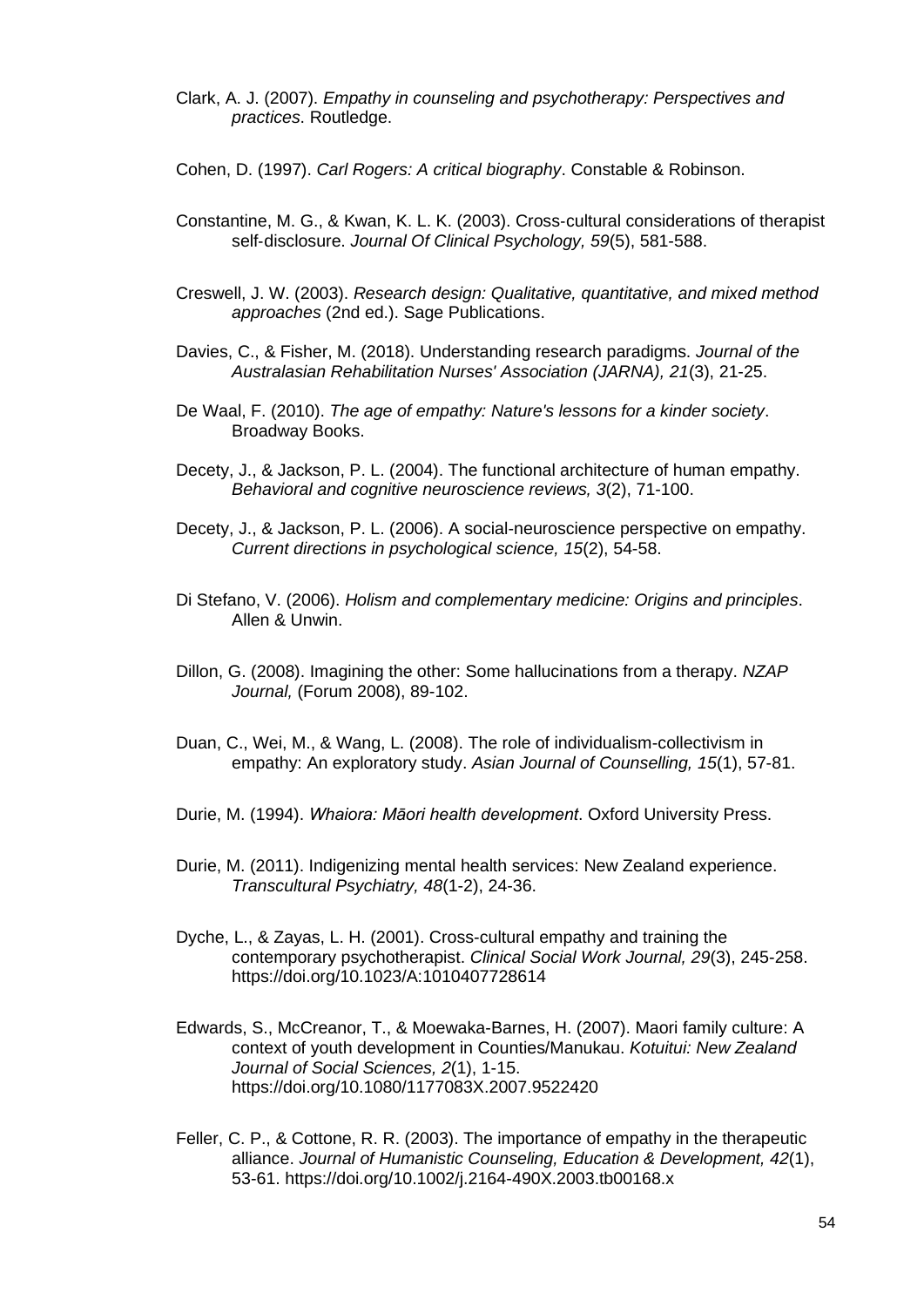Clark, A. J. (2007). *Empathy in counseling and psychotherapy: Perspectives and practices*. Routledge.

Cohen, D. (1997). *Carl Rogers: A critical biography*. Constable & Robinson.

Constantine, M. G., & Kwan, K. L. K. (2003). Cross-cultural considerations of therapist self-disclosure. *Journal Of Clinical Psychology, 59*(5), 581-588.

Creswell, J. W. (2003). *Research design: Qualitative, quantitative, and mixed method approaches* (2nd ed.). Sage Publications.

Davies, C., & Fisher, M. (2018). Understanding research paradigms. *Journal of the Australasian Rehabilitation Nurses' Association (JARNA), 21*(3), 21-25.

De Waal, F. (2010). *The age of empathy: Nature's lessons for a kinder society*. Broadway Books.

Decety, J., & Jackson, P. L. (2004). The functional architecture of human empathy. *Behavioral and cognitive neuroscience reviews, 3*(2), 71-100.

Decety, J., & Jackson, P. L. (2006). A social-neuroscience perspective on empathy. *Current directions in psychological science, 15*(2), 54-58.

Di Stefano, V. (2006). *Holism and complementary medicine: Origins and principles*. Allen & Unwin.

Dillon, G. (2008). Imagining the other: Some hallucinations from a therapy. *NZAP Journal,* (Forum 2008), 89-102.

Duan, C., Wei, M., & Wang, L. (2008). The role of individualism-collectivism in empathy: An exploratory study. *Asian Journal of Counselling, 15*(1), 57-81.

Durie, M. (1994). *Whaiora: Māori health development*. Oxford University Press.

Durie, M. (2011). Indigenizing mental health services: New Zealand experience. *Transcultural Psychiatry, 48*(1-2), 24-36.

Dyche, L., & Zayas, L. H. (2001). Cross-cultural empathy and training the contemporary psychotherapist. *Clinical Social Work Journal, 29*(3), 245-258. https://doi.org/10.1023/A:1010407728614

Edwards, S., McCreanor, T., & Moewaka-Barnes, H. (2007). Maori family culture: A context of youth development in Counties/Manukau. *Kotuitui: New Zealand Journal of Social Sciences, 2*(1), 1-15. https://doi.org/10.1080/1177083X.2007.9522420

Feller, C. P., & Cottone, R. R. (2003). The importance of empathy in the therapeutic alliance. *Journal of Humanistic Counseling, Education & Development, 42*(1), 53-61. https://doi.org/10.1002/j.2164-490X.2003.tb00168.x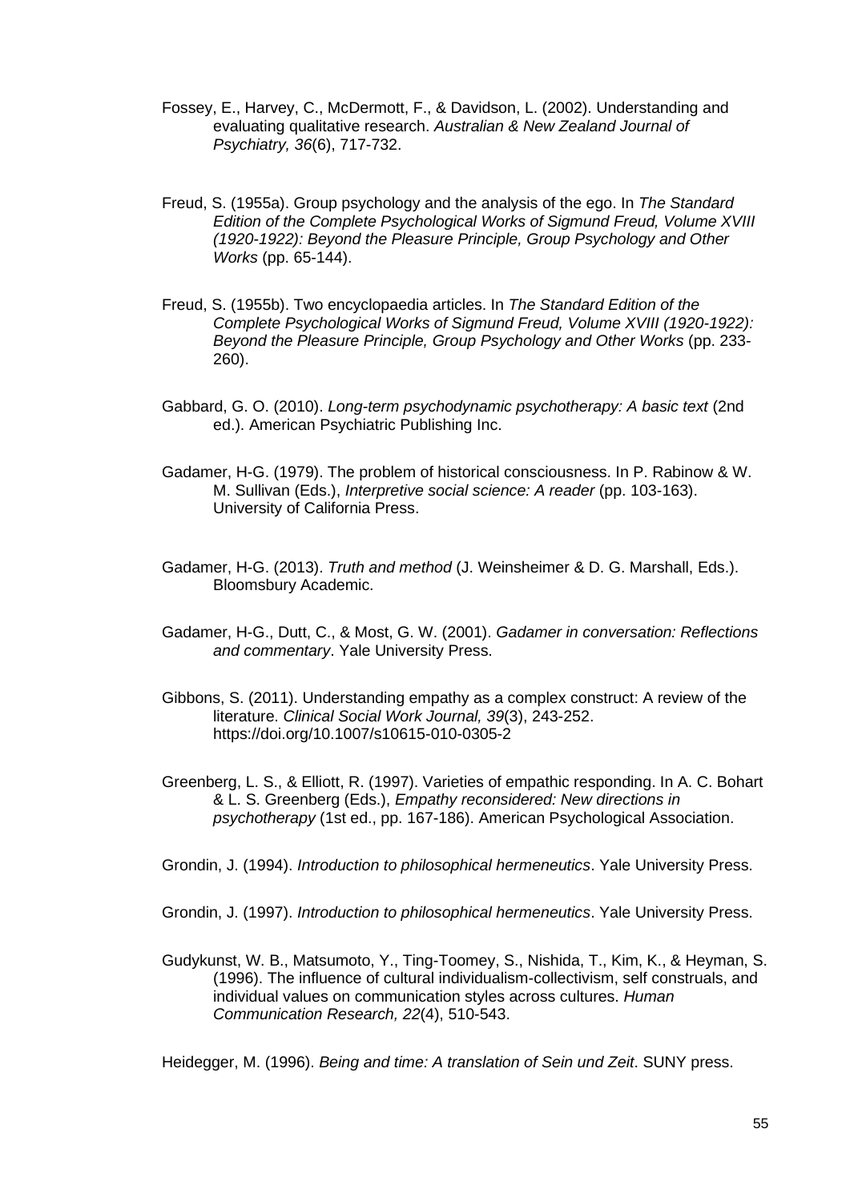Fossey, E., Harvey, C., McDermott, F., & Davidson, L. (2002). Understanding and evaluating qualitative research. *Australian & New Zealand Journal of Psychiatry, 36*(6), 717-732.

Freud, S. (1955a). Group psychology and the analysis of the ego. In *The Standard Edition of the Complete Psychological Works of Sigmund Freud, Volume XVIII (1920-1922): Beyond the Pleasure Principle, Group Psychology and Other Works* (pp. 65-144).

Freud, S. (1955b). Two encyclopaedia articles. In *The Standard Edition of the Complete Psychological Works of Sigmund Freud, Volume XVIII (1920-1922): Beyond the Pleasure Principle, Group Psychology and Other Works* (pp. 233-260).

Gabbard, G. O. (2010). *Long-term psychodynamic psychotherapy: A basic text* (2nd ed.). American Psychiatric Publishing Inc.

Gadamer, H-G. (1979). The problem of historical consciousness. In P. Rabinow & W. M. Sullivan (Eds.), *Interpretive social science: A reader* (pp. 103-163). University of California Press.

Gadamer, H-G. (2013). *Truth and method* (J. Weinsheimer & D. G. Marshall, Eds.). Bloomsbury Academic.

Gadamer, H-G., Dutt, C., & Most, G. W. (2001). *Gadamer in conversation: Reflections and commentary*. Yale University Press.

Gibbons, S. (2011). Understanding empathy as a complex construct: A review of the literature. *Clinical Social Work Journal, 39*(3), 243-252. https://doi.org/10.1007/s10615-010-0305-2

Greenberg, L. S., & Elliott, R. (1997). Varieties of empathic responding. In A. C. Bohart & L. S. Greenberg (Eds.), *Empathy reconsidered: New directions in psychotherapy* (1st ed., pp. 167-186). American Psychological Association.

Grondin, J. (1994). *Introduction to philosophical hermeneutics*. Yale University Press.

Grondin, J. (1997). *Introduction to philosophical hermeneutics*. Yale University Press.

Gudykunst, W. B., Matsumoto, Y., Ting-Toomey, S., Nishida, T., Kim, K., & Heyman, S. (1996). The influence of cultural individualism-collectivism, self construals, and individual values on communication styles across cultures. *Human Communication Research, 22*(4), 510-543.

Heidegger, M. (1996). *Being and time: A translation of Sein und Zeit*. SUNY press.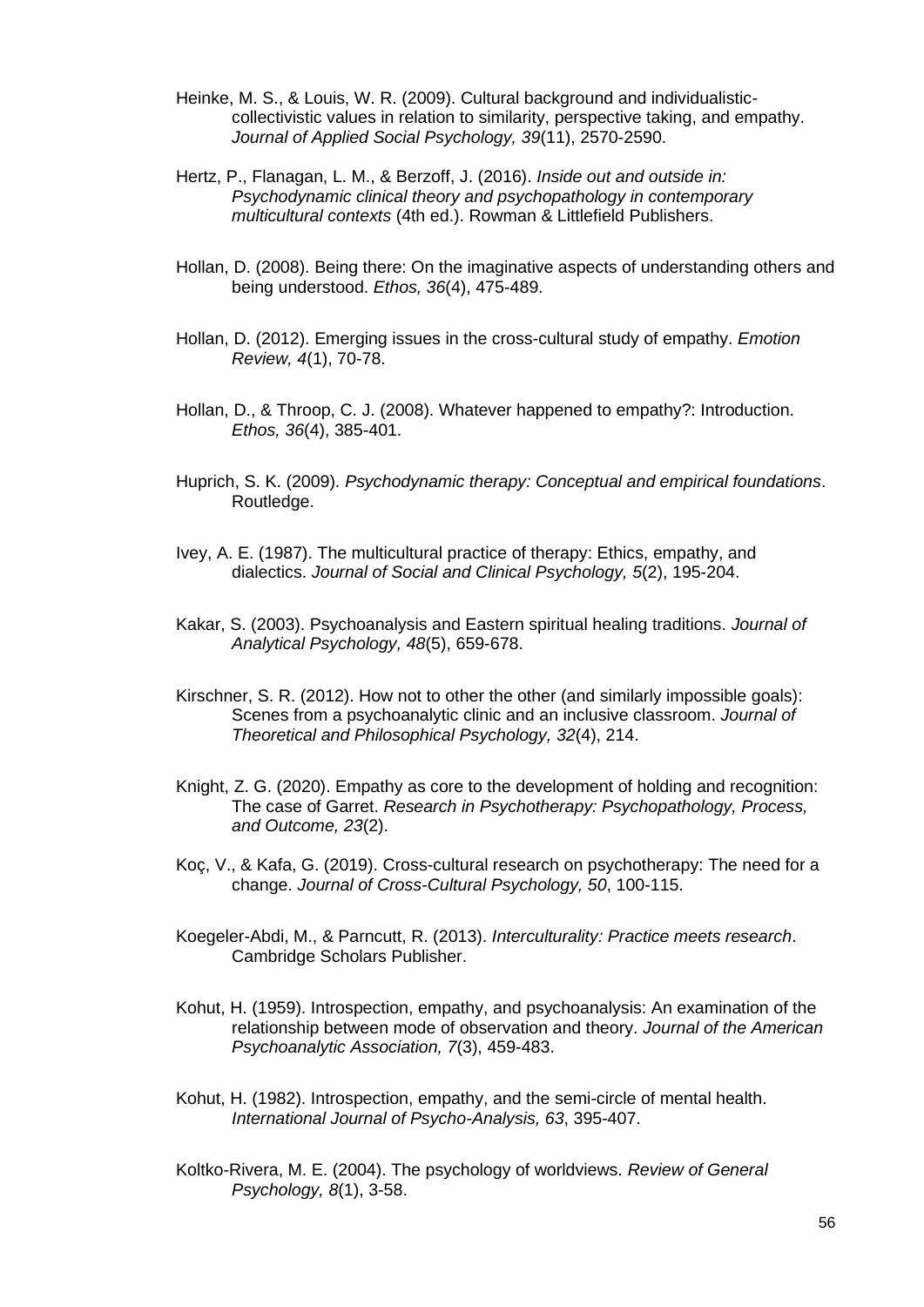Heinke, M. S., & Louis, W. R. (2009). Cultural background and individualistic-collectivistic values in relation to similarity, perspective taking, and empathy. *Journal of Applied Social Psychology, 39*(11), 2570-2590.

Hertz, P., Flanagan, L. M., & Berzoff, J. (2016). *Inside out and outside in: Psychodynamic clinical theory and psychopathology in contemporary multicultural contexts* (4th ed.). Rowman & Littlefield Publishers.

Hollan, D. (2008). Being there: On the imaginative aspects of understanding others and being understood. *Ethos, 36*(4), 475-489.

Hollan, D. (2012). Emerging issues in the cross-cultural study of empathy. *Emotion Review, 4*(1), 70-78.

Hollan, D., & Throop, C. J. (2008). Whatever happened to empathy?: Introduction. *Ethos, 36*(4), 385-401.

Huprich, S. K. (2009). *Psychodynamic therapy: Conceptual and empirical foundations*. Routledge.

Ivey, A. E. (1987). The multicultural practice of therapy: Ethics, empathy, and dialectics. *Journal of Social and Clinical Psychology, 5*(2), 195-204.

Kakar, S. (2003). Psychoanalysis and Eastern spiritual healing traditions. *Journal of Analytical Psychology, 48*(5), 659-678.

Kirschner, S. R. (2012). How not to other the other (and similarly impossible goals): Scenes from a psychoanalytic clinic and an inclusive classroom. *Journal of Theoretical and Philosophical Psychology, 32*(4), 214.

Knight, Z. G. (2020). Empathy as core to the development of holding and recognition: The case of Garret. *Research in Psychotherapy: Psychopathology, Process, and Outcome, 23*(2).

Koç, V., & Kafa, G. (2019). Cross-cultural research on psychotherapy: The need for a change. *Journal of Cross-Cultural Psychology, 50*, 100-115.

Koegeler-Abdi, M., & Parncutt, R. (2013). *Interculturality: Practice meets research*. Cambridge Scholars Publisher.

Kohut, H. (1959). Introspection, empathy, and psychoanalysis: An examination of the relationship between mode of observation and theory. *Journal of the American Psychoanalytic Association, 7*(3), 459-483.

Kohut, H. (1982). Introspection, empathy, and the semi-circle of mental health. *International Journal of Psycho-Analysis, 63*, 395-407.

Koltko-Rivera, M. E. (2004). The psychology of worldviews. *Review of General Psychology, 8*(1), 3-58.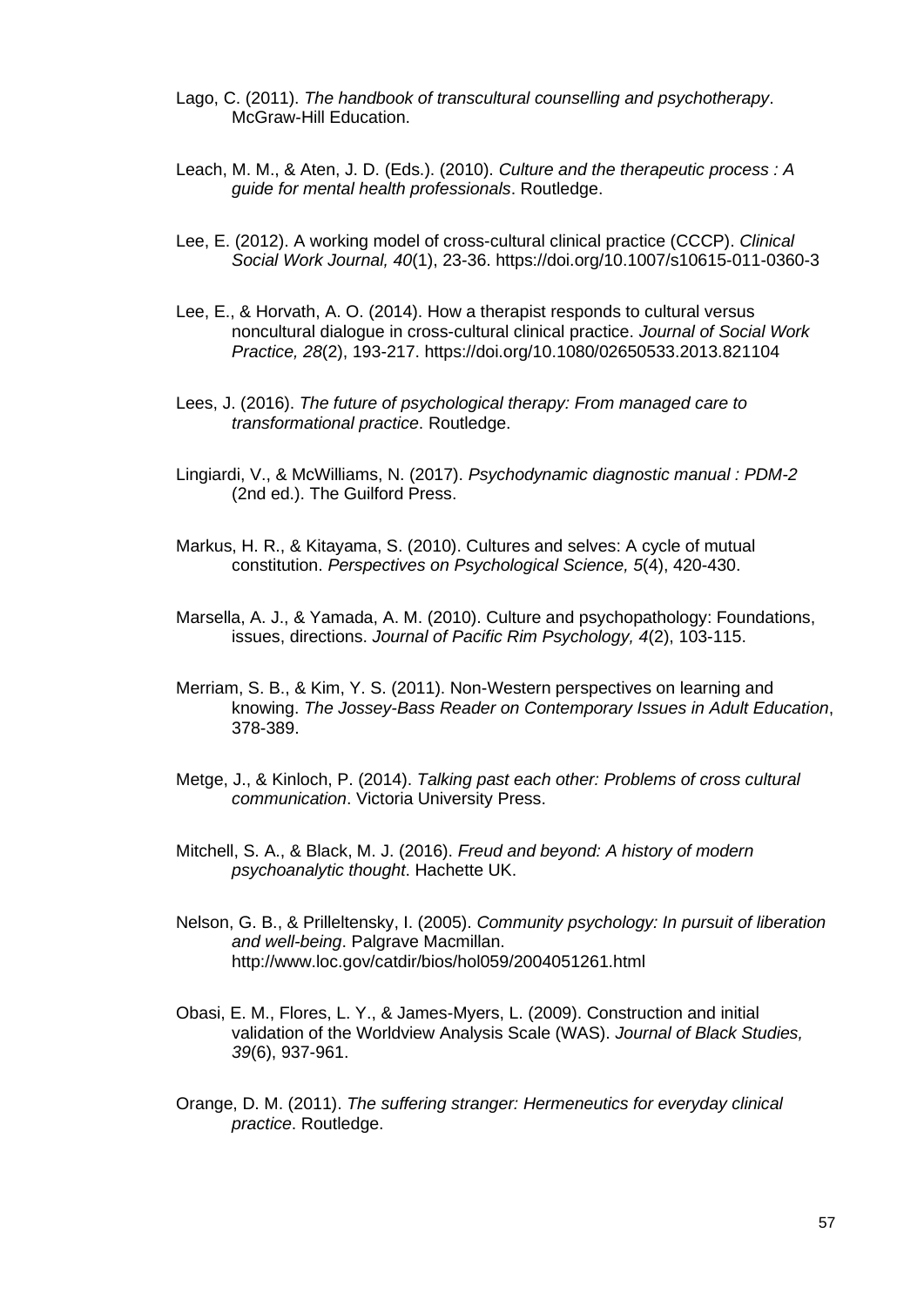Lago, C. (2011). *The handbook of transcultural counselling and psychotherapy*. McGraw-Hill Education.

Leach, M. M., & Aten, J. D. (Eds.). (2010). *Culture and the therapeutic process : A guide for mental health professionals*. Routledge.

Lee, E. (2012). A working model of cross-cultural clinical practice (CCCP). *Clinical Social Work Journal, 40*(1), 23-36. https://doi.org/10.1007/s10615-011-0360-3

Lee, E., & Horvath, A. O. (2014). How a therapist responds to cultural versus noncultural dialogue in cross-cultural clinical practice. *Journal of Social Work Practice, 28*(2), 193-217. https://doi.org/10.1080/02650533.2013.821104

Lees, J. (2016). *The future of psychological therapy: From managed care to transformational practice*. Routledge.

Lingiardi, V., & McWilliams, N. (2017). *Psychodynamic diagnostic manual : PDM-2* (2nd ed.). The Guilford Press.

Markus, H. R., & Kitayama, S. (2010). Cultures and selves: A cycle of mutual constitution. *Perspectives on Psychological Science, 5*(4), 420-430.

Marsella, A. J., & Yamada, A. M. (2010). Culture and psychopathology: Foundations, issues, directions. *Journal of Pacific Rim Psychology, 4*(2), 103-115.

Merriam, S. B., & Kim, Y. S. (2011). Non-Western perspectives on learning and knowing. *The Jossey-Bass Reader on Contemporary Issues in Adult Education*, 378-389.

Metge, J., & Kinloch, P. (2014). *Talking past each other: Problems of cross cultural communication*. Victoria University Press.

Mitchell, S. A., & Black, M. J. (2016). *Freud and beyond: A history of modern psychoanalytic thought*. Hachette UK.

Nelson, G. B., & Prilleltensky, I. (2005). *Community psychology: In pursuit of liberation and well-being*. Palgrave Macmillan. http://www.loc.gov/catdir/bios/hol059/2004051261.html

Obasi, E. M., Flores, L. Y., & James-Myers, L. (2009). Construction and initial validation of the Worldview Analysis Scale (WAS). *Journal of Black Studies, 39*(6), 937-961.

Orange, D. M. (2011). *The suffering stranger: Hermeneutics for everyday clinical practice*. Routledge.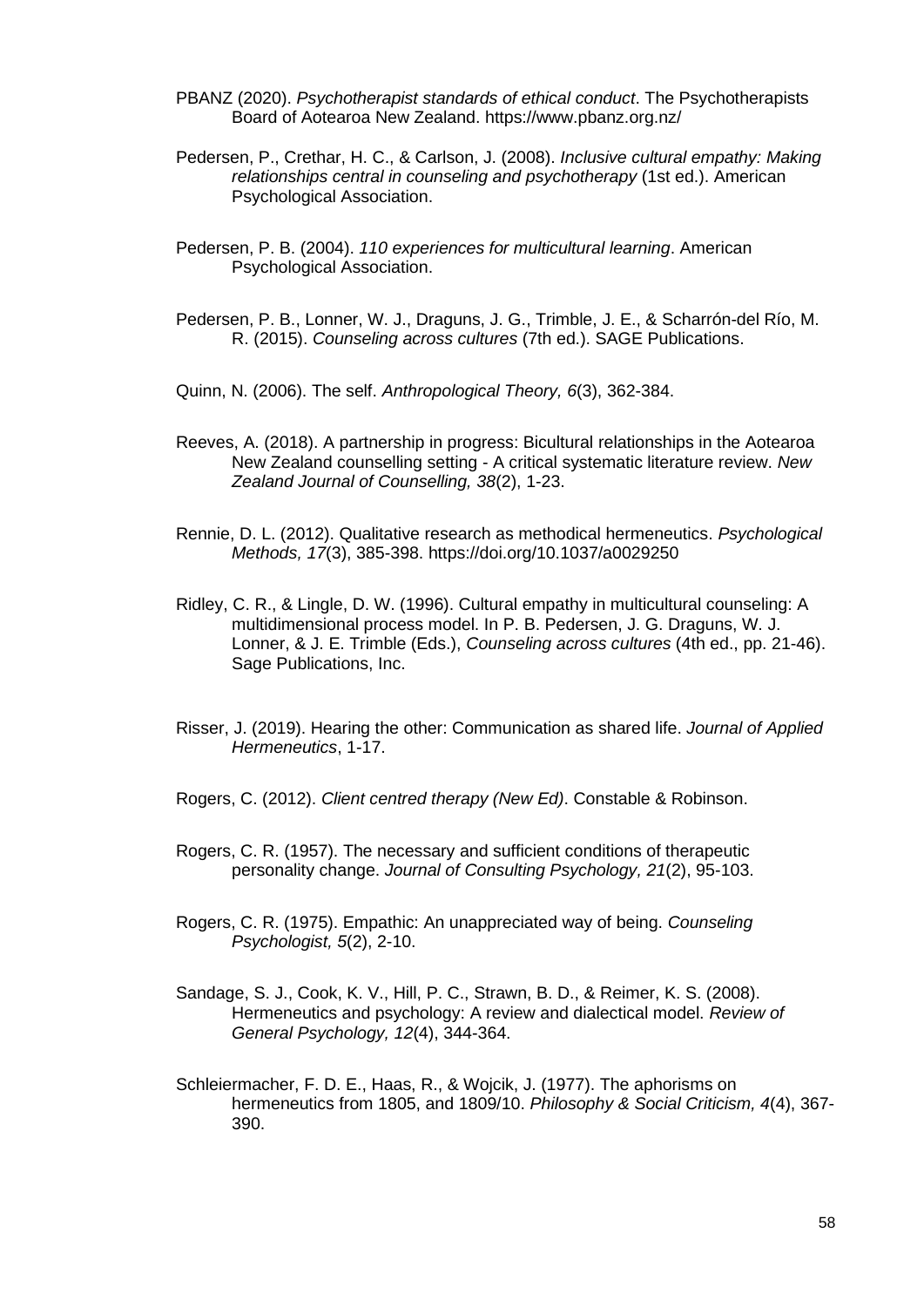PBANZ (2020). *Psychotherapist standards of ethical conduct*. The Psychotherapists Board of Aotearoa New Zealand. https://www.pbanz.org.nz/

Pedersen, P., Crethar, H. C., & Carlson, J. (2008). *Inclusive cultural empathy: Making relationships central in counseling and psychotherapy* (1st ed.). American Psychological Association.

Pedersen, P. B. (2004). *110 experiences for multicultural learning*. American Psychological Association.

Pedersen, P. B., Lonner, W. J., Draguns, J. G., Trimble, J. E., & Scharrón-del Río, M. R. (2015). *Counseling across cultures* (7th ed.). SAGE Publications.

Quinn, N. (2006). The self. *Anthropological Theory, 6*(3), 362-384.

Reeves, A. (2018). A partnership in progress: Bicultural relationships in the Aotearoa New Zealand counselling setting - A critical systematic literature review. *New Zealand Journal of Counselling, 38*(2), 1-23.

Rennie, D. L. (2012). Qualitative research as methodical hermeneutics. *Psychological Methods, 17*(3), 385-398. https://doi.org/10.1037/a0029250

Ridley, C. R., & Lingle, D. W. (1996). Cultural empathy in multicultural counseling: A multidimensional process model. In P. B. Pedersen, J. G. Draguns, W. J. Lonner, & J. E. Trimble (Eds.), *Counseling across cultures* (4th ed., pp. 21-46). Sage Publications, Inc.

Risser, J. (2019). Hearing the other: Communication as shared life. *Journal of Applied Hermeneutics*, 1-17.

Rogers, C. (2012). *Client centred therapy (New Ed)*. Constable & Robinson.

Rogers, C. R. (1957). The necessary and sufficient conditions of therapeutic personality change. *Journal of Consulting Psychology, 21*(2), 95-103.

Rogers, C. R. (1975). Empathic: An unappreciated way of being. *Counseling Psychologist, 5*(2), 2-10.

Sandage, S. J., Cook, K. V., Hill, P. C., Strawn, B. D., & Reimer, K. S. (2008). Hermeneutics and psychology: A review and dialectical model. *Review of General Psychology, 12*(4), 344-364.

Schleiermacher, F. D. E., Haas, R., & Wojcik, J. (1977). The aphorisms on hermeneutics from 1805, and 1809/10. *Philosophy & Social Criticism, 4*(4), 367-390.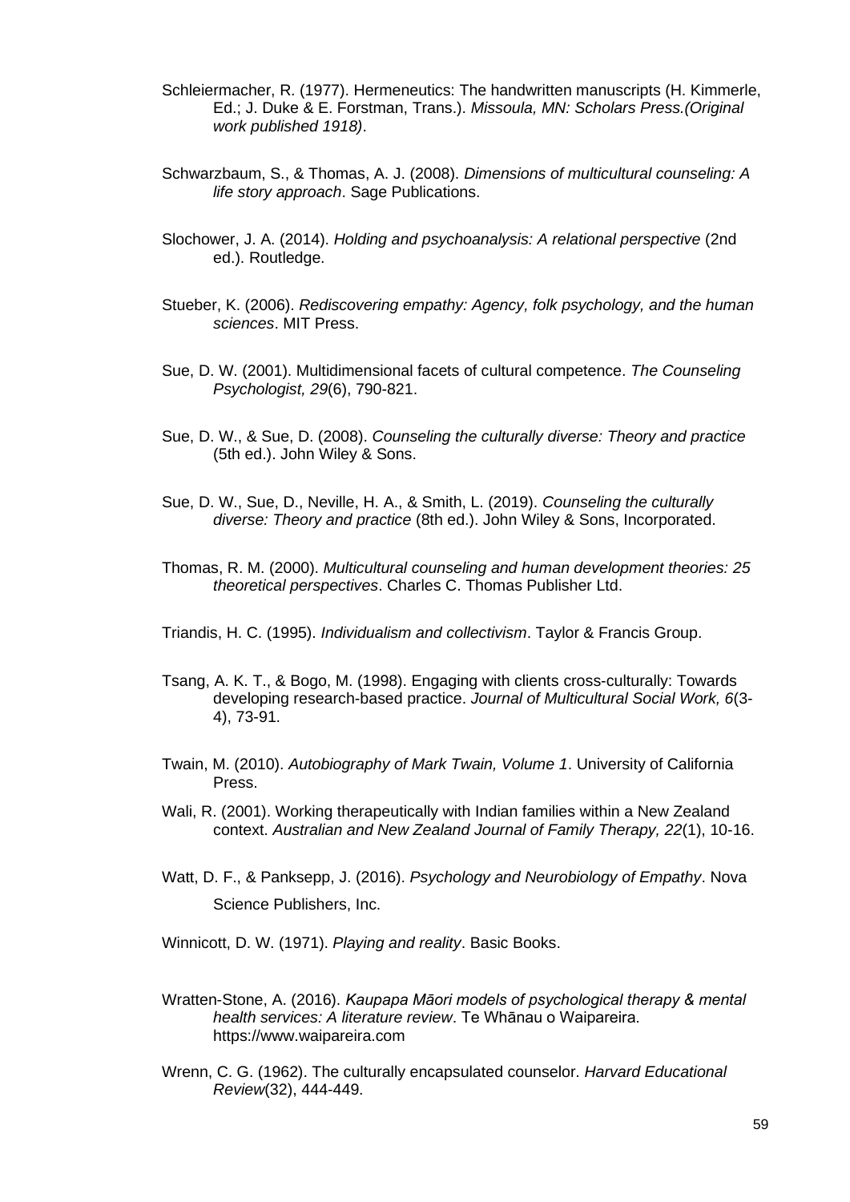Schleiermacher, R. (1977). Hermeneutics: The handwritten manuscripts (H. Kimmerle, Ed.; J. Duke & E. Forstman, Trans.). *Missoula, MN: Scholars Press.(Original work published 1918)*.

Schwarzbaum, S., & Thomas, A. J. (2008). *Dimensions of multicultural counseling: A life story approach*. Sage Publications.

Slochower, J. A. (2014). *Holding and psychoanalysis: A relational perspective* (2nd ed.). Routledge.

Stueber, K. (2006). *Rediscovering empathy: Agency, folk psychology, and the human sciences*. MIT Press.

Sue, D. W. (2001). Multidimensional facets of cultural competence. *The Counseling Psychologist, 29*(6), 790-821.

Sue, D. W., & Sue, D. (2008). *Counseling the culturally diverse: Theory and practice* (5th ed.). John Wiley & Sons.

Sue, D. W., Sue, D., Neville, H. A., & Smith, L. (2019). *Counseling the culturally diverse: Theory and practice* (8th ed.). John Wiley & Sons, Incorporated.

Thomas, R. M. (2000). *Multicultural counseling and human development theories: 25 theoretical perspectives*. Charles C. Thomas Publisher Ltd.

Triandis, H. C. (1995). *Individualism and collectivism*. Taylor & Francis Group.

Tsang, A. K. T., & Bogo, M. (1998). Engaging with clients cross-culturally: Towards developing research-based practice. *Journal of Multicultural Social Work, 6*(3-4), 73-91.

Twain, M. (2010). *Autobiography of Mark Twain, Volume 1*. University of California Press.

Wali, R. (2001). Working therapeutically with Indian families within a New Zealand context. *Australian and New Zealand Journal of Family Therapy, 22*(1), 10-16.

Watt, D. F., & Panksepp, J. (2016). *Psychology and Neurobiology of Empathy*. Nova Science Publishers, Inc.

Winnicott, D. W. (1971). *Playing and reality*. Basic Books.

Wratten-Stone, A. (2016). *Kaupapa Māori models of psychological therapy & mental health services: A literature review*. Te Whānau o Waipareira. https://www.waipareira.com

Wrenn, C. G. (1962). The culturally encapsulated counselor. *Harvard Educational Review*(32), 444-449.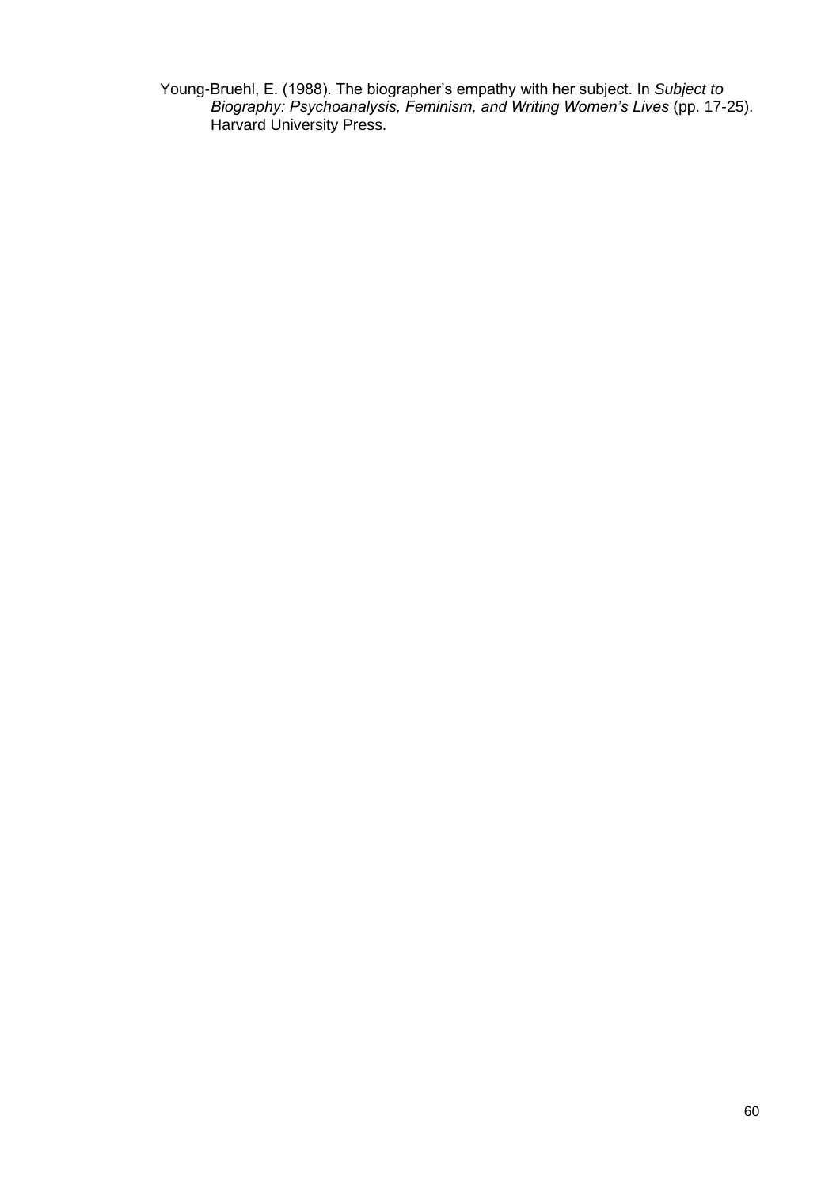Young-Bruehl, E. (1988). The biographer's empathy with her subject. In *Subject to Biography: Psychoanalysis, Feminism, and Writing Women's Lives* (pp. 17-25). Harvard University Press.